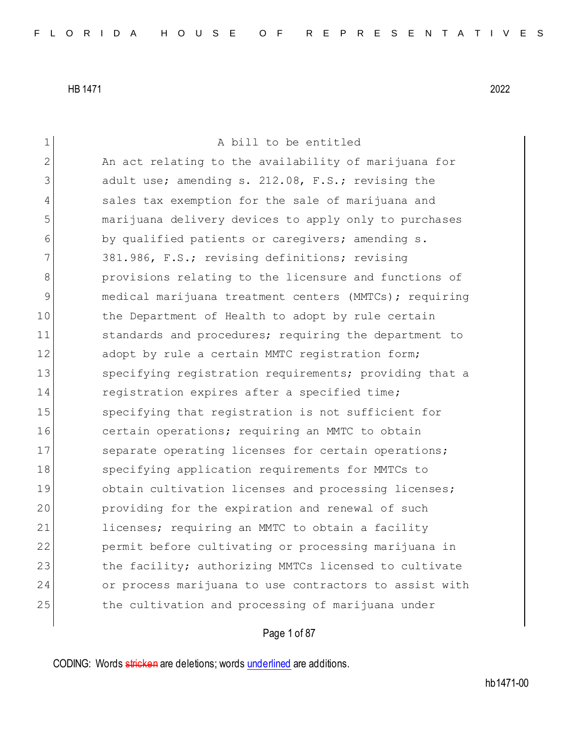HB 1471 2022

A bill to be entitled

An act relating to the availability of marijuana for adult use; amending s. 212.08, F.S.; revising the sales tax exemption for the sale of marijuana and marijuana delivery devices to apply only to purchases by qualified patients or caregivers; amending s. 381.986, F.S.; revising definitions; revising provisions relating to the licensure and functions of medical marijuana treatment centers (MMTCs); requiring the Department of Health to adopt by rule certain standards and procedures; requiring the department to adopt by rule a certain MMTC registration form; specifying registration requirements; providing that a registration expires after a specified time; specifying that registration is not sufficient for certain operations; requiring an MMTC to obtain separate operating licenses for certain operations; specifying application requirements for MMTCs to obtain cultivation licenses and processing licenses; providing for the expiration and renewal of such licenses; requiring an MMTC to obtain a facility permit before cultivating or processing marijuana in the facility; authorizing MMTCs licensed to cultivate or process marijuana to use contractors to assist with the cultivation and processing of marijuana under

CODING: Words ~~stricken~~ are deletions; words <u>underlined</u> are additions.

hb1471-00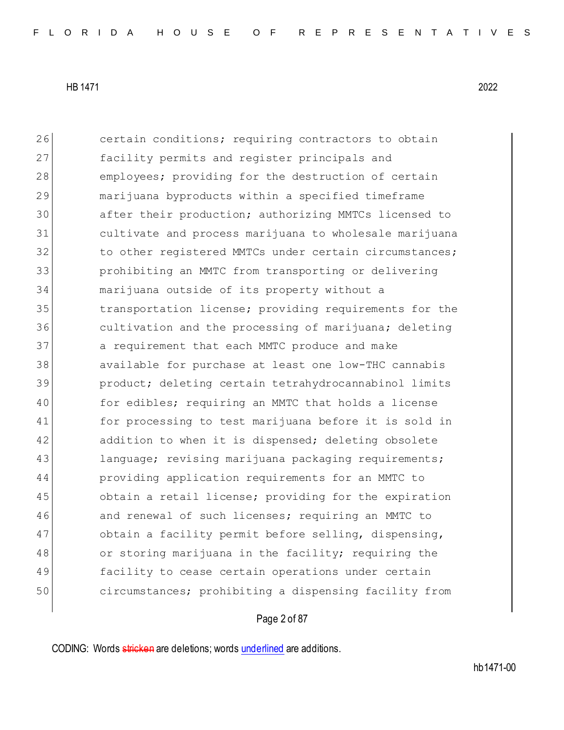certain conditions; requiring contractors to obtain facility permits and register principals and employees; providing for the destruction of certain marijuana byproducts within a specified timeframe after their production; authorizing MMTCs licensed to cultivate and process marijuana to wholesale marijuana to other registered MMTCs under certain circumstances; prohibiting an MMTC from transporting or delivering marijuana outside of its property without a transportation license; providing requirements for the cultivation and the processing of marijuana; deleting a requirement that each MMTC produce and make available for purchase at least one low-THC cannabis product; deleting certain tetrahydrocannabinol limits for edibles; requiring an MMTC that holds a license for processing to test marijuana before it is sold in addition to when it is dispensed; deleting obsolete language; revising marijuana packaging requirements; providing application requirements for an MMTC to obtain a retail license; providing for the expiration and renewal of such licenses; requiring an MMTC to obtain a facility permit before selling, dispensing, or storing marijuana in the facility; requiring the facility to cease certain operations under certain circumstances; prohibiting a dispensing facility from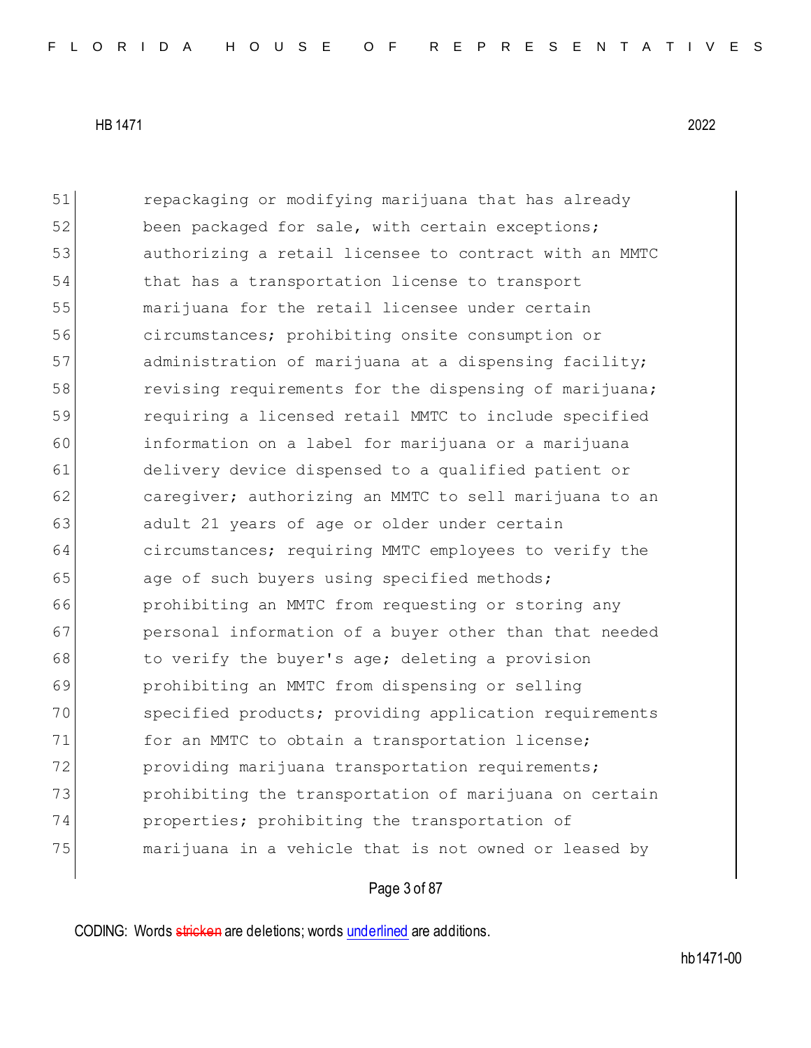51 repackaging or modifying marijuana that has already
52 been packaged for sale, with certain exceptions;
53 authorizing a retail licensee to contract with an MMTC
54 that has a transportation license to transport
55 marijuana for the retail licensee under certain
56 circumstances; prohibiting onsite consumption or
57 administration of marijuana at a dispensing facility;
58 revising requirements for the dispensing of marijuana;
59 requiring a licensed retail MMTC to include specified
60 information on a label for marijuana or a marijuana
61 delivery device dispensed to a qualified patient or
62 caregiver; authorizing an MMTC to sell marijuana to an
63 adult 21 years of age or older under certain
64 circumstances; requiring MMTC employees to verify the
65 age of such buyers using specified methods;
66 prohibiting an MMTC from requesting or storing any
67 personal information of a buyer other than that needed
68 to verify the buyer's age; deleting a provision
69 prohibiting an MMTC from dispensing or selling
70 specified products; providing application requirements
71 for an MMTC to obtain a transportation license;
72 providing marijuana transportation requirements;
73 prohibiting the transportation of marijuana on certain
74 properties; prohibiting the transportation of
75 marijuana in a vehicle that is not owned or leased by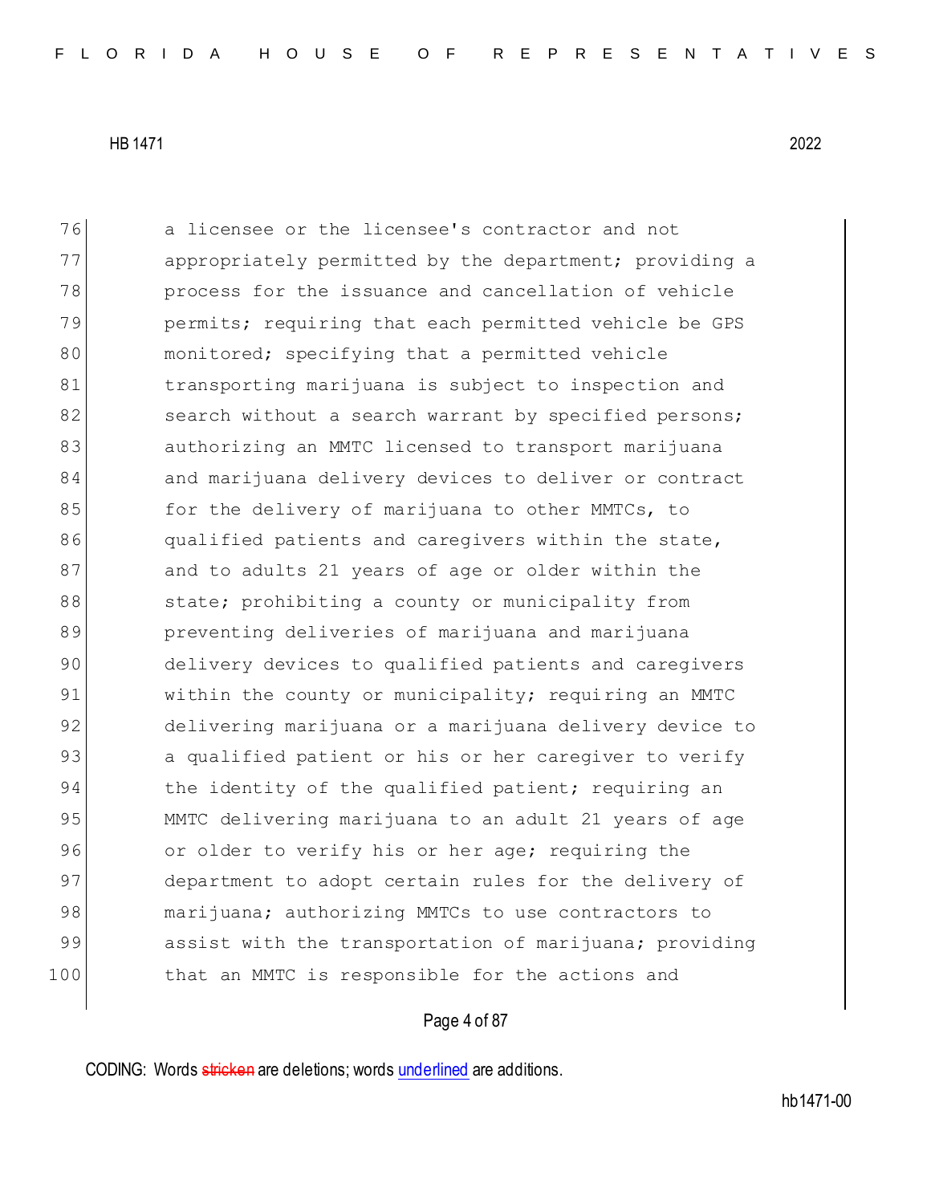a licensee or the licensee's contractor and not appropriately permitted by the department; providing a process for the issuance and cancellation of vehicle permits; requiring that each permitted vehicle be GPS monitored; specifying that a permitted vehicle transporting marijuana is subject to inspection and search without a search warrant by specified persons; authorizing an MMTC licensed to transport marijuana and marijuana delivery devices to deliver or contract for the delivery of marijuana to other MMTCs, to qualified patients and caregivers within the state, and to adults 21 years of age or older within the state; prohibiting a county or municipality from preventing deliveries of marijuana and marijuana delivery devices to qualified patients and caregivers within the county or municipality; requiring an MMTC delivering marijuana or a marijuana delivery device to a qualified patient or his or her caregiver to verify the identity of the qualified patient; requiring an MMTC delivering marijuana to an adult 21 years of age or older to verify his or her age; requiring the department to adopt certain rules for the delivery of marijuana; authorizing MMTCs to use contractors to assist with the transportation of marijuana; providing that an MMTC is responsible for the actions and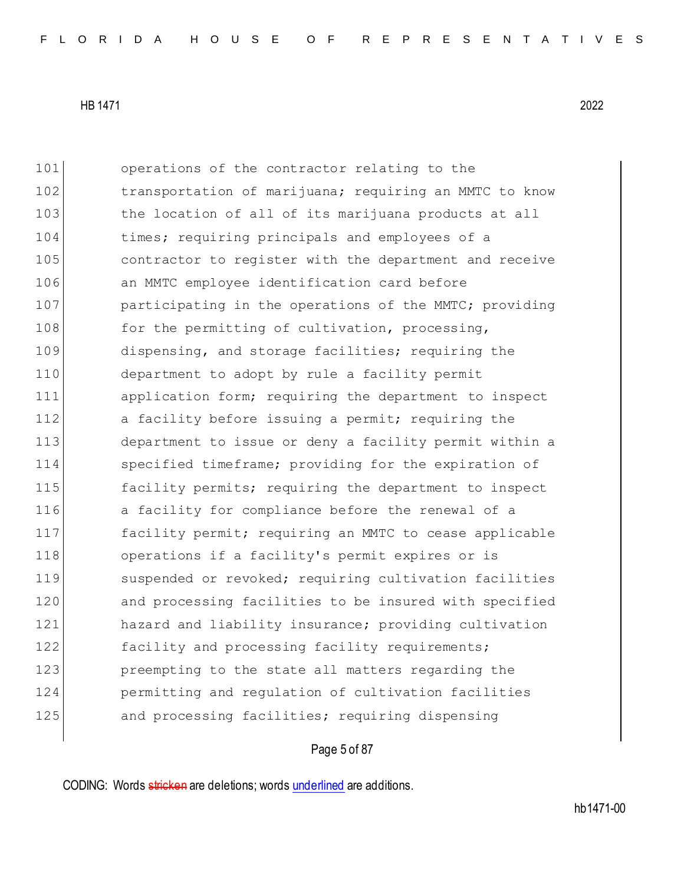operations of the contractor relating to the transportation of marijuana; requiring an MMTC to know the location of all of its marijuana products at all times; requiring principals and employees of a contractor to register with the department and receive an MMTC employee identification card before participating in the operations of the MMTC; providing for the permitting of cultivation, processing, dispensing, and storage facilities; requiring the department to adopt by rule a facility permit application form; requiring the department to inspect a facility before issuing a permit; requiring the department to issue or deny a facility permit within a specified timeframe; providing for the expiration of facility permits; requiring the department to inspect a facility for compliance before the renewal of a facility permit; requiring an MMTC to cease applicable operations if a facility's permit expires or is suspended or revoked; requiring cultivation facilities and processing facilities to be insured with specified hazard and liability insurance; providing cultivation facility and processing facility requirements; preempting to the state all matters regarding the permitting and regulation of cultivation facilities and processing facilities; requiring dispensing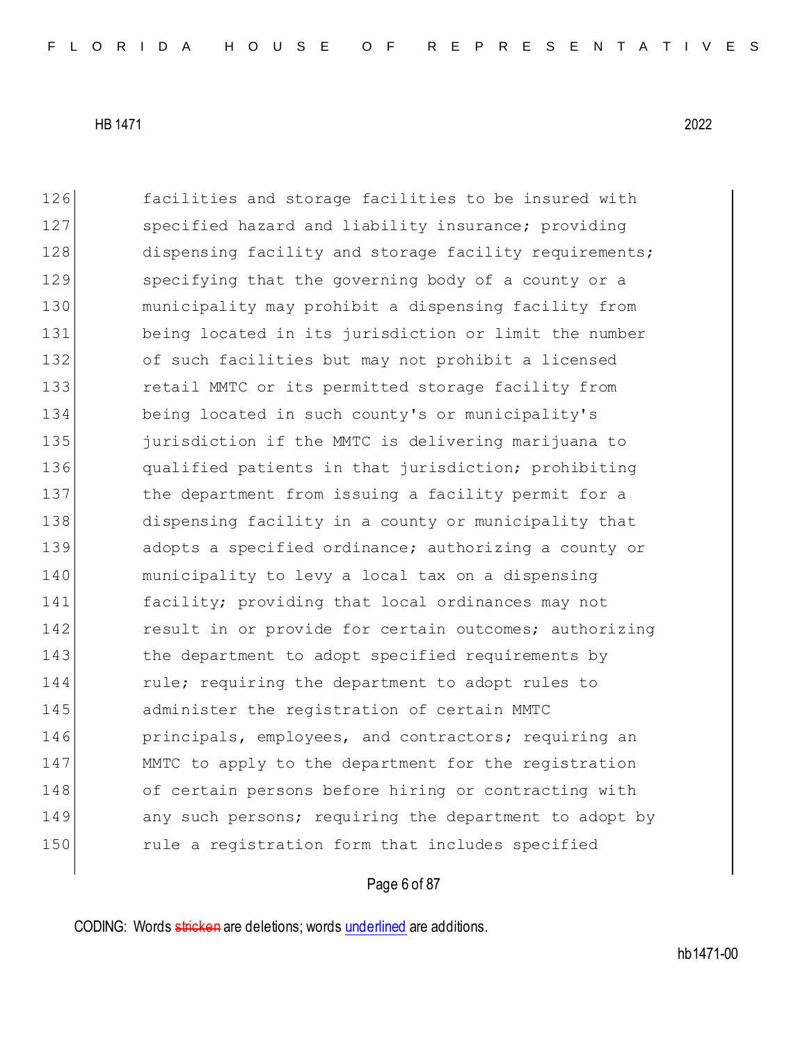126 facilities and storage facilities to be insured with
127 specified hazard and liability insurance; providing
128 dispensing facility and storage facility requirements;
129 specifying that the governing body of a county or a
130 municipality may prohibit a dispensing facility from
131 being located in its jurisdiction or limit the number
132 of such facilities but may not prohibit a licensed
133 retail MMTC or its permitted storage facility from
134 being located in such county's or municipality's
135 jurisdiction if the MMTC is delivering marijuana to
136 qualified patients in that jurisdiction; prohibiting
137 the department from issuing a facility permit for a
138 dispensing facility in a county or municipality that
139 adopts a specified ordinance; authorizing a county or
140 municipality to levy a local tax on a dispensing
141 facility; providing that local ordinances may not
142 result in or provide for certain outcomes; authorizing
143 the department to adopt specified requirements by
144 rule; requiring the department to adopt rules to
145 administer the registration of certain MMTC
146 principals, employees, and contractors; requiring an
147 MMTC to apply to the department for the registration
148 of certain persons before hiring or contracting with
149 any such persons; requiring the department to adopt by
150 rule a registration form that includes specified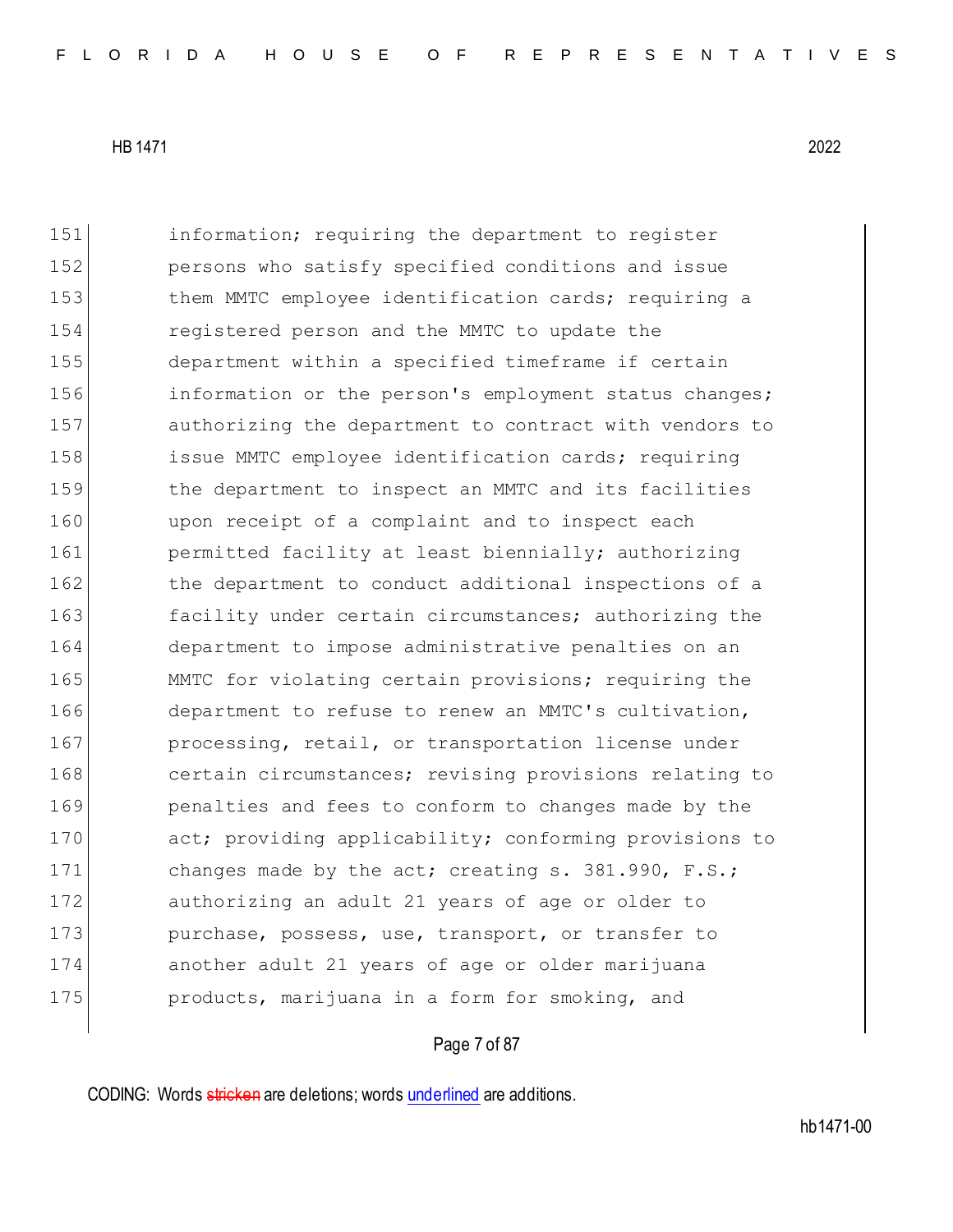information; requiring the department to register persons who satisfy specified conditions and issue them MMTC employee identification cards; requiring a registered person and the MMTC to update the department within a specified timeframe if certain information or the person's employment status changes; authorizing the department to contract with vendors to issue MMTC employee identification cards; requiring the department to inspect an MMTC and its facilities upon receipt of a complaint and to inspect each permitted facility at least biennially; authorizing the department to conduct additional inspections of a facility under certain circumstances; authorizing the department to impose administrative penalties on an MMTC for violating certain provisions; requiring the department to refuse to renew an MMTC's cultivation, processing, retail, or transportation license under certain circumstances; revising provisions relating to penalties and fees to conform to changes made by the act; providing applicability; conforming provisions to changes made by the act; creating s. 381.990, F.S.; authorizing an adult 21 years of age or older to purchase, possess, use, transport, or transfer to another adult 21 years of age or older marijuana products, marijuana in a form for smoking, and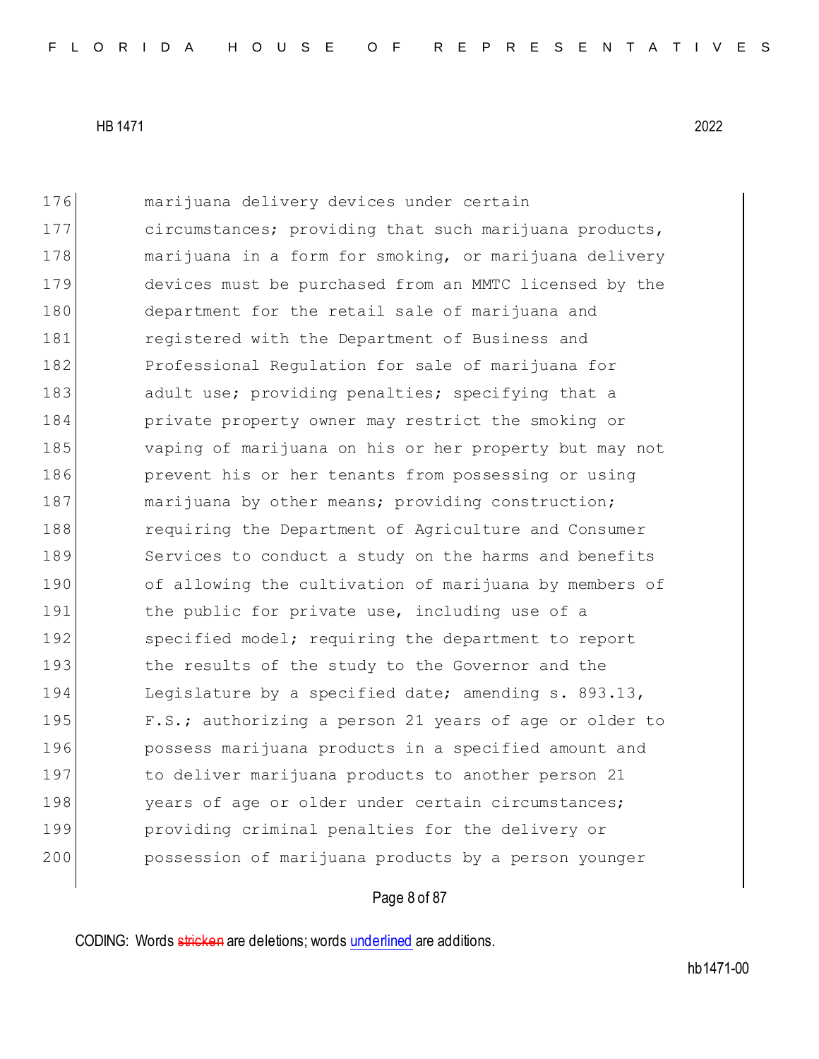176 marijuana delivery devices under certain
177 circumstances; providing that such marijuana products,
178 marijuana in a form for smoking, or marijuana delivery
179 devices must be purchased from an MMTC licensed by the
180 department for the retail sale of marijuana and
181 registered with the Department of Business and
182 Professional Regulation for sale of marijuana for
183 adult use; providing penalties; specifying that a
184 private property owner may restrict the smoking or
185 vaping of marijuana on his or her property but may not
186 prevent his or her tenants from possessing or using
187 marijuana by other means; providing construction;
188 requiring the Department of Agriculture and Consumer
189 Services to conduct a study on the harms and benefits
190 of allowing the cultivation of marijuana by members of
191 the public for private use, including use of a
192 specified model; requiring the department to report
193 the results of the study to the Governor and the
194 Legislature by a specified date; amending s. 893.13,
195 F.S.; authorizing a person 21 years of age or older to
196 possess marijuana products in a specified amount and
197 to deliver marijuana products to another person 21
198 years of age or older under certain circumstances;
199 providing criminal penalties for the delivery or
200 possession of marijuana products by a person younger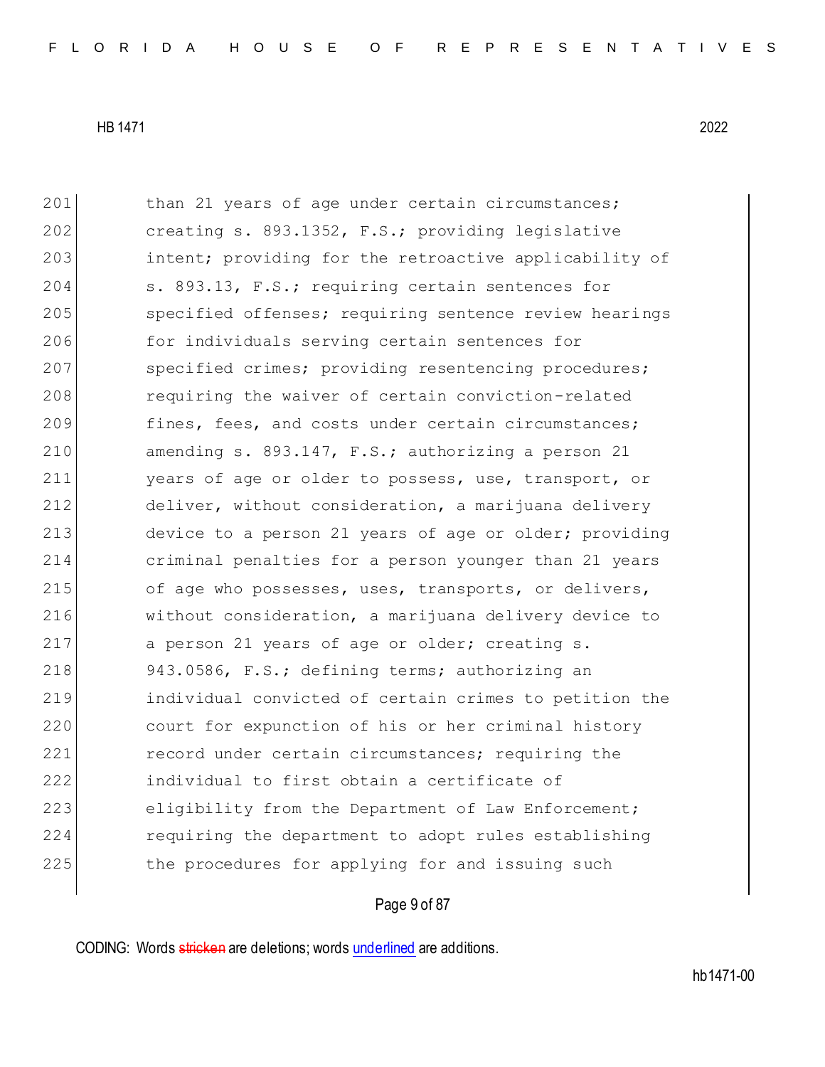201 than 21 years of age under certain circumstances;
202 creating s. 893.1352, F.S.; providing legislative
203 intent; providing for the retroactive applicability of
204 s. 893.13, F.S.; requiring certain sentences for
205 specified offenses; requiring sentence review hearings
206 for individuals serving certain sentences for
207 specified crimes; providing resentencing procedures;
208 requiring the waiver of certain conviction-related
209 fines, fees, and costs under certain circumstances;
210 amending s. 893.147, F.S.; authorizing a person 21
211 years of age or older to possess, use, transport, or
212 deliver, without consideration, a marijuana delivery
213 device to a person 21 years of age or older; providing
214 criminal penalties for a person younger than 21 years
215 of age who possesses, uses, transports, or delivers,
216 without consideration, a marijuana delivery device to
217 a person 21 years of age or older; creating s.
218 943.0586, F.S.; defining terms; authorizing an
219 individual convicted of certain crimes to petition the
220 court for expunction of his or her criminal history
221 record under certain circumstances; requiring the
222 individual to first obtain a certificate of
223 eligibility from the Department of Law Enforcement;
224 requiring the department to adopt rules establishing
225 the procedures for applying for and issuing such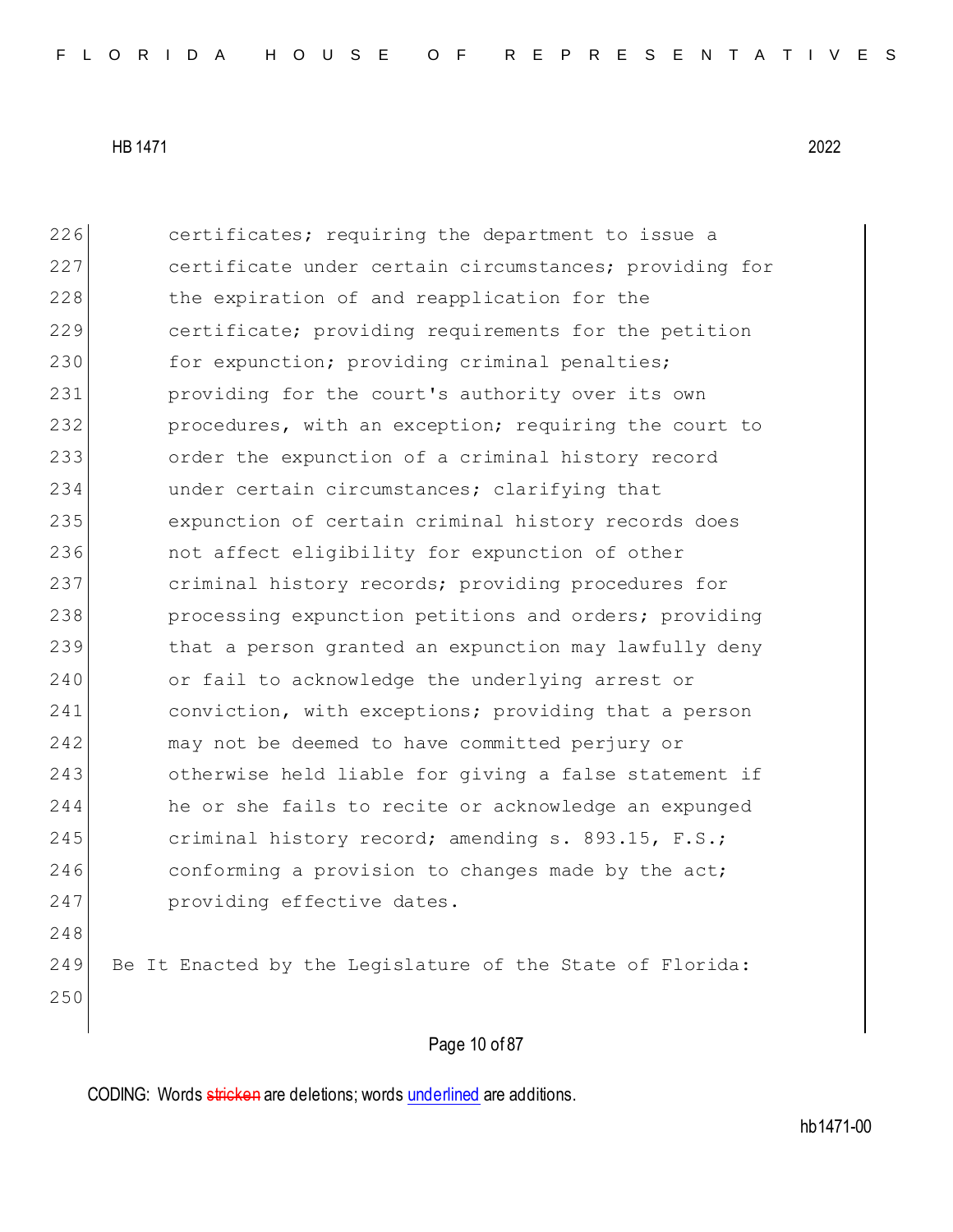certificates; requiring the department to issue a certificate under certain circumstances; providing for the expiration of and reapplication for the certificate; providing requirements for the petition for expunction; providing criminal penalties; providing for the court's authority over its own procedures, with an exception; requiring the court to order the expunction of a criminal history record under certain circumstances; clarifying that expunction of certain criminal history records does not affect eligibility for expunction of other criminal history records; providing procedures for processing expunction petitions and orders; providing that a person granted an expunction may lawfully deny or fail to acknowledge the underlying arrest or conviction, with exceptions; providing that a person may not be deemed to have committed perjury or otherwise held liable for giving a false statement if he or she fails to recite or acknowledge an expunged criminal history record; amending s. 893.15, F.S.; conforming a provision to changes made by the act; providing effective dates.

Be It Enacted by the Legislature of the State of Florida: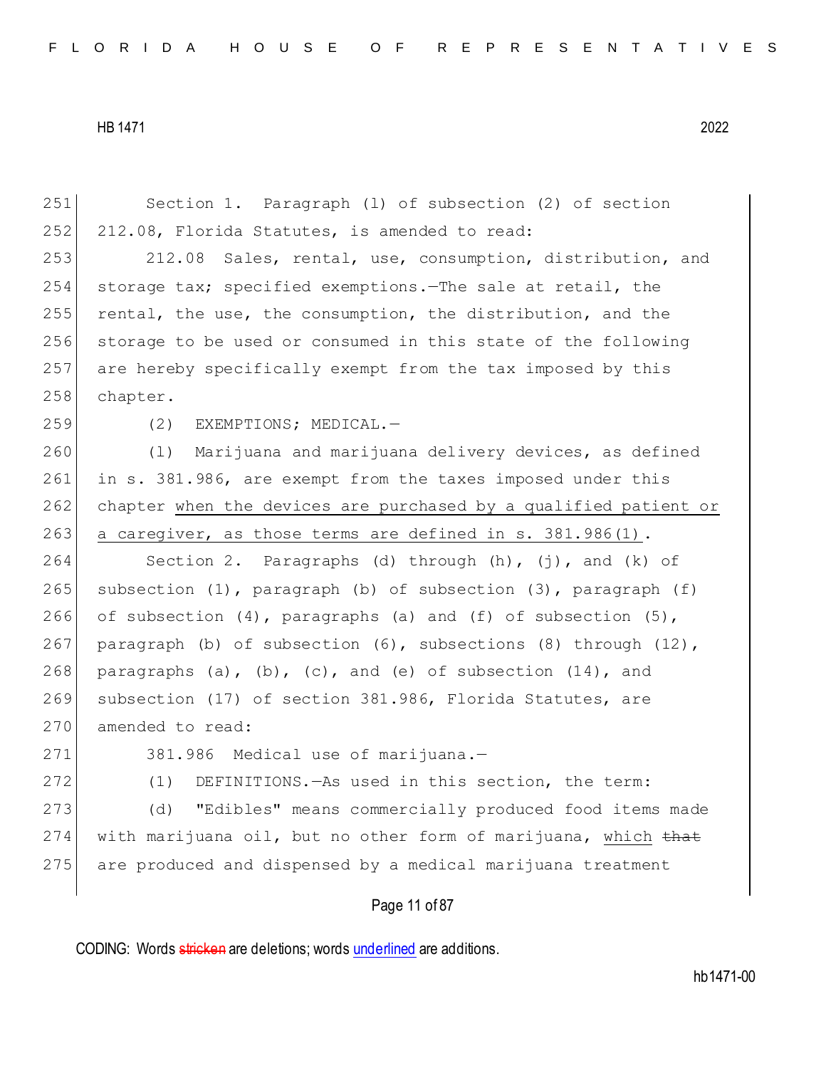Section 1. Paragraph (l) of subsection (2) of section 212.08, Florida Statutes, is amended to read:

212.08 Sales, rental, use, consumption, distribution, and storage tax; specified exemptions.—The sale at retail, the rental, the use, the consumption, the distribution, and the storage to be used or consumed in this state of the following are hereby specifically exempt from the tax imposed by this chapter.

(2) EXEMPTIONS; MEDICAL.—

(l) Marijuana and marijuana delivery devices, as defined in s. 381.986, are exempt from the taxes imposed under this chapter <u>when the devices are purchased by a qualified patient or a caregiver, as those terms are defined in s. 381.986(1)</u>.

Section 2. Paragraphs (d) through (h), (j), and (k) of subsection (1), paragraph (b) of subsection (3), paragraph (f) of subsection (4), paragraphs (a) and (f) of subsection (5), paragraph (b) of subsection (6), subsections (8) through (12), paragraphs (a), (b), (c), and (e) of subsection (14), and subsection (17) of section 381.986, Florida Statutes, are amended to read:

381.986 Medical use of marijuana.—

(1) DEFINITIONS.—As used in this section, the term:

(d) "Edibles" means commercially produced food items made with marijuana oil, but no other form of marijuana, <u>which</u> ~~that~~ are produced and dispensed by a medical marijuana treatment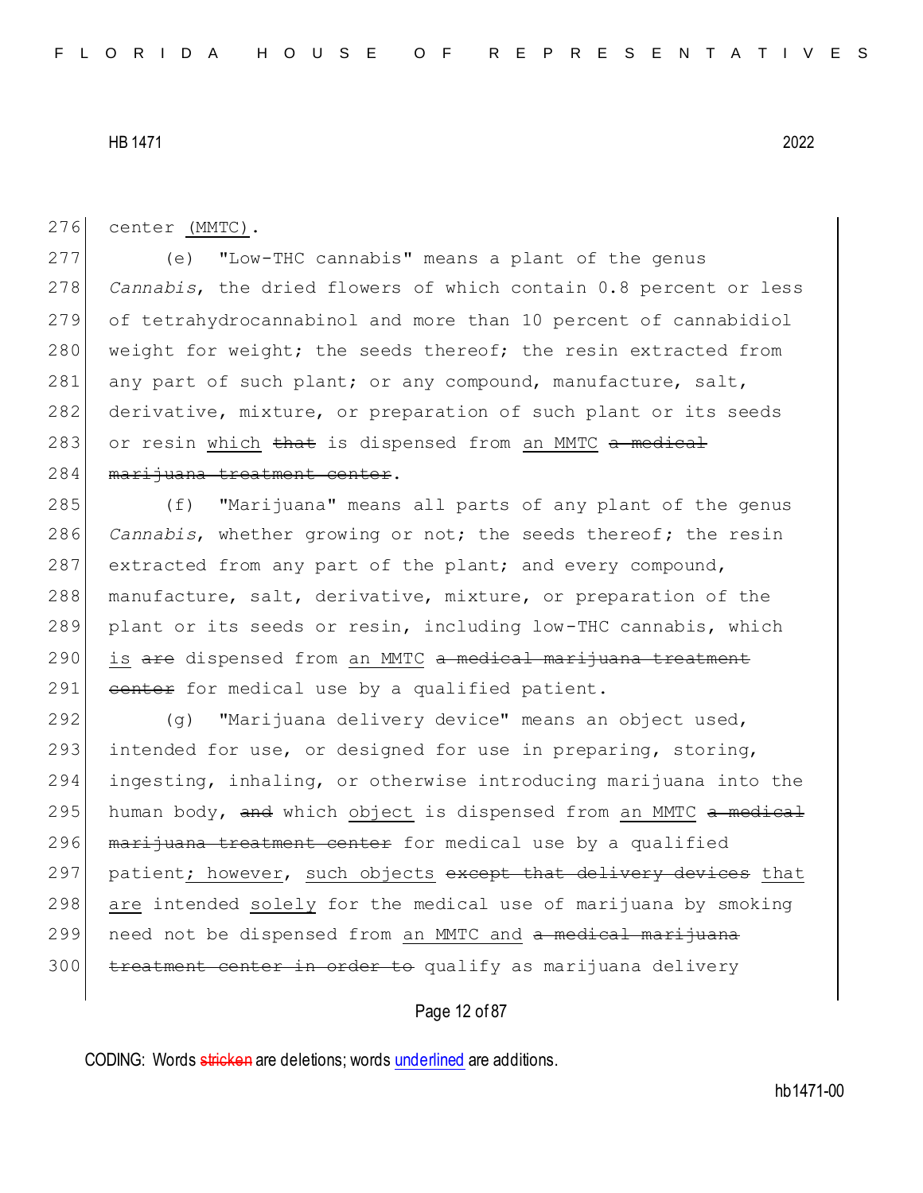276 center (MMTC).

277 (e) "Low-THC cannabis" means a plant of the genus
278 *Cannabis*, the dried flowers of which contain 0.8 percent or less
279 of tetrahydrocannabinol and more than 10 percent of cannabidiol
280 weight for weight; the seeds thereof; the resin extracted from
281 any part of such plant; or any compound, manufacture, salt,
282 derivative, mixture, or preparation of such plant or its seeds
283 or resin which ~~that~~ is dispensed from an MMTC ~~a medical~~
284 ~~marijuana treatment center~~.

285 (f) "Marijuana" means all parts of any plant of the genus
286 *Cannabis*, whether growing or not; the seeds thereof; the resin
287 extracted from any part of the plant; and every compound,
288 manufacture, salt, derivative, mixture, or preparation of the
289 plant or its seeds or resin, including low-THC cannabis, which
290 is ~~are~~ dispensed from an MMTC ~~a medical marijuana treatment~~
291 ~~center~~ for medical use by a qualified patient.

292 (g) "Marijuana delivery device" means an object used,
293 intended for use, or designed for use in preparing, storing,
294 ingesting, inhaling, or otherwise introducing marijuana into the
295 human body, ~~and~~ which object is dispensed from an MMTC ~~a medical~~
296 ~~marijuana treatment center~~ for medical use by a qualified
297 patient; however, such objects ~~except that delivery devices~~ that
298 are intended solely for the medical use of marijuana by smoking
299 need not be dispensed from an MMTC and ~~a medical marijuana~~
300 ~~treatment center in order to~~ qualify as marijuana delivery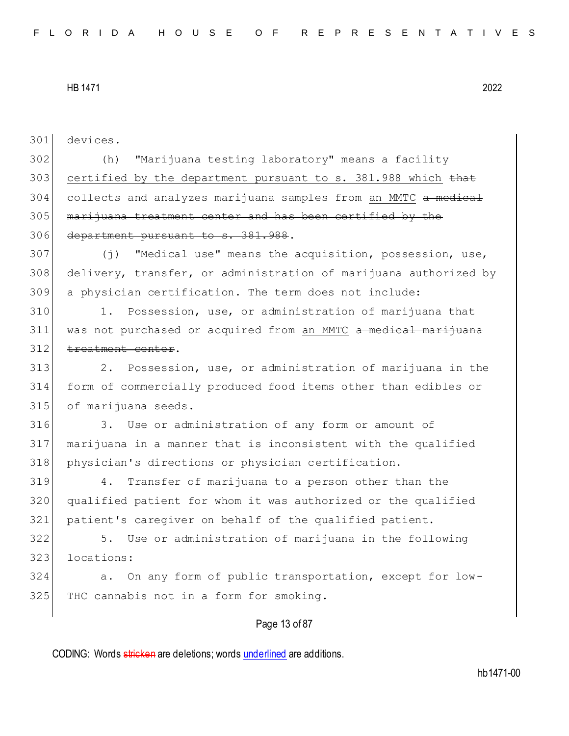devices.

(h) "Marijuana testing laboratory" means a facility certified by the department pursuant to s. 381.988 which ~~that~~ collects and analyzes marijuana samples from an MMTC ~~a medical marijuana treatment center and has been certified by the department pursuant to s. 381.988~~.

(j) "Medical use" means the acquisition, possession, use, delivery, transfer, or administration of marijuana authorized by a physician certification. The term does not include:

1. Possession, use, or administration of marijuana that was not purchased or acquired from an MMTC ~~a medical marijuana treatment center~~.

2. Possession, use, or administration of marijuana in the form of commercially produced food items other than edibles or of marijuana seeds.

3. Use or administration of any form or amount of marijuana in a manner that is inconsistent with the qualified physician's directions or physician certification.

4. Transfer of marijuana to a person other than the qualified patient for whom it was authorized or the qualified patient's caregiver on behalf of the qualified patient.

5. Use or administration of marijuana in the following locations:

a. On any form of public transportation, except for low-THC cannabis not in a form for smoking.

CODING: Words ~~stricken~~ are deletions; words underlined are additions.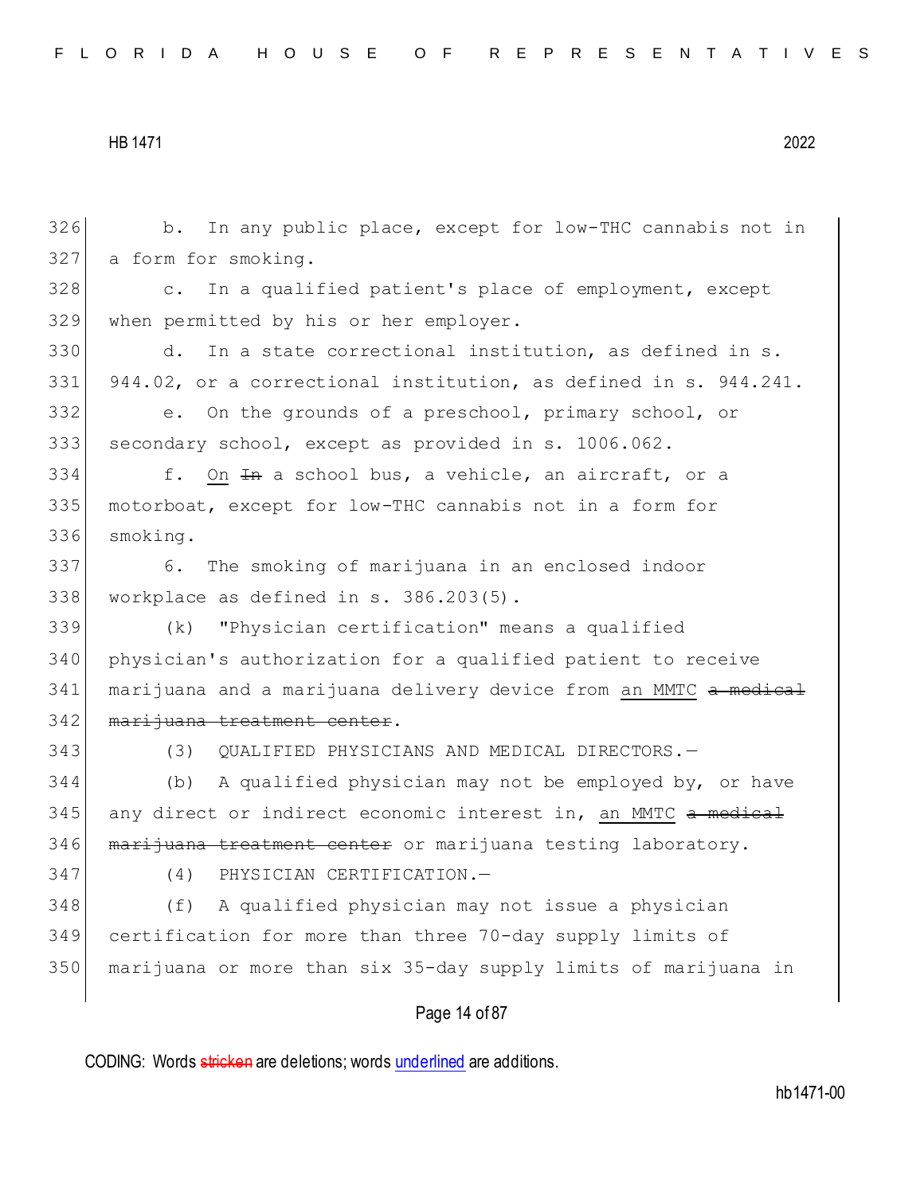b. In any public place, except for low-THC cannabis not in a form for smoking.

c. In a qualified patient's place of employment, except when permitted by his or her employer.

d. In a state correctional institution, as defined in s. 944.02, or a correctional institution, as defined in s. 944.241.

e. On the grounds of a preschool, primary school, or secondary school, except as provided in s. 1006.062.

f. <u>On</u> ~~In~~ a school bus, a vehicle, an aircraft, or a motorboat, except for low-THC cannabis not in a form for smoking.

6. The smoking of marijuana in an enclosed indoor workplace as defined in s. 386.203(5).

(k) "Physician certification" means a qualified physician's authorization for a qualified patient to receive marijuana and a marijuana delivery device from <u>an MMTC</u> ~~a medical marijuana treatment center~~.

(3) QUALIFIED PHYSICIANS AND MEDICAL DIRECTORS.—

(b) A qualified physician may not be employed by, or have any direct or indirect economic interest in, <u>an MMTC</u> ~~a medical marijuana treatment center~~ or marijuana testing laboratory.

(4) PHYSICIAN CERTIFICATION.—

(f) A qualified physician may not issue a physician certification for more than three 70-day supply limits of marijuana or more than six 35-day supply limits of marijuana in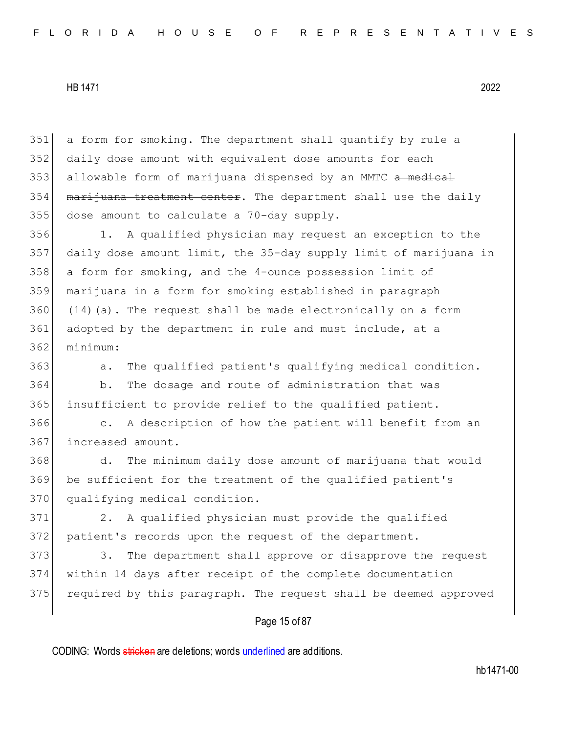a form for smoking. The department shall quantify by rule a daily dose amount with equivalent dose amounts for each allowable form of marijuana dispensed by an MMTC ~~a medical marijuana treatment center~~. The department shall use the daily dose amount to calculate a 70-day supply.

1. A qualified physician may request an exception to the daily dose amount limit, the 35-day supply limit of marijuana in a form for smoking, and the 4-ounce possession limit of marijuana in a form for smoking established in paragraph (14)(a). The request shall be made electronically on a form adopted by the department in rule and must include, at a minimum:

a. The qualified patient's qualifying medical condition.

b. The dosage and route of administration that was insufficient to provide relief to the qualified patient.

c. A description of how the patient will benefit from an increased amount.

d. The minimum daily dose amount of marijuana that would be sufficient for the treatment of the qualified patient's qualifying medical condition.

2. A qualified physician must provide the qualified patient's records upon the request of the department.

3. The department shall approve or disapprove the request within 14 days after receipt of the complete documentation required by this paragraph. The request shall be deemed approved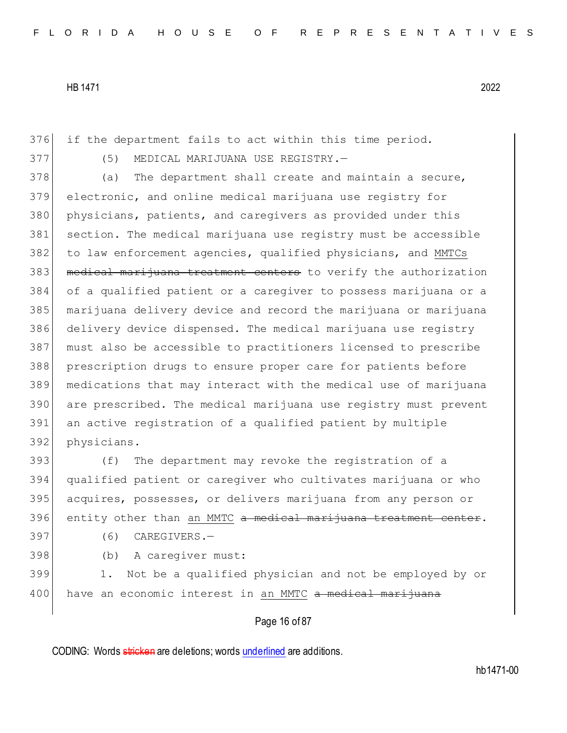if the department fails to act within this time period.

(5) MEDICAL MARIJUANA USE REGISTRY.—

(a) The department shall create and maintain a secure, electronic, and online medical marijuana use registry for physicians, patients, and caregivers as provided under this section. The medical marijuana use registry must be accessible to law enforcement agencies, qualified physicians, and <u>MMTCs</u> ~~medical marijuana treatment centers~~ to verify the authorization of a qualified patient or a caregiver to possess marijuana or a marijuana delivery device and record the marijuana or marijuana delivery device dispensed. The medical marijuana use registry must also be accessible to practitioners licensed to prescribe prescription drugs to ensure proper care for patients before medications that may interact with the medical use of marijuana are prescribed. The medical marijuana use registry must prevent an active registration of a qualified patient by multiple physicians.

(f) The department may revoke the registration of a qualified patient or caregiver who cultivates marijuana or who acquires, possesses, or delivers marijuana from any person or entity other than <u>an MMTC</u> ~~a medical marijuana treatment center~~.

(6) CAREGIVERS.—

(b) A caregiver must:

1. Not be a qualified physician and not be employed by or have an economic interest in <u>an MMTC</u> ~~a medical marijuana~~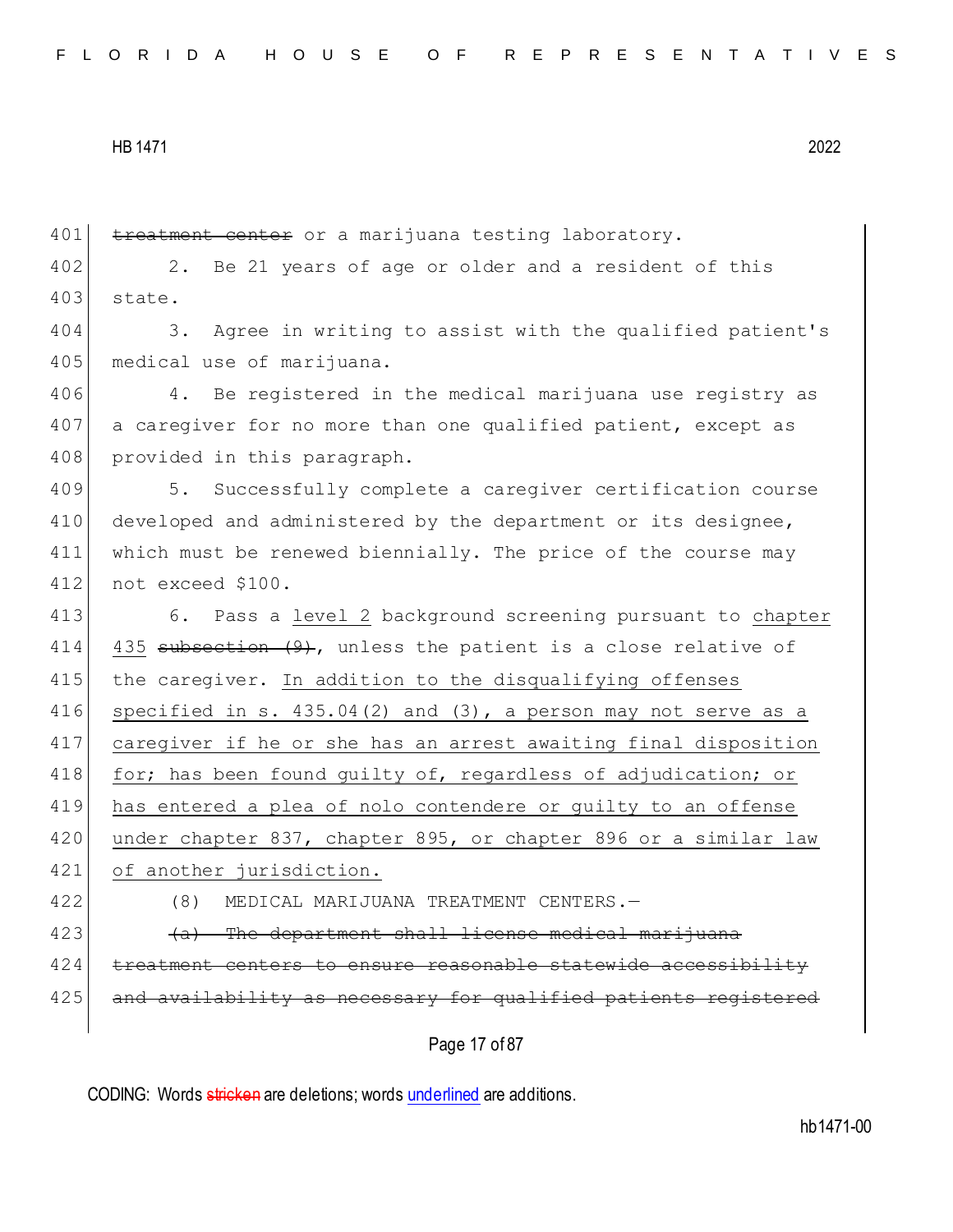401 ~~treatment center~~ or a marijuana testing laboratory.

402 2. Be 21 years of age or older and a resident of this
403 state.

404 3. Agree in writing to assist with the qualified patient's
405 medical use of marijuana.

406 4. Be registered in the medical marijuana use registry as
407 a caregiver for no more than one qualified patient, except as
408 provided in this paragraph.

409 5. Successfully complete a caregiver certification course
410 developed and administered by the department or its designee,
411 which must be renewed biennially. The price of the course may
412 not exceed $100.

413 6. Pass a <u>level 2</u> background screening pursuant to <u>chapter</u>
414 <u>435</u> ~~subsection (9)~~, unless the patient is a close relative of
415 the caregiver. <u>In addition to the disqualifying offenses</u>
416 <u>specified in s. 435.04(2) and (3), a person may not serve as a</u>
417 <u>caregiver if he or she has an arrest awaiting final disposition</u>
418 <u>for; has been found guilty of, regardless of adjudication; or</u>
419 <u>has entered a plea of nolo contendere or guilty to an offense</u>
420 <u>under chapter 837, chapter 895, or chapter 896 or a similar law</u>
421 <u>of another jurisdiction.</u>

422 (8) MEDICAL MARIJUANA TREATMENT CENTERS.—

423 ~~(a) The department shall license medical marijuana~~
424 ~~treatment centers to ensure reasonable statewide accessibility~~
425 ~~and availability as necessary for qualified patients registered~~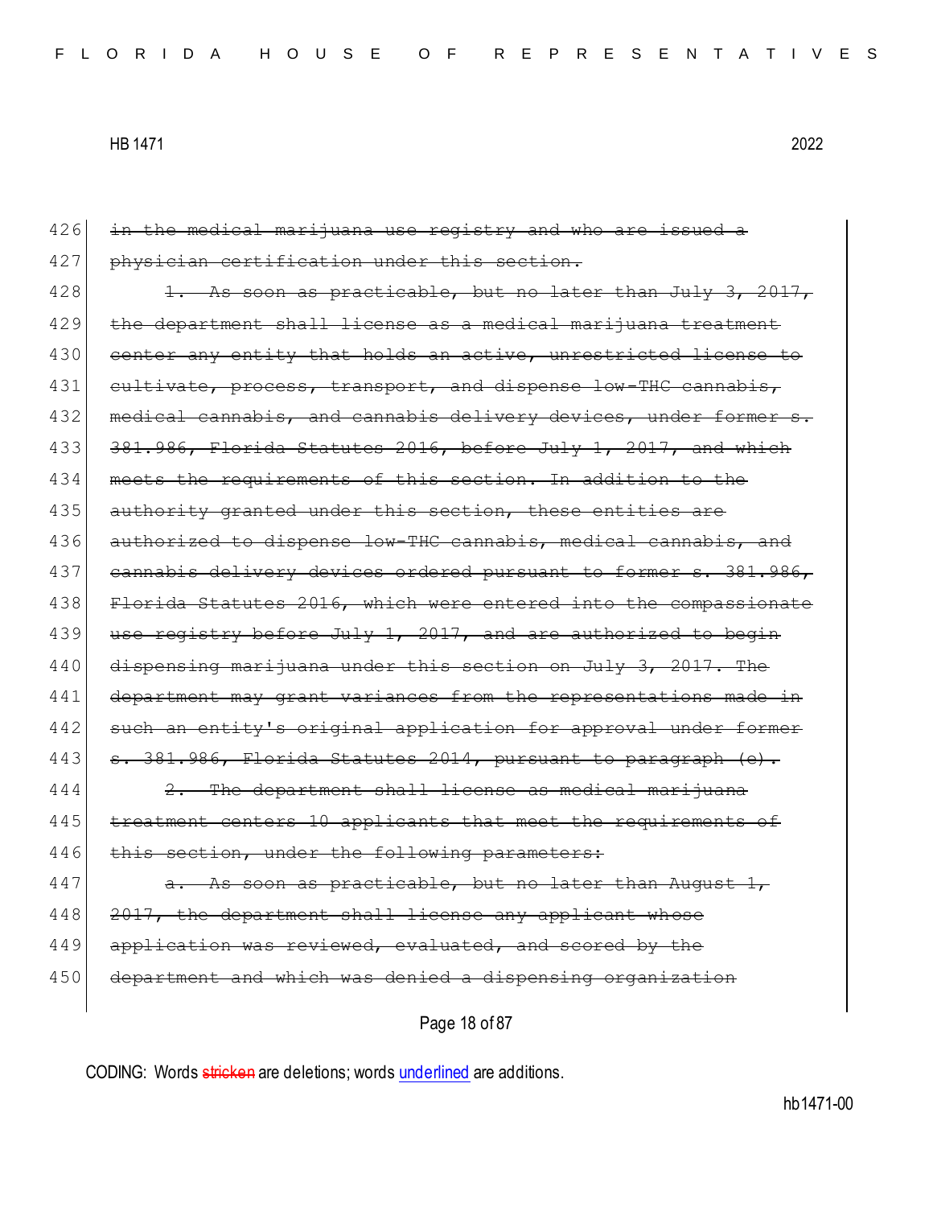426 ~~in the medical marijuana use registry and who are issued a~~
427 ~~physician certification under this section.~~

428 ~~1. As soon as practicable, but no later than July 3, 2017,~~
429 ~~the department shall license as a medical marijuana treatment~~
430 ~~center any entity that holds an active, unrestricted license to~~
431 ~~cultivate, process, transport, and dispense low-THC cannabis,~~
432 ~~medical cannabis, and cannabis delivery devices, under former s.~~
433 ~~381.986, Florida Statutes 2016, before July 1, 2017, and which~~
434 ~~meets the requirements of this section. In addition to the~~
435 ~~authority granted under this section, these entities are~~
436 ~~authorized to dispense low-THC cannabis, medical cannabis, and~~
437 ~~cannabis delivery devices ordered pursuant to former s. 381.986,~~
438 ~~Florida Statutes 2016, which were entered into the compassionate~~
439 ~~use registry before July 1, 2017, and are authorized to begin~~
440 ~~dispensing marijuana under this section on July 3, 2017. The~~
441 ~~department may grant variances from the representations made in~~
442 ~~such an entity's original application for approval under former~~
443 ~~s. 381.986, Florida Statutes 2014, pursuant to paragraph (e).~~

444 ~~2. The department shall license as medical marijuana~~
445 ~~treatment centers 10 applicants that meet the requirements of~~
446 ~~this section, under the following parameters:~~

447 ~~a. As soon as practicable, but no later than August 1,~~
448 ~~2017, the department shall license any applicant whose~~
449 ~~application was reviewed, evaluated, and scored by the~~
450 ~~department and which was denied a dispensing organization~~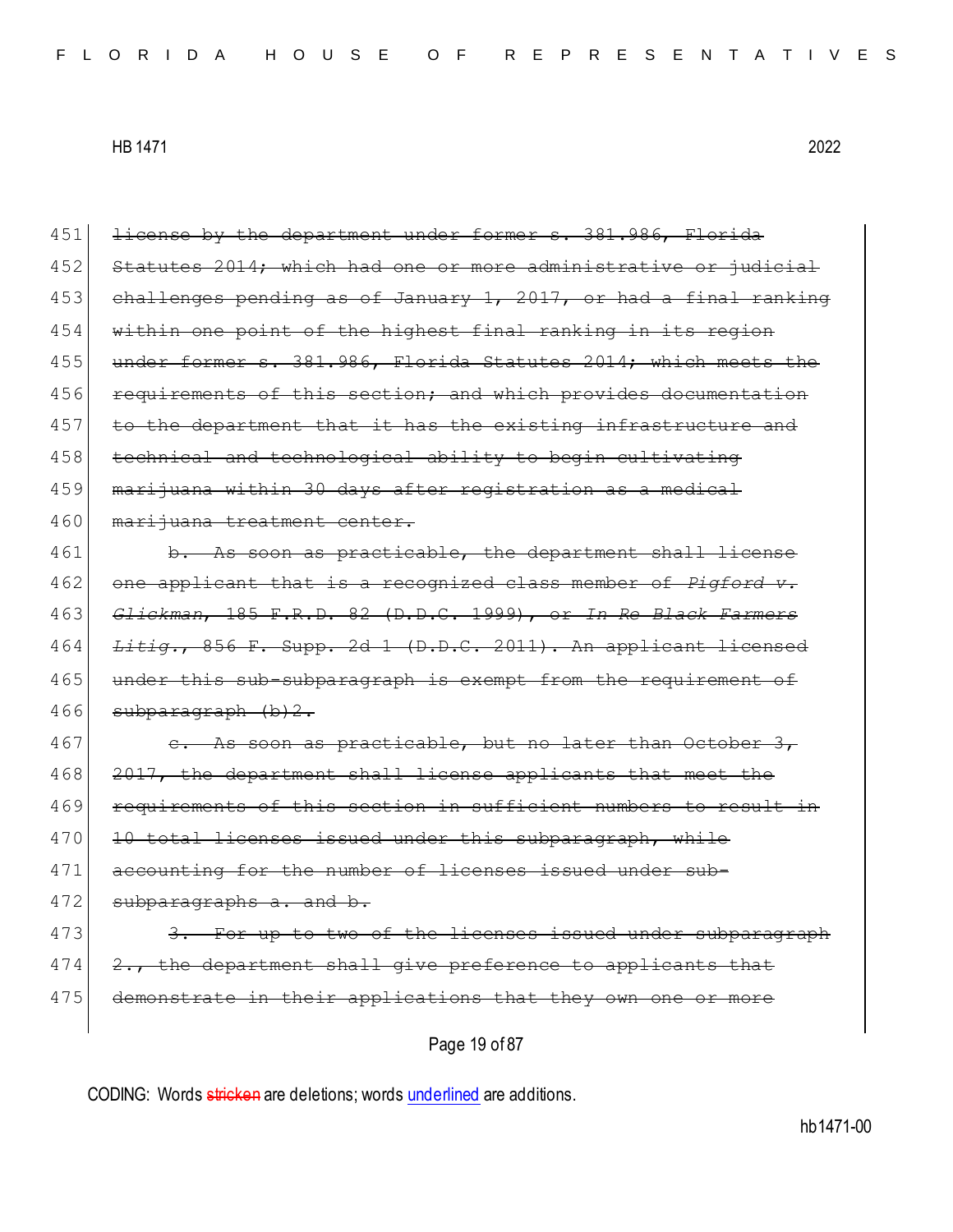451 ~~license by the department under former s. 381.986, Florida~~
452 ~~Statutes 2014; which had one or more administrative or judicial~~
453 ~~challenges pending as of January 1, 2017, or had a final ranking~~
454 ~~within one point of the highest final ranking in its region~~
455 ~~under former s. 381.986, Florida Statutes 2014; which meets the~~
456 ~~requirements of this section; and which provides documentation~~
457 ~~to the department that it has the existing infrastructure and~~
458 ~~technical and technological ability to begin cultivating~~
459 ~~marijuana within 30 days after registration as a medical~~
460 ~~marijuana treatment center.~~
461 ~~b. As soon as practicable, the department shall license~~
462 ~~one applicant that is a recognized class member of *Pigford v.*~~
463 ~~*Glickman*, 185 F.R.D. 82 (D.D.C. 1999), or *In Re Black Farmers*~~
464 ~~*Litig.*, 856 F. Supp. 2d 1 (D.D.C. 2011). An applicant licensed~~
465 ~~under this sub-subparagraph is exempt from the requirement of~~
466 ~~subparagraph (b)2.~~
467 ~~c. As soon as practicable, but no later than October 3,~~
468 ~~2017, the department shall license applicants that meet the~~
469 ~~requirements of this section in sufficient numbers to result in~~
470 ~~10 total licenses issued under this subparagraph, while~~
471 ~~accounting for the number of licenses issued under sub-~~
472 ~~subparagraphs a. and b.~~
473 ~~3. For up to two of the licenses issued under subparagraph~~
474 ~~2., the department shall give preference to applicants that~~
475 ~~demonstrate in their applications that they own one or more~~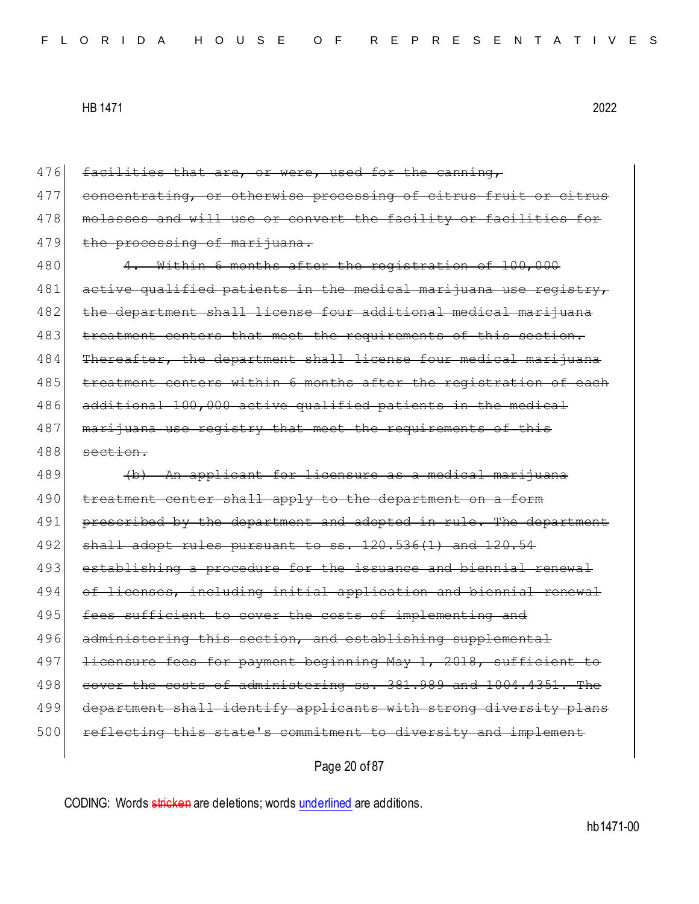476 ~~facilities that are, or were, used for the canning,~~
477 ~~concentrating, or otherwise processing of citrus fruit or citrus~~
478 ~~molasses and will use or convert the facility or facilities for~~
479 ~~the processing of marijuana.~~

480 ~~4. Within 6 months after the registration of 100,000~~
481 ~~active qualified patients in the medical marijuana use registry,~~
482 ~~the department shall license four additional medical marijuana~~
483 ~~treatment centers that meet the requirements of this section.~~
484 ~~Thereafter, the department shall license four medical marijuana~~
485 ~~treatment centers within 6 months after the registration of each~~
486 ~~additional 100,000 active qualified patients in the medical~~
487 ~~marijuana use registry that meet the requirements of this~~
488 ~~section.~~

489 ~~(b) An applicant for licensure as a medical marijuana~~
490 ~~treatment center shall apply to the department on a form~~
491 ~~prescribed by the department and adopted in rule. The department~~
492 ~~shall adopt rules pursuant to ss. 120.536(1) and 120.54~~
493 ~~establishing a procedure for the issuance and biennial renewal~~
494 ~~of licenses, including initial application and biennial renewal~~
495 ~~fees sufficient to cover the costs of implementing and~~
496 ~~administering this section, and establishing supplemental~~
497 ~~licensure fees for payment beginning May 1, 2018, sufficient to~~
498 ~~cover the costs of administering ss. 381.989 and 1004.4351. The~~
499 ~~department shall identify applicants with strong diversity plans~~
500 ~~reflecting this state's commitment to diversity and implement~~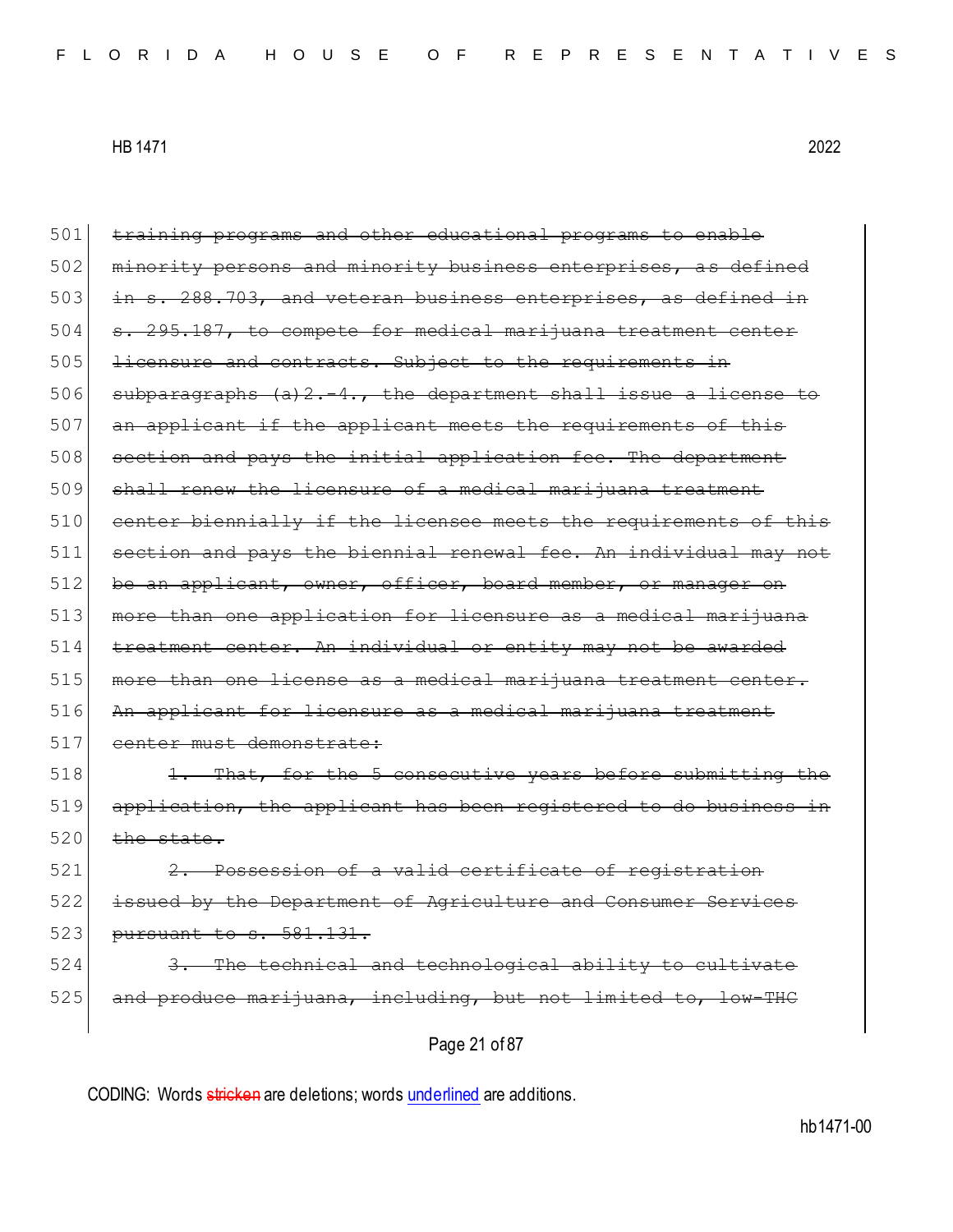~~training programs and other educational programs to enable minority persons and minority business enterprises, as defined in s. 288.703, and veteran business enterprises, as defined in s. 295.187, to compete for medical marijuana treatment center licensure and contracts. Subject to the requirements in subparagraphs (a)2.-4., the department shall issue a license to an applicant if the applicant meets the requirements of this section and pays the initial application fee. The department shall renew the licensure of a medical marijuana treatment center biennially if the licensee meets the requirements of this section and pays the biennial renewal fee. An individual may not be an applicant, owner, officer, board member, or manager on more than one application for licensure as a medical marijuana treatment center. An individual or entity may not be awarded more than one license as a medical marijuana treatment center. An applicant for licensure as a medical marijuana treatment center must demonstrate:~~

~~1. That, for the 5 consecutive years before submitting the application, the applicant has been registered to do business in the state.~~

~~2. Possession of a valid certificate of registration issued by the Department of Agriculture and Consumer Services pursuant to s. 581.131.~~

~~3. The technical and technological ability to cultivate and produce marijuana, including, but not limited to, low-THC~~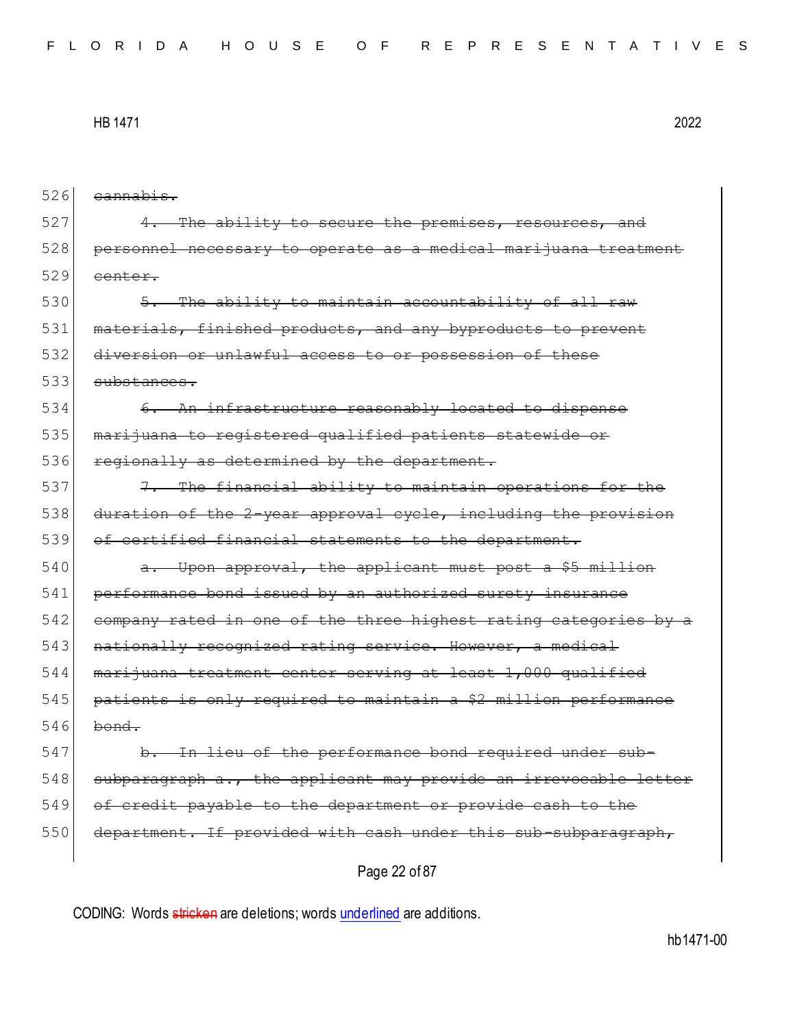526 ~~cannabis.~~

527 ~~4. The ability to secure the premises, resources, and~~
528 ~~personnel necessary to operate as a medical marijuana treatment~~
529 ~~center.~~

530 ~~5. The ability to maintain accountability of all raw~~
531 ~~materials, finished products, and any byproducts to prevent~~
532 ~~diversion or unlawful access to or possession of these~~
533 ~~substances.~~

534 ~~6. An infrastructure reasonably located to dispense~~
535 ~~marijuana to registered qualified patients statewide or~~
536 ~~regionally as determined by the department.~~

537 ~~7. The financial ability to maintain operations for the~~
538 ~~duration of the 2-year approval cycle, including the provision~~
539 ~~of certified financial statements to the department.~~

540 ~~a. Upon approval, the applicant must post a $5 million~~
541 ~~performance bond issued by an authorized surety insurance~~
542 ~~company rated in one of the three highest rating categories by a~~
543 ~~nationally recognized rating service. However, a medical~~
544 ~~marijuana treatment center serving at least 1,000 qualified~~
545 ~~patients is only required to maintain a $2 million performance~~
546 ~~bond.~~

547 ~~b. In lieu of the performance bond required under sub-~~
548 ~~subparagraph a., the applicant may provide an irrevocable letter~~
549 ~~of credit payable to the department or provide cash to the~~
550 ~~department. If provided with cash under this sub-subparagraph,~~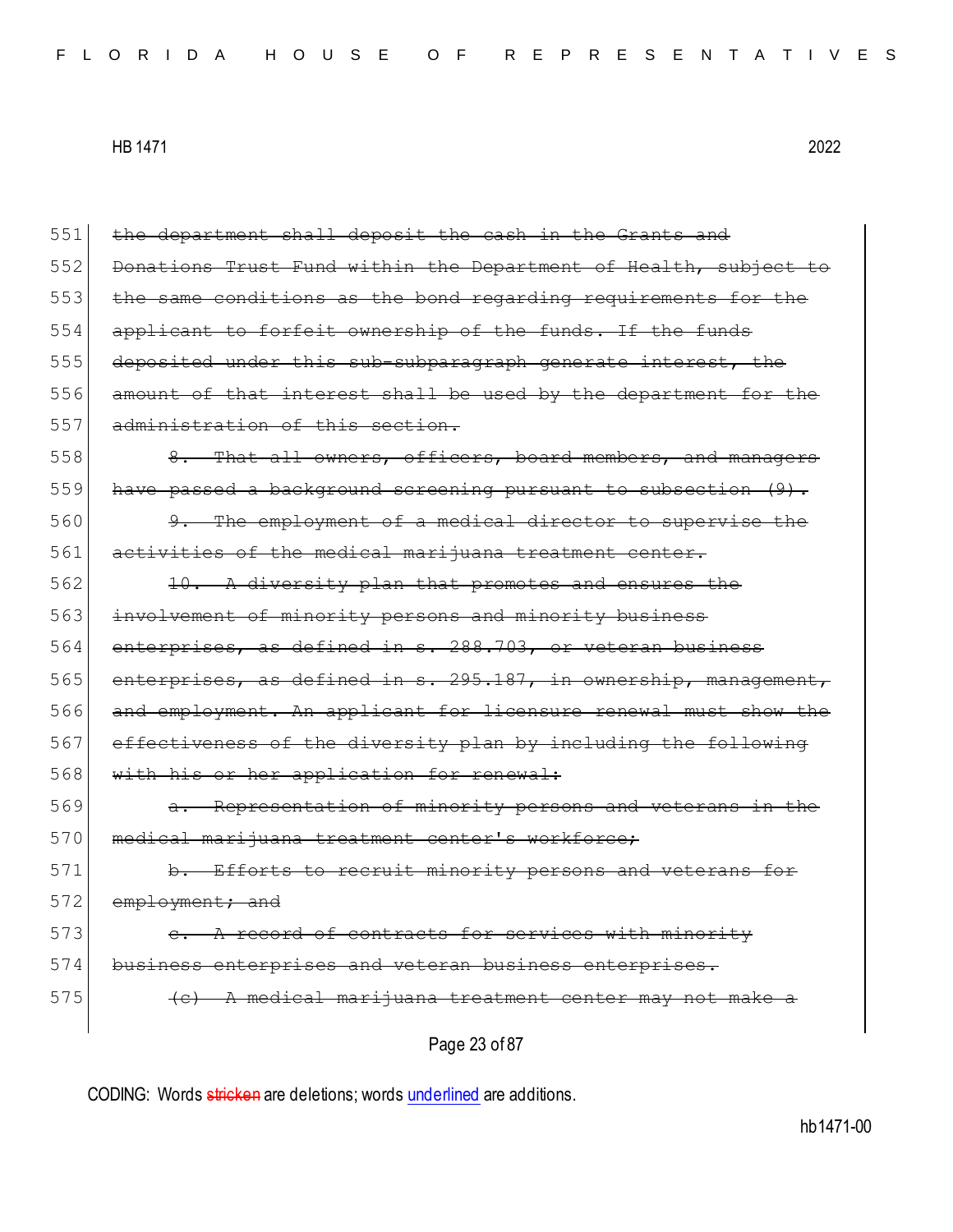551 ~~the department shall deposit the cash in the Grants and~~
552 ~~Donations Trust Fund within the Department of Health, subject to~~
553 ~~the same conditions as the bond regarding requirements for the~~
554 ~~applicant to forfeit ownership of the funds. If the funds~~
555 ~~deposited under this sub-subparagraph generate interest, the~~
556 ~~amount of that interest shall be used by the department for the~~
557 ~~administration of this section.~~
558 ~~8. That all owners, officers, board members, and managers~~
559 ~~have passed a background screening pursuant to subsection (9).~~
560 ~~9. The employment of a medical director to supervise the~~
561 ~~activities of the medical marijuana treatment center.~~
562 ~~10. A diversity plan that promotes and ensures the~~
563 ~~involvement of minority persons and minority business~~
564 ~~enterprises, as defined in s. 288.703, or veteran business~~
565 ~~enterprises, as defined in s. 295.187, in ownership, management,~~
566 ~~and employment. An applicant for licensure renewal must show the~~
567 ~~effectiveness of the diversity plan by including the following~~
568 ~~with his or her application for renewal:~~
569 ~~a. Representation of minority persons and veterans in the~~
570 ~~medical marijuana treatment center's workforce;~~
571 ~~b. Efforts to recruit minority persons and veterans for~~
572 ~~employment; and~~
573 ~~c. A record of contracts for services with minority~~
574 ~~business enterprises and veteran business enterprises.~~
575 ~~(c) A medical marijuana treatment center may not make a~~

CODING: Words ~~stricken~~ are deletions; words underlined are additions.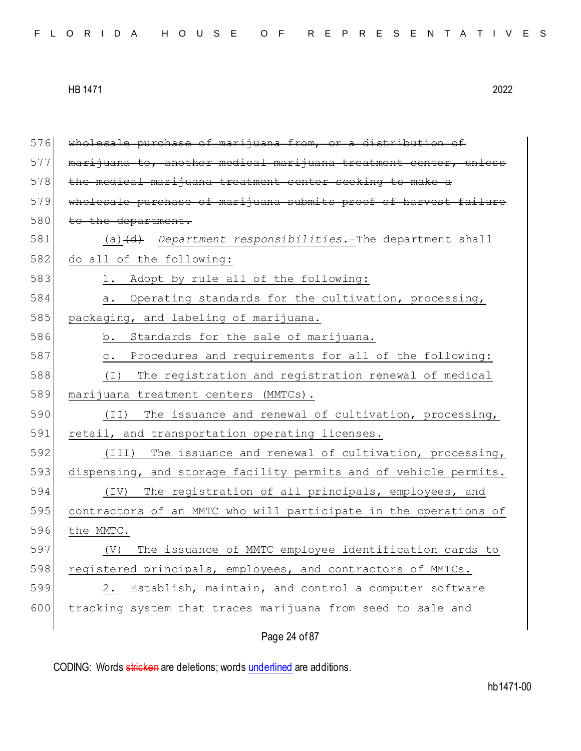~~wholesale purchase of marijuana from, or a distribution of marijuana to, another medical marijuana treatment center, unless the medical marijuana treatment center seeking to make a wholesale purchase of marijuana submits proof of harvest failure to the department.~~

<u>(a)</u>~~(d)~~ *Department responsibilities.*—The department shall <u>do all of the following:</u>

<u>1. Adopt by rule all of the following:</u>

<u>a. Operating standards for the cultivation, processing, packaging, and labeling of marijuana.</u>

<u>b. Standards for the sale of marijuana.</u>

<u>c. Procedures and requirements for all of the following:</u>

<u>(I) The registration and registration renewal of medical marijuana treatment centers (MMTCs).</u>

<u>(II) The issuance and renewal of cultivation, processing, retail, and transportation operating licenses.</u>

<u>(III) The issuance and renewal of cultivation, processing, dispensing, and storage facility permits and of vehicle permits.</u>

<u>(IV) The registration of all principals, employees, and contractors of an MMTC who will participate in the operations of the MMTC.</u>

<u>(V) The issuance of MMTC employee identification cards to registered principals, employees, and contractors of MMTCs.</u>

<u>2.</u> Establish, maintain, and control a computer software tracking system that traces marijuana from seed to sale and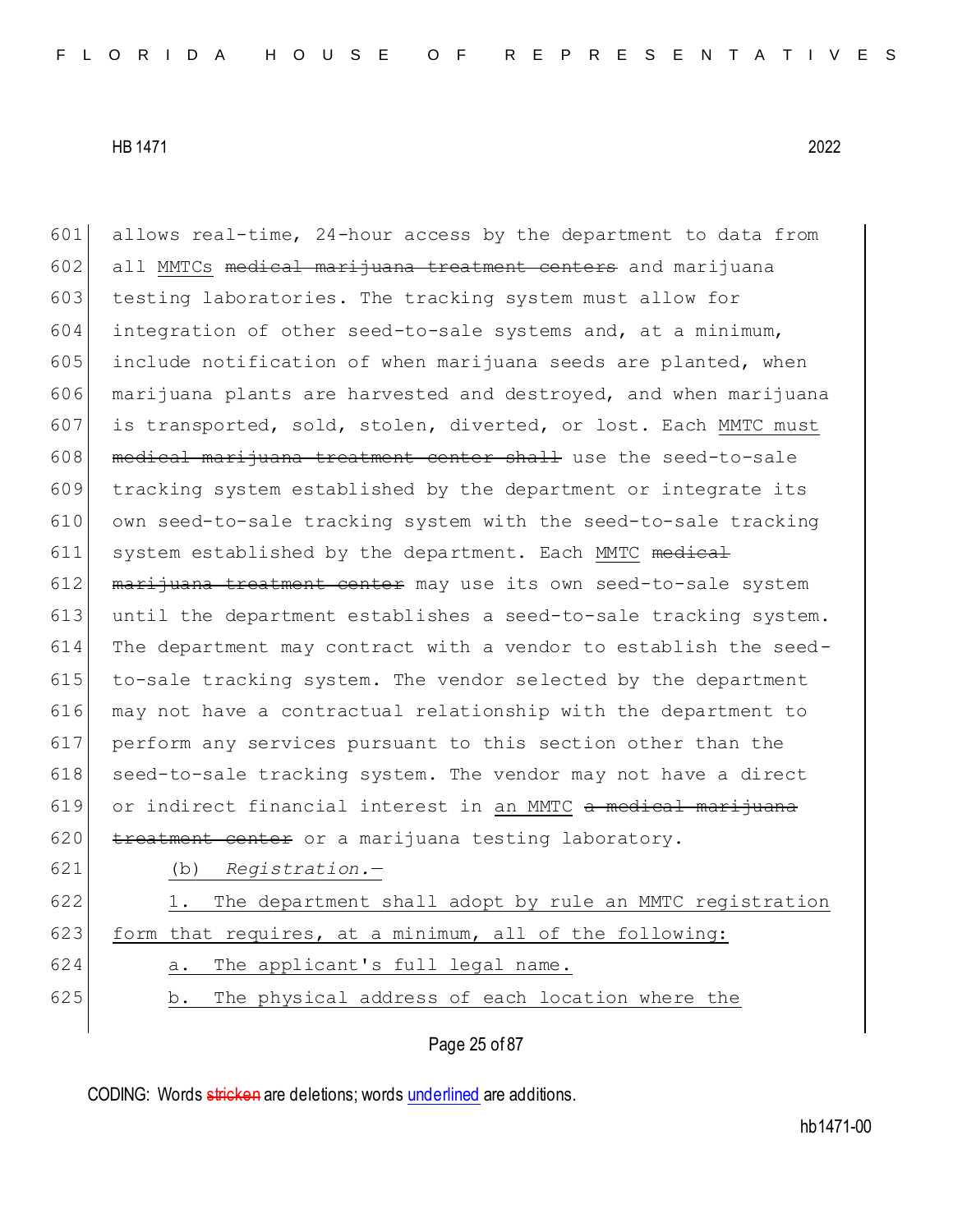allows real-time, 24-hour access by the department to data from all MMTCs ~~medical marijuana treatment centers~~ and marijuana testing laboratories. The tracking system must allow for integration of other seed-to-sale systems and, at a minimum, include notification of when marijuana seeds are planted, when marijuana plants are harvested and destroyed, and when marijuana is transported, sold, stolen, diverted, or lost. Each MMTC must ~~medical marijuana treatment center shall~~ use the seed-to-sale tracking system established by the department or integrate its own seed-to-sale tracking system with the seed-to-sale tracking system established by the department. Each MMTC ~~medical marijuana treatment center~~ may use its own seed-to-sale system until the department establishes a seed-to-sale tracking system. The department may contract with a vendor to establish the seed-to-sale tracking system. The vendor selected by the department may not have a contractual relationship with the department to perform any services pursuant to this section other than the seed-to-sale tracking system. The vendor may not have a direct or indirect financial interest in an MMTC ~~a medical marijuana treatment center~~ or a marijuana testing laboratory.

(b) *Registration.—*

1. The department shall adopt by rule an MMTC registration form that requires, at a minimum, all of the following:

a. The applicant's full legal name.

b. The physical address of each location where the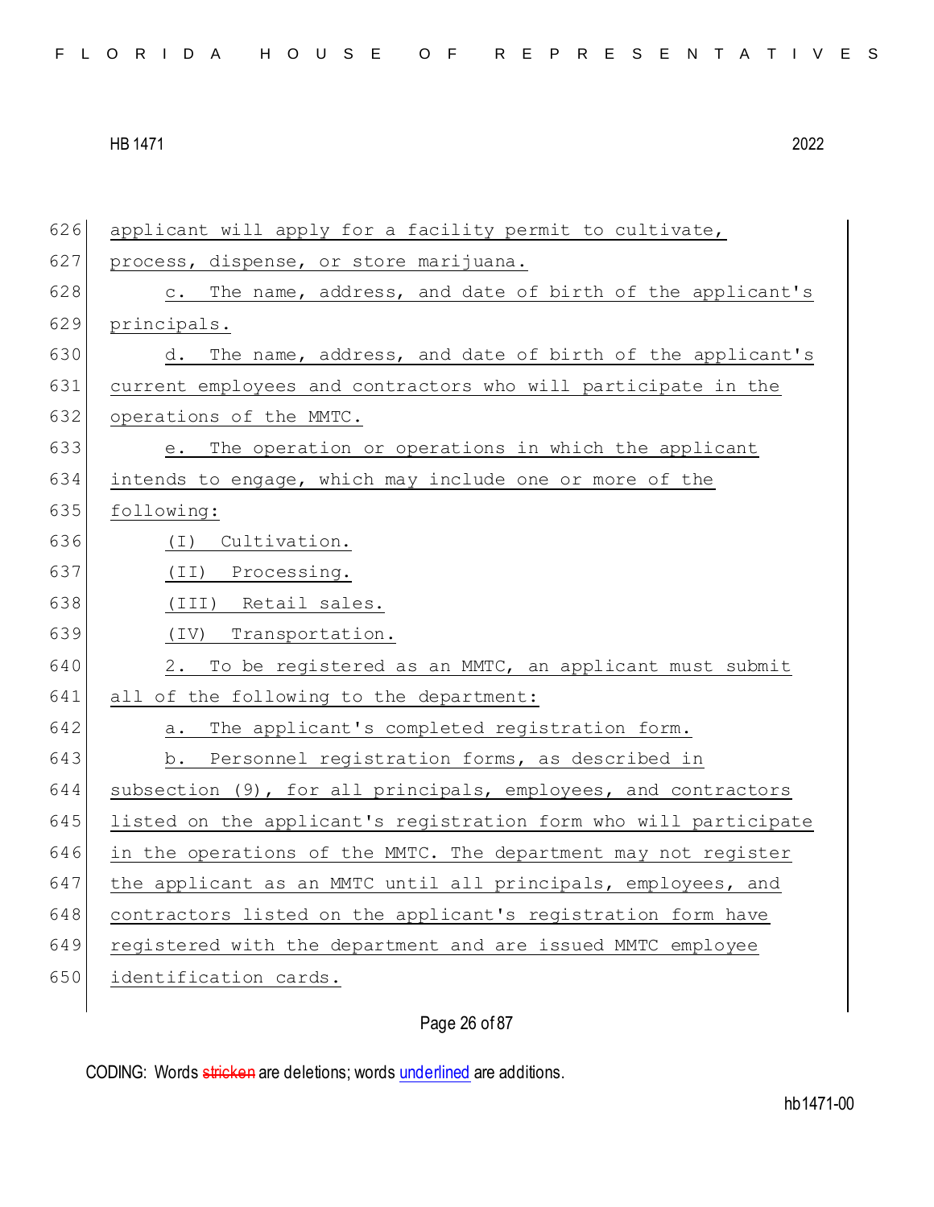applicant will apply for a facility permit to cultivate, process, dispense, or store marijuana.

c. The name, address, and date of birth of the applicant's principals.

d. The name, address, and date of birth of the applicant's current employees and contractors who will participate in the operations of the MMTC.

e. The operation or operations in which the applicant intends to engage, which may include one or more of the following:

(I) Cultivation.

(II) Processing.

(III) Retail sales.

(IV) Transportation.

2. To be registered as an MMTC, an applicant must submit all of the following to the department:

a. The applicant's completed registration form.

b. Personnel registration forms, as described in subsection (9), for all principals, employees, and contractors listed on the applicant's registration form who will participate in the operations of the MMTC. The department may not register the applicant as an MMTC until all principals, employees, and contractors listed on the applicant's registration form have registered with the department and are issued MMTC employee identification cards.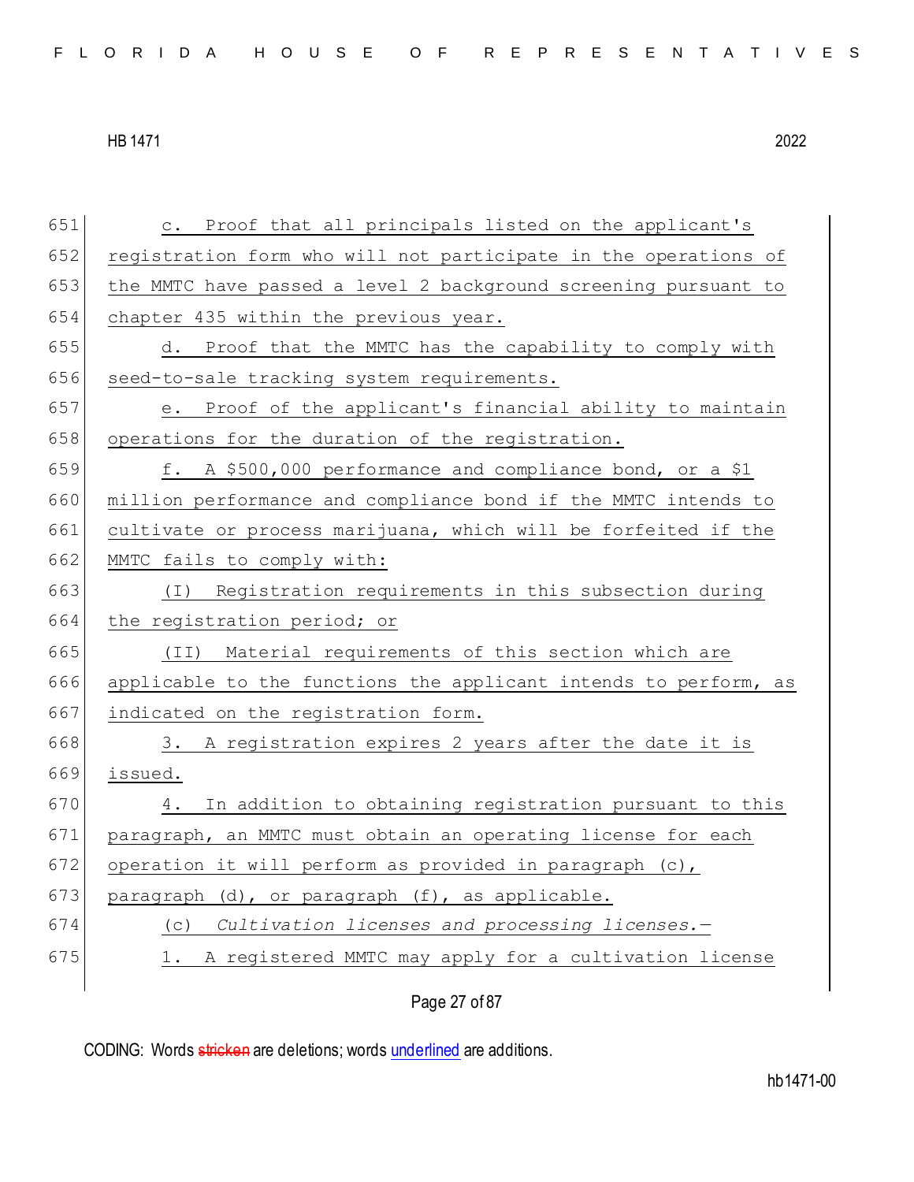c. Proof that all principals listed on the applicant's registration form who will not participate in the operations of the MMTC have passed a level 2 background screening pursuant to chapter 435 within the previous year.

d. Proof that the MMTC has the capability to comply with seed-to-sale tracking system requirements.

e. Proof of the applicant's financial ability to maintain operations for the duration of the registration.

f. A $500,000 performance and compliance bond, or a $1 million performance and compliance bond if the MMTC intends to cultivate or process marijuana, which will be forfeited if the MMTC fails to comply with:

(I) Registration requirements in this subsection during the registration period; or

(II) Material requirements of this section which are applicable to the functions the applicant intends to perform, as indicated on the registration form.

3. A registration expires 2 years after the date it is issued.

4. In addition to obtaining registration pursuant to this paragraph, an MMTC must obtain an operating license for each operation it will perform as provided in paragraph (c), paragraph (d), or paragraph (f), as applicable.

(c) *Cultivation licenses and processing licenses.*—

1. A registered MMTC may apply for a cultivation license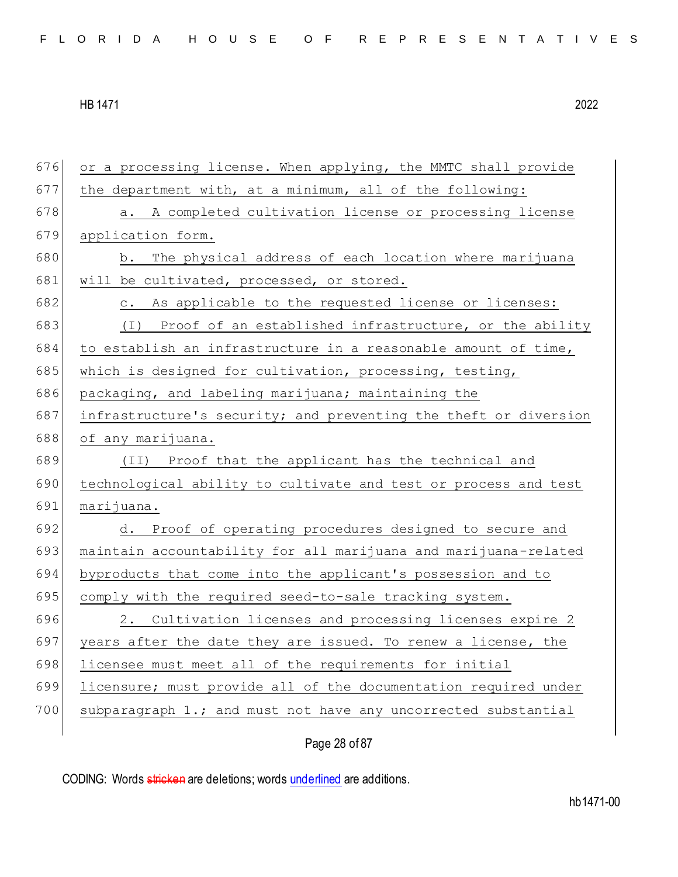or a processing license. When applying, the MMTC shall provide the department with, at a minimum, all of the following:

a. A completed cultivation license or processing license application form.

b. The physical address of each location where marijuana will be cultivated, processed, or stored.

c. As applicable to the requested license or licenses:

(I) Proof of an established infrastructure, or the ability to establish an infrastructure in a reasonable amount of time, which is designed for cultivation, processing, testing, packaging, and labeling marijuana; maintaining the infrastructure's security; and preventing the theft or diversion of any marijuana.

(II) Proof that the applicant has the technical and technological ability to cultivate and test or process and test marijuana.

d. Proof of operating procedures designed to secure and maintain accountability for all marijuana and marijuana-related byproducts that come into the applicant's possession and to comply with the required seed-to-sale tracking system.

2. Cultivation licenses and processing licenses expire 2 years after the date they are issued. To renew a license, the licensee must meet all of the requirements for initial licensure; must provide all of the documentation required under subparagraph 1.; and must not have any uncorrected substantial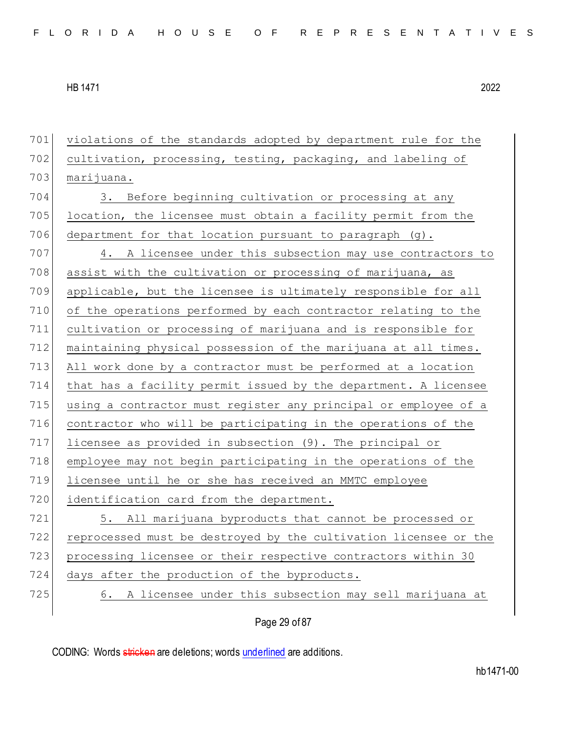violations of the standards adopted by department rule for the cultivation, processing, testing, packaging, and labeling of marijuana.

3. Before beginning cultivation or processing at any location, the licensee must obtain a facility permit from the department for that location pursuant to paragraph (g).

4. A licensee under this subsection may use contractors to assist with the cultivation or processing of marijuana, as applicable, but the licensee is ultimately responsible for all of the operations performed by each contractor relating to the cultivation or processing of marijuana and is responsible for maintaining physical possession of the marijuana at all times. All work done by a contractor must be performed at a location that has a facility permit issued by the department. A licensee using a contractor must register any principal or employee of a contractor who will be participating in the operations of the licensee as provided in subsection (9). The principal or employee may not begin participating in the operations of the licensee until he or she has received an MMTC employee identification card from the department.

5. All marijuana byproducts that cannot be processed or reprocessed must be destroyed by the cultivation licensee or the processing licensee or their respective contractors within 30 days after the production of the byproducts.

6. A licensee under this subsection may sell marijuana at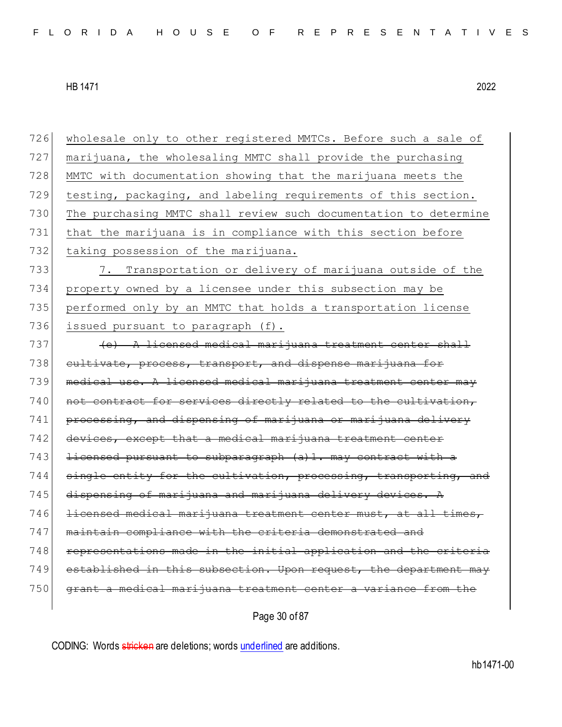726 wholesale only to other registered MMTCs. Before such a sale of
727 marijuana, the wholesaling MMTC shall provide the purchasing
728 MMTC with documentation showing that the marijuana meets the
729 testing, packaging, and labeling requirements of this section.
730 The purchasing MMTC shall review such documentation to determine
731 that the marijuana is in compliance with this section before
732 taking possession of the marijuana.

733 7. Transportation or delivery of marijuana outside of the
734 property owned by a licensee under this subsection may be
735 performed only by an MMTC that holds a transportation license
736 issued pursuant to paragraph (f).

737 ~~(e) A licensed medical marijuana treatment center shall~~
738 ~~cultivate, process, transport, and dispense marijuana for~~
739 ~~medical use. A licensed medical marijuana treatment center may~~
740 ~~not contract for services directly related to the cultivation,~~
741 ~~processing, and dispensing of marijuana or marijuana delivery~~
742 ~~devices, except that a medical marijuana treatment center~~
743 ~~licensed pursuant to subparagraph (a)1. may contract with a~~
744 ~~single entity for the cultivation, processing, transporting, and~~
745 ~~dispensing of marijuana and marijuana delivery devices. A~~
746 ~~licensed medical marijuana treatment center must, at all times,~~
747 ~~maintain compliance with the criteria demonstrated and~~
748 ~~representations made in the initial application and the criteria~~
749 ~~established in this subsection. Upon request, the department may~~
750 ~~grant a medical marijuana treatment center a variance from the~~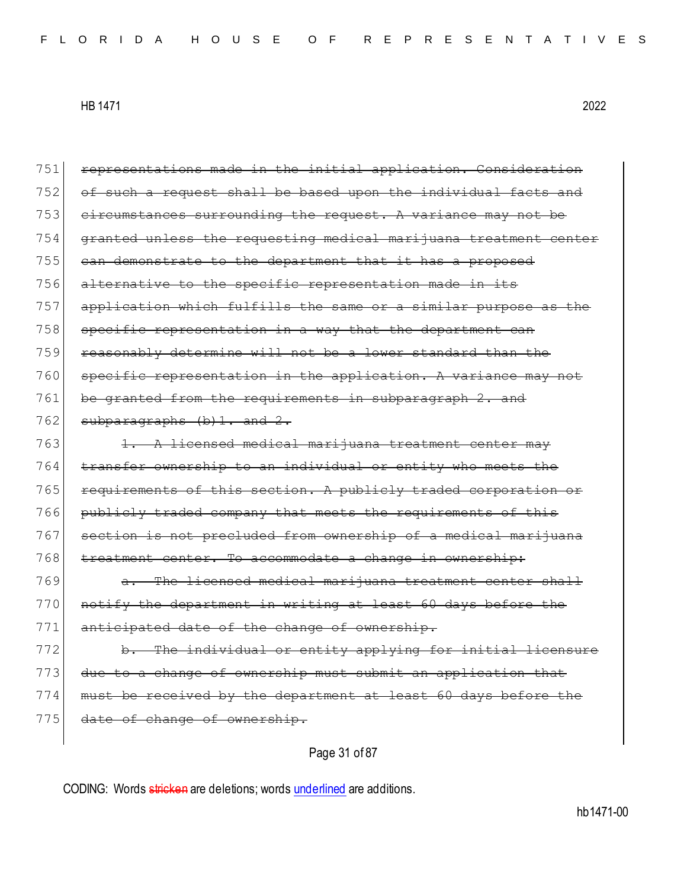751 ~~representations made in the initial application. Consideration~~
752 ~~of such a request shall be based upon the individual facts and~~
753 ~~circumstances surrounding the request. A variance may not be~~
754 ~~granted unless the requesting medical marijuana treatment center~~
755 ~~can demonstrate to the department that it has a proposed~~
756 ~~alternative to the specific representation made in its~~
757 ~~application which fulfills the same or a similar purpose as the~~
758 ~~specific representation in a way that the department can~~
759 ~~reasonably determine will not be a lower standard than the~~
760 ~~specific representation in the application. A variance may not~~
761 ~~be granted from the requirements in subparagraph 2. and~~
762 ~~subparagraphs (b)1. and 2.~~
763 ~~1. A licensed medical marijuana treatment center may~~
764 ~~transfer ownership to an individual or entity who meets the~~
765 ~~requirements of this section. A publicly traded corporation or~~
766 ~~publicly traded company that meets the requirements of this~~
767 ~~section is not precluded from ownership of a medical marijuana~~
768 ~~treatment center. To accommodate a change in ownership:~~
769 ~~a. The licensed medical marijuana treatment center shall~~
770 ~~notify the department in writing at least 60 days before the~~
771 ~~anticipated date of the change of ownership.~~
772 ~~b. The individual or entity applying for initial licensure~~
773 ~~due to a change of ownership must submit an application that~~
774 ~~must be received by the department at least 60 days before the~~
775 ~~date of change of ownership.~~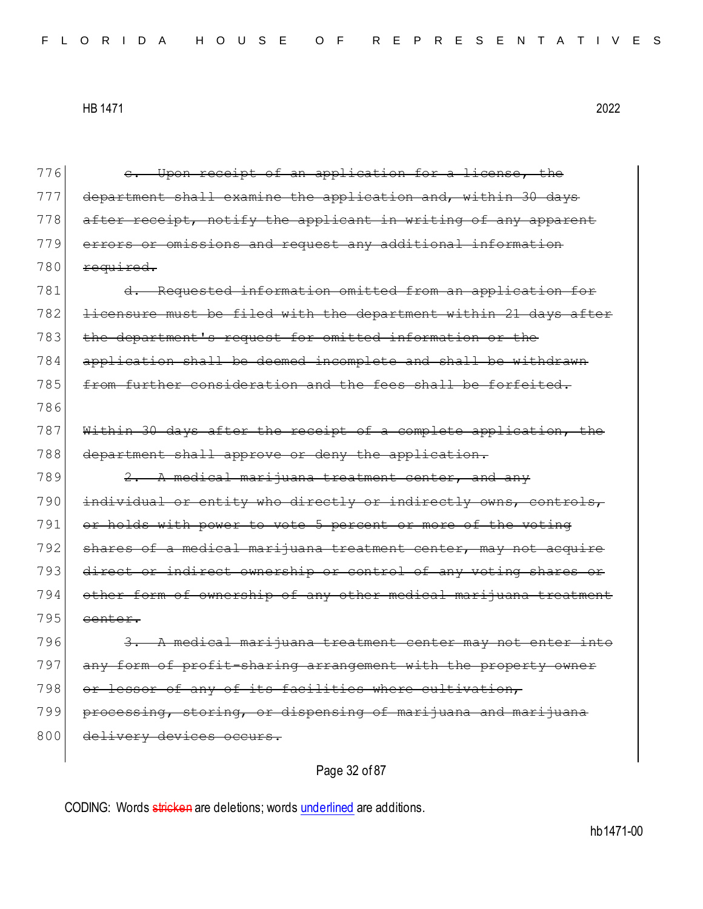776 ~~c. Upon receipt of an application for a license, the~~
777 ~~department shall examine the application and, within 30 days~~
778 ~~after receipt, notify the applicant in writing of any apparent~~
779 ~~errors or omissions and request any additional information~~
780 ~~required.~~
781 ~~d. Requested information omitted from an application for~~
782 ~~licensure must be filed with the department within 21 days after~~
783 ~~the department's request for omitted information or the~~
784 ~~application shall be deemed incomplete and shall be withdrawn~~
785 ~~from further consideration and the fees shall be forfeited.~~
786
787 ~~Within 30 days after the receipt of a complete application, the~~
788 ~~department shall approve or deny the application.~~
789 ~~2. A medical marijuana treatment center, and any~~
790 ~~individual or entity who directly or indirectly owns, controls,~~
791 ~~or holds with power to vote 5 percent or more of the voting~~
792 ~~shares of a medical marijuana treatment center, may not acquire~~
793 ~~direct or indirect ownership or control of any voting shares or~~
794 ~~other form of ownership of any other medical marijuana treatment~~
795 ~~center.~~
796 ~~3. A medical marijuana treatment center may not enter into~~
797 ~~any form of profit-sharing arrangement with the property owner~~
798 ~~or lessor of any of its facilities where cultivation,~~
799 ~~processing, storing, or dispensing of marijuana and marijuana~~
800 ~~delivery devices occurs.~~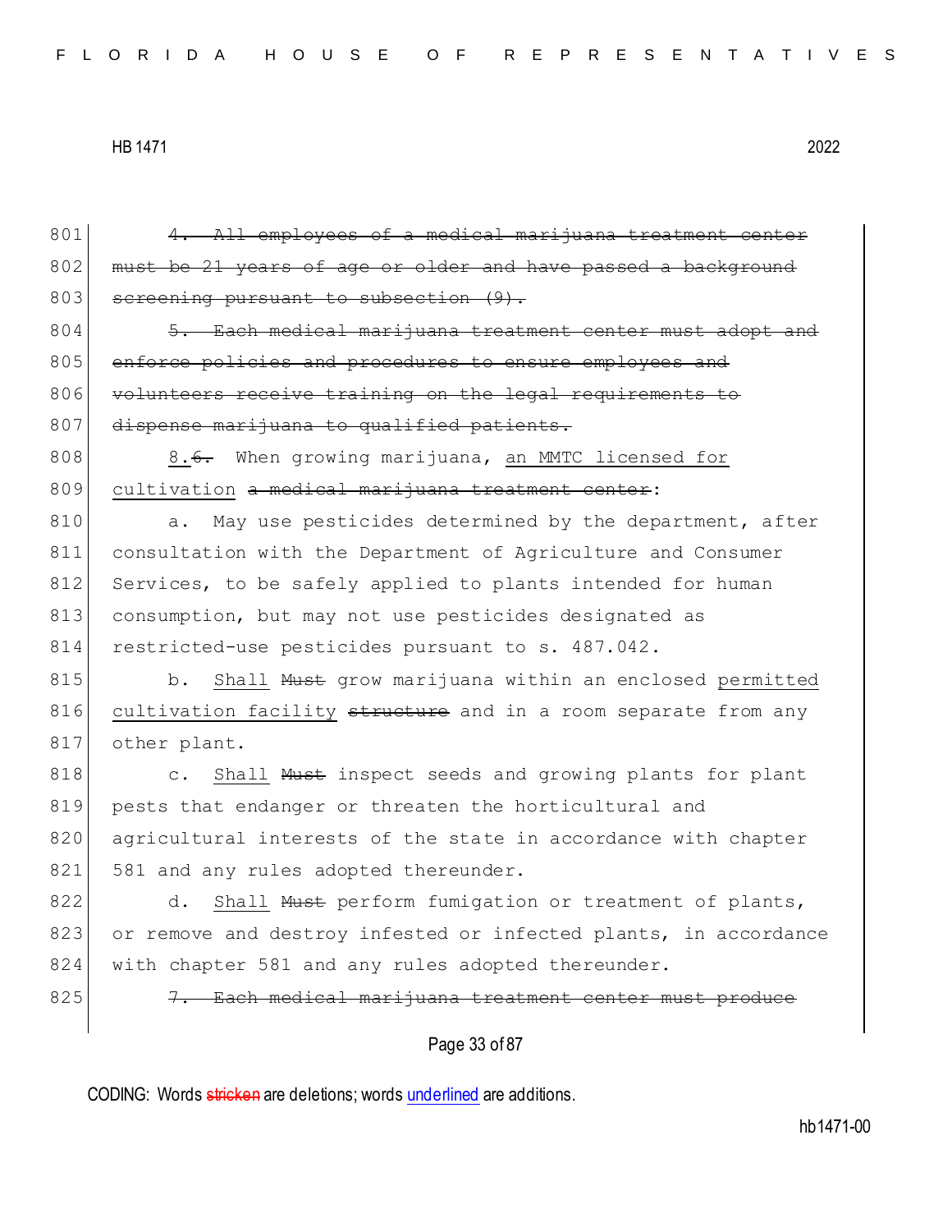~~4. All employees of a medical marijuana treatment center must be 21 years of age or older and have passed a background screening pursuant to subsection (9).~~

~~5. Each medical marijuana treatment center must adopt and enforce policies and procedures to ensure employees and volunteers receive training on the legal requirements to dispense marijuana to qualified patients.~~

8.~~6.~~ When growing marijuana, an MMTC licensed for cultivation ~~a medical marijuana treatment center~~:

a. May use pesticides determined by the department, after consultation with the Department of Agriculture and Consumer Services, to be safely applied to plants intended for human consumption, but may not use pesticides designated as restricted-use pesticides pursuant to s. 487.042.

b. Shall ~~Must~~ grow marijuana within an enclosed permitted cultivation facility ~~structure~~ and in a room separate from any other plant.

c. Shall ~~Must~~ inspect seeds and growing plants for plant pests that endanger or threaten the horticultural and agricultural interests of the state in accordance with chapter 581 and any rules adopted thereunder.

d. Shall ~~Must~~ perform fumigation or treatment of plants, or remove and destroy infested or infected plants, in accordance with chapter 581 and any rules adopted thereunder.

~~7. Each medical marijuana treatment center must produce~~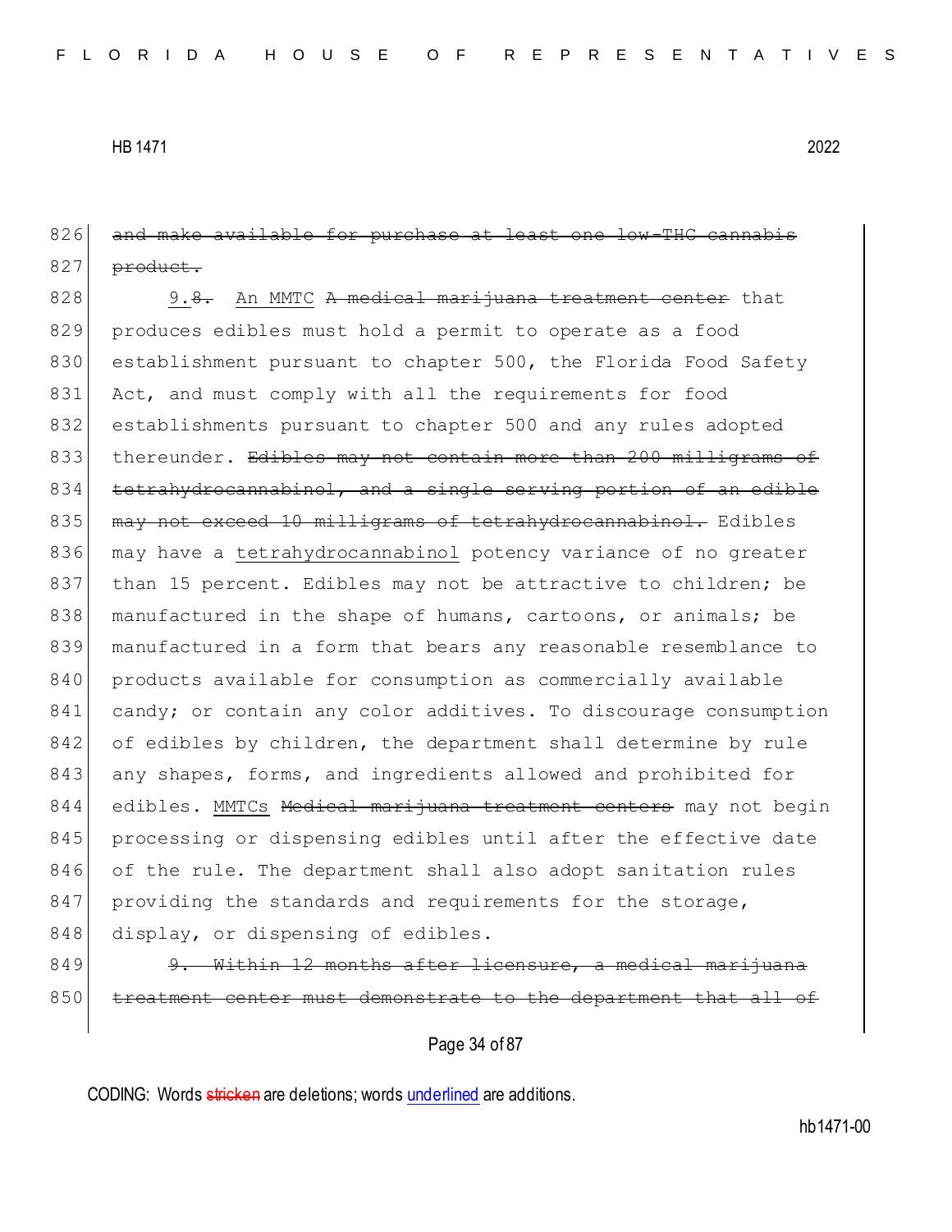826 ~~and make available for purchase at least one low-THC cannabis~~
827 ~~product.~~

828 9.~~8.~~ An MMTC ~~A medical marijuana treatment center~~ that
829 produces edibles must hold a permit to operate as a food
830 establishment pursuant to chapter 500, the Florida Food Safety
831 Act, and must comply with all the requirements for food
832 establishments pursuant to chapter 500 and any rules adopted
833 thereunder. ~~Edibles may not contain more than 200 milligrams of~~
834 ~~tetrahydrocannabinol, and a single serving portion of an edible~~
835 ~~may not exceed 10 milligrams of tetrahydrocannabinol.~~ Edibles
836 may have a <u>tetrahydrocannabinol</u> potency variance of no greater
837 than 15 percent. Edibles may not be attractive to children; be
838 manufactured in the shape of humans, cartoons, or animals; be
839 manufactured in a form that bears any reasonable resemblance to
840 products available for consumption as commercially available
841 candy; or contain any color additives. To discourage consumption
842 of edibles by children, the department shall determine by rule
843 any shapes, forms, and ingredients allowed and prohibited for
844 edibles. <u>MMTCs</u> ~~Medical marijuana treatment centers~~ may not begin
845 processing or dispensing edibles until after the effective date
846 of the rule. The department shall also adopt sanitation rules
847 providing the standards and requirements for the storage,
848 display, or dispensing of edibles.

849 ~~9. Within 12 months after licensure, a medical marijuana~~
850 ~~treatment center must demonstrate to the department that all of~~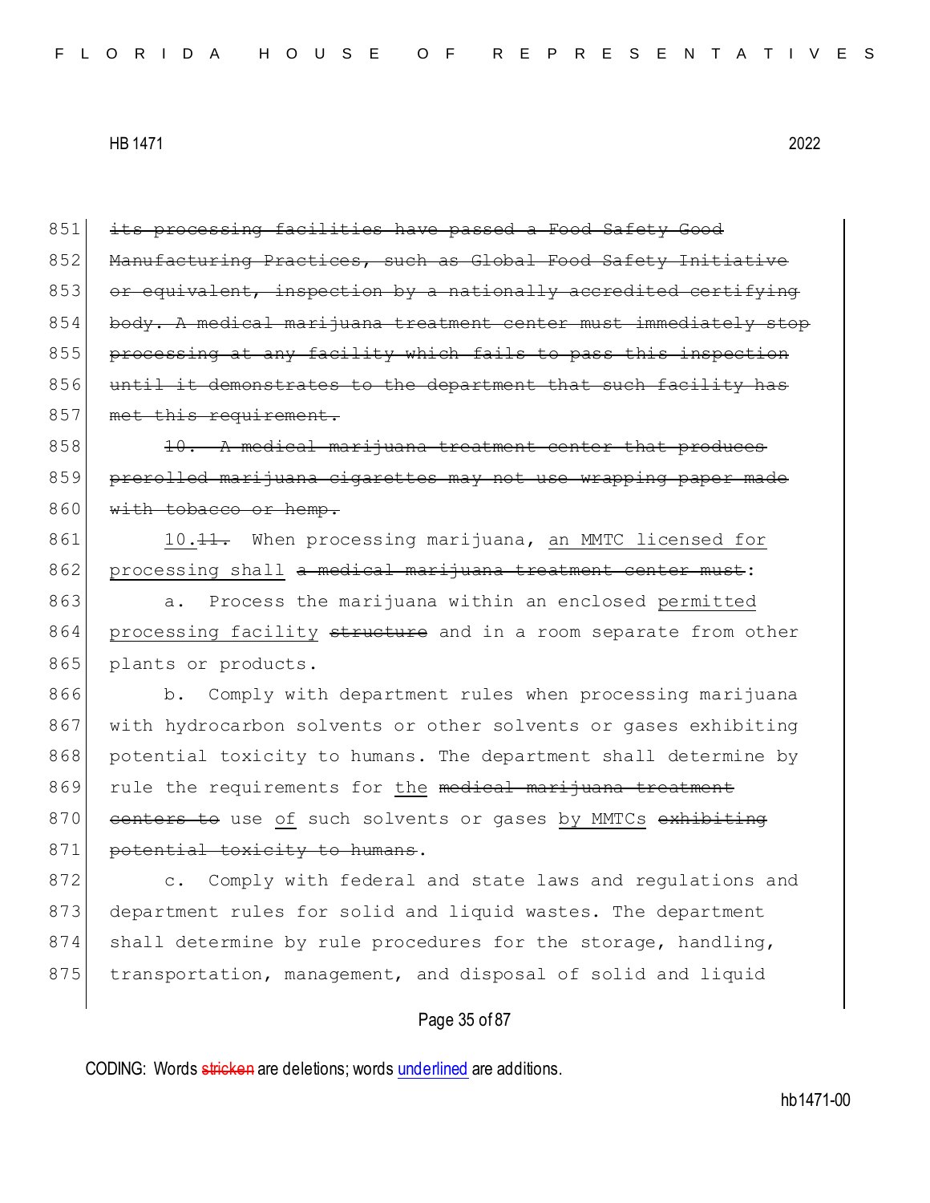851 ~~its processing facilities have passed a Food Safety Good~~
852 ~~Manufacturing Practices, such as Global Food Safety Initiative~~
853 ~~or equivalent, inspection by a nationally accredited certifying~~
854 ~~body. A medical marijuana treatment center must immediately stop~~
855 ~~processing at any facility which fails to pass this inspection~~
856 ~~until it demonstrates to the department that such facility has~~
857 ~~met this requirement.~~

858 ~~10. A medical marijuana treatment center that produces~~
859 ~~prerolled marijuana cigarettes may not use wrapping paper made~~
860 ~~with tobacco or hemp.~~

861 10.~~11.~~ When processing marijuana, <u>an MMTC licensed for</u>
862 <u>processing shall</u> ~~a medical marijuana treatment center must~~:

863 a. Process the marijuana within an enclosed <u>permitted</u>
864 <u>processing facility</u> ~~structure~~ and in a room separate from other
865 plants or products.

866 b. Comply with department rules when processing marijuana
867 with hydrocarbon solvents or other solvents or gases exhibiting
868 potential toxicity to humans. The department shall determine by
869 rule the requirements for <u>the</u> ~~medical marijuana treatment~~
870 ~~centers to~~ use <u>of</u> such solvents or gases <u>by MMTCs</u> ~~exhibiting~~
871 ~~potential toxicity to humans~~.

872 c. Comply with federal and state laws and regulations and
873 department rules for solid and liquid wastes. The department
874 shall determine by rule procedures for the storage, handling,
875 transportation, management, and disposal of solid and liquid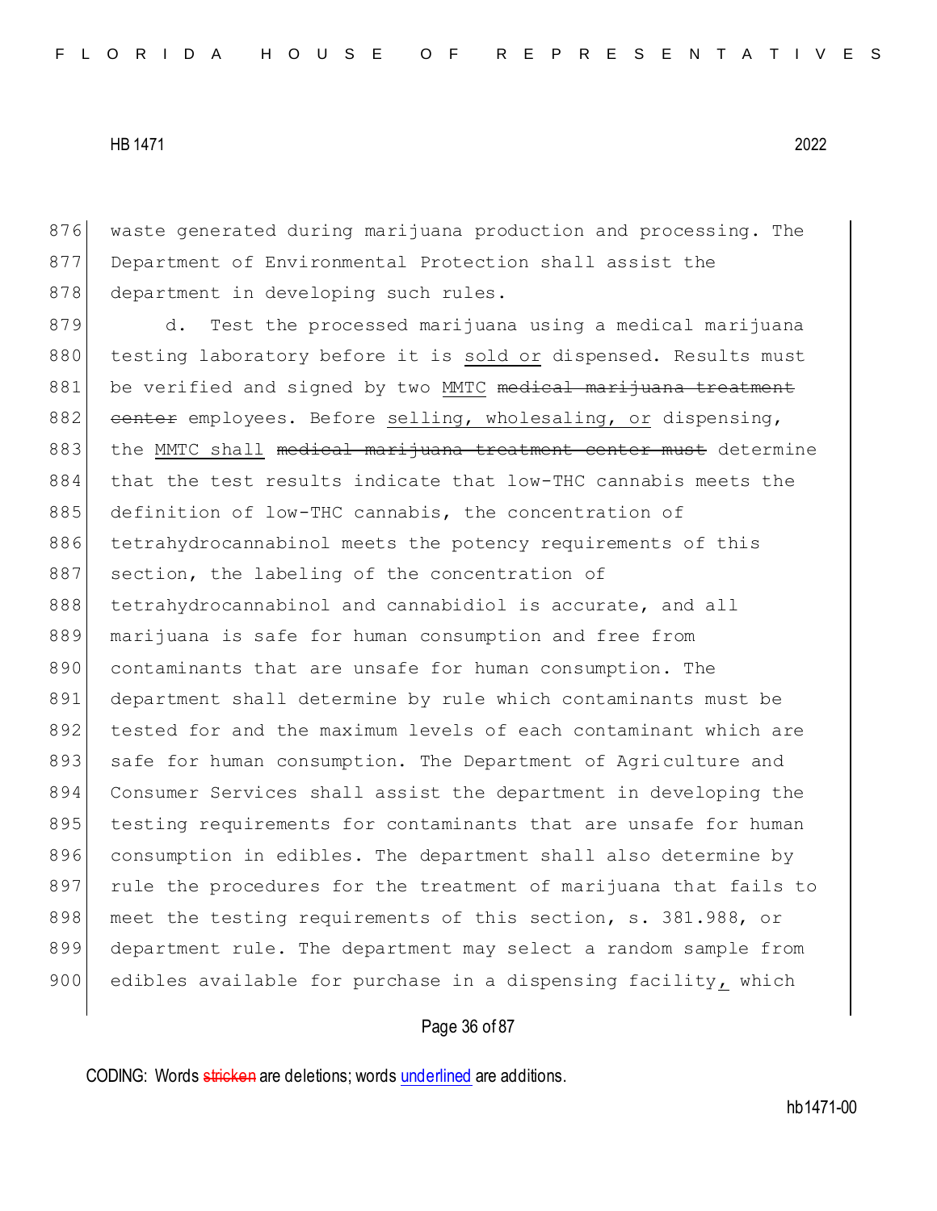876 waste generated during marijuana production and processing. The
877 Department of Environmental Protection shall assist the
878 department in developing such rules.

879 d. Test the processed marijuana using a medical marijuana
880 testing laboratory before it is <u>sold or</u> dispensed. Results must
881 be verified and signed by two <u>MMTC</u> ~~medical marijuana treatment~~
882 ~~center~~ employees. Before <u>selling, wholesaling, or</u> dispensing,
883 the <u>MMTC shall</u> ~~medical marijuana treatment center must~~ determine
884 that the test results indicate that low-THC cannabis meets the
885 definition of low-THC cannabis, the concentration of
886 tetrahydrocannabinol meets the potency requirements of this
887 section, the labeling of the concentration of
888 tetrahydrocannabinol and cannabidiol is accurate, and all
889 marijuana is safe for human consumption and free from
890 contaminants that are unsafe for human consumption. The
891 department shall determine by rule which contaminants must be
892 tested for and the maximum levels of each contaminant which are
893 safe for human consumption. The Department of Agriculture and
894 Consumer Services shall assist the department in developing the
895 testing requirements for contaminants that are unsafe for human
896 consumption in edibles. The department shall also determine by
897 rule the procedures for the treatment of marijuana that fails to
898 meet the testing requirements of this section, s. 381.988, or
899 department rule. The department may select a random sample from
900 edibles available for purchase in a dispensing facility<u>,</u> which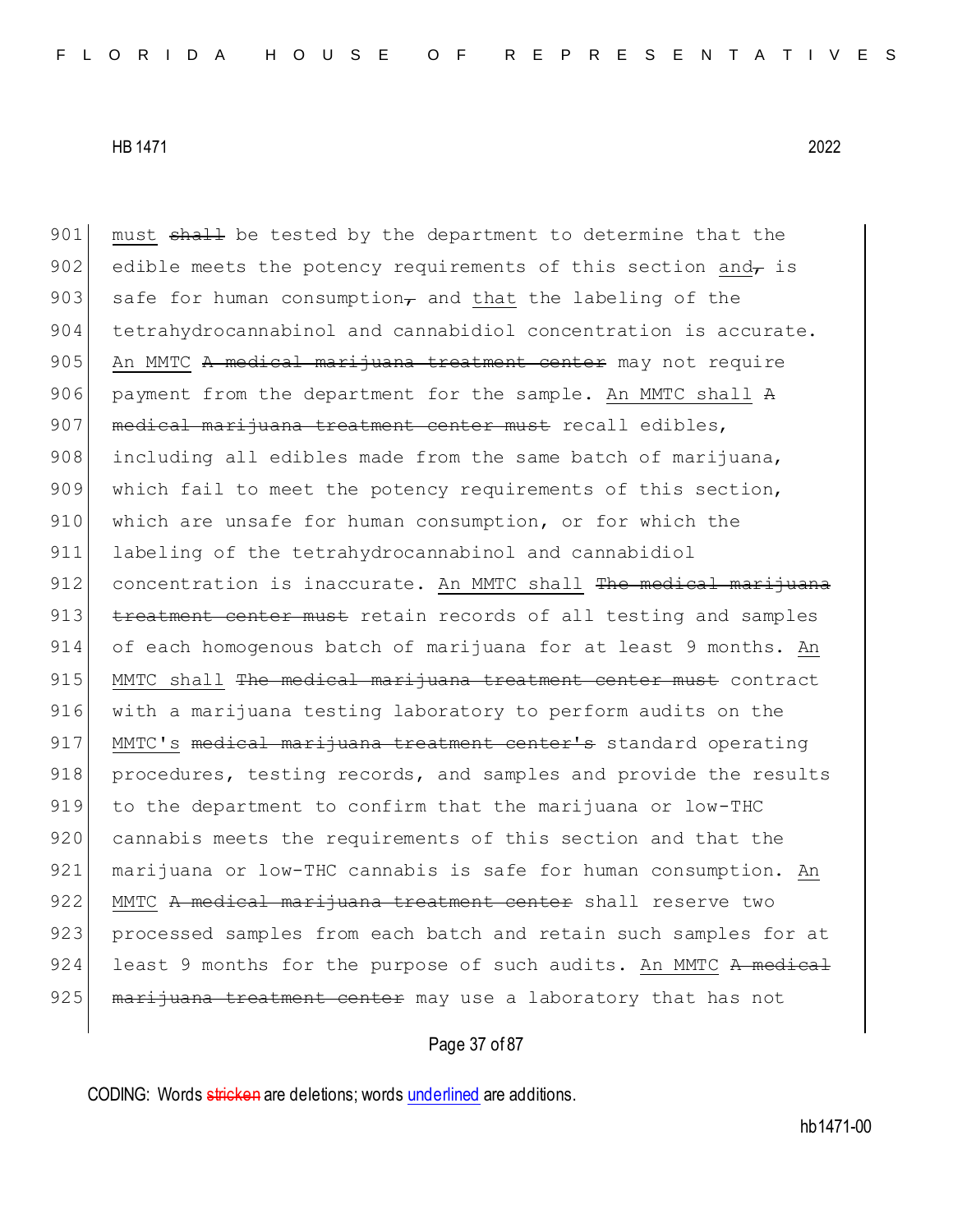901 must ~~shall~~ be tested by the department to determine that the
902 edible meets the potency requirements of this section and~~,~~ is
903 safe for human consumption~~,~~ and that the labeling of the
904 tetrahydrocannabinol and cannabidiol concentration is accurate.
905 An MMTC ~~A medical marijuana treatment center~~ may not require
906 payment from the department for the sample. An MMTC shall ~~A~~
907 ~~medical marijuana treatment center must~~ recall edibles,
908 including all edibles made from the same batch of marijuana,
909 which fail to meet the potency requirements of this section,
910 which are unsafe for human consumption, or for which the
911 labeling of the tetrahydrocannabinol and cannabidiol
912 concentration is inaccurate. An MMTC shall ~~The medical marijuana~~
913 ~~treatment center must~~ retain records of all testing and samples
914 of each homogenous batch of marijuana for at least 9 months. An
915 MMTC shall ~~The medical marijuana treatment center must~~ contract
916 with a marijuana testing laboratory to perform audits on the
917 MMTC's ~~medical marijuana treatment center's~~ standard operating
918 procedures, testing records, and samples and provide the results
919 to the department to confirm that the marijuana or low-THC
920 cannabis meets the requirements of this section and that the
921 marijuana or low-THC cannabis is safe for human consumption. An
922 MMTC ~~A medical marijuana treatment center~~ shall reserve two
923 processed samples from each batch and retain such samples for at
924 least 9 months for the purpose of such audits. An MMTC ~~A medical~~
925 ~~marijuana treatment center~~ may use a laboratory that has not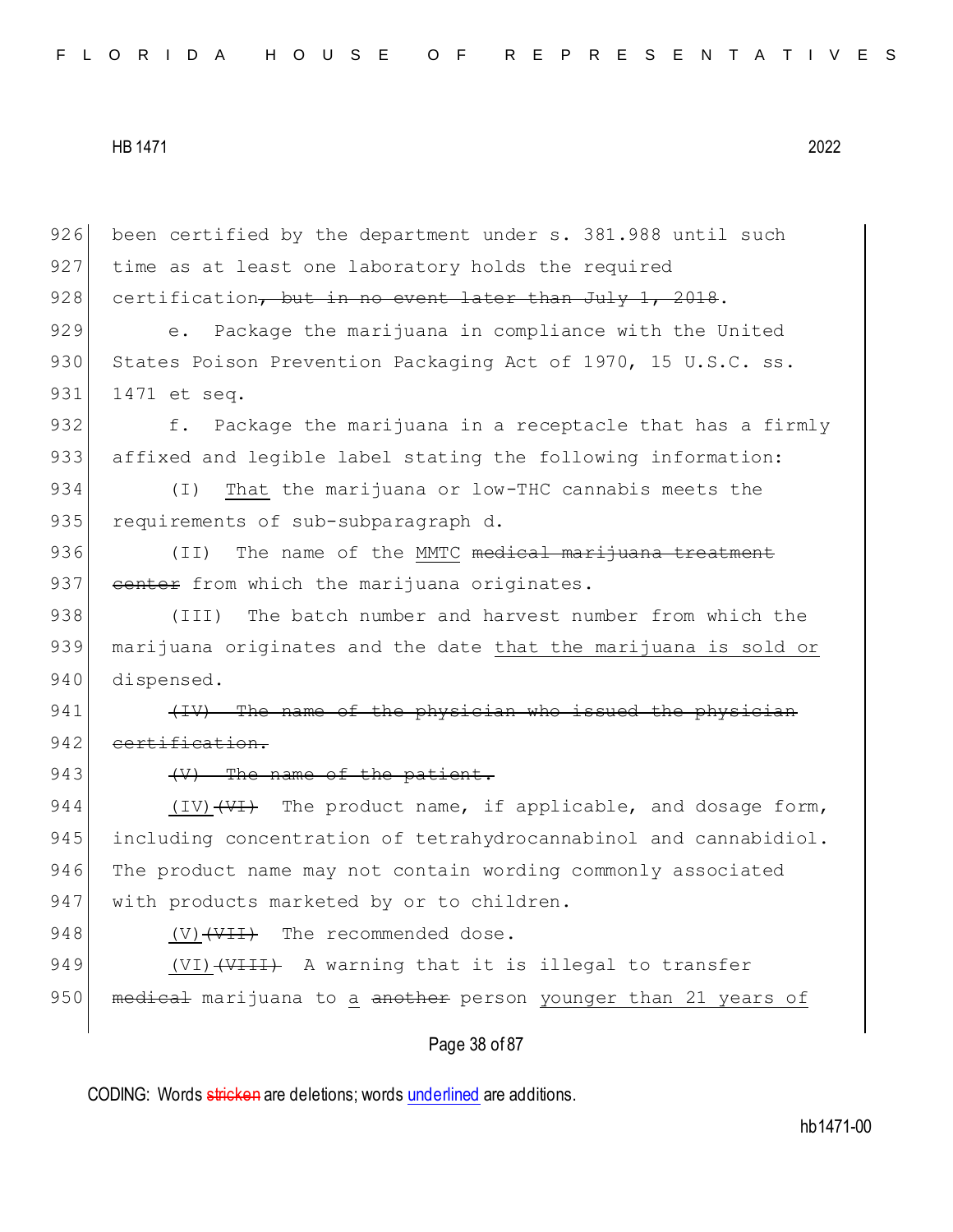been certified by the department under s. 381.988 until such time as at least one laboratory holds the required certification~~, but in no event later than July 1, 2018~~.

e. Package the marijuana in compliance with the United States Poison Prevention Packaging Act of 1970, 15 U.S.C. ss. 1471 et seq.

f. Package the marijuana in a receptacle that has a firmly affixed and legible label stating the following information:

(I) <u>That</u> the marijuana or low-THC cannabis meets the requirements of sub-subparagraph d.

(II) The name of the <u>MMTC</u> ~~medical marijuana treatment center~~ from which the marijuana originates.

(III) The batch number and harvest number from which the marijuana originates and the date <u>that the marijuana is sold or</u> dispensed.

~~(IV) The name of the physician who issued the physician certification.~~

~~(V) The name of the patient.~~

<u>(IV)</u>~~(VI)~~ The product name, if applicable, and dosage form, including concentration of tetrahydrocannabinol and cannabidiol. The product name may not contain wording commonly associated with products marketed by or to children.

<u>(V)</u>~~(VII)~~ The recommended dose.

<u>(VI)</u>~~(VIII)~~ A warning that it is illegal to transfer ~~medical~~ marijuana to <u>a</u> ~~another~~ person <u>younger than 21 years of</u>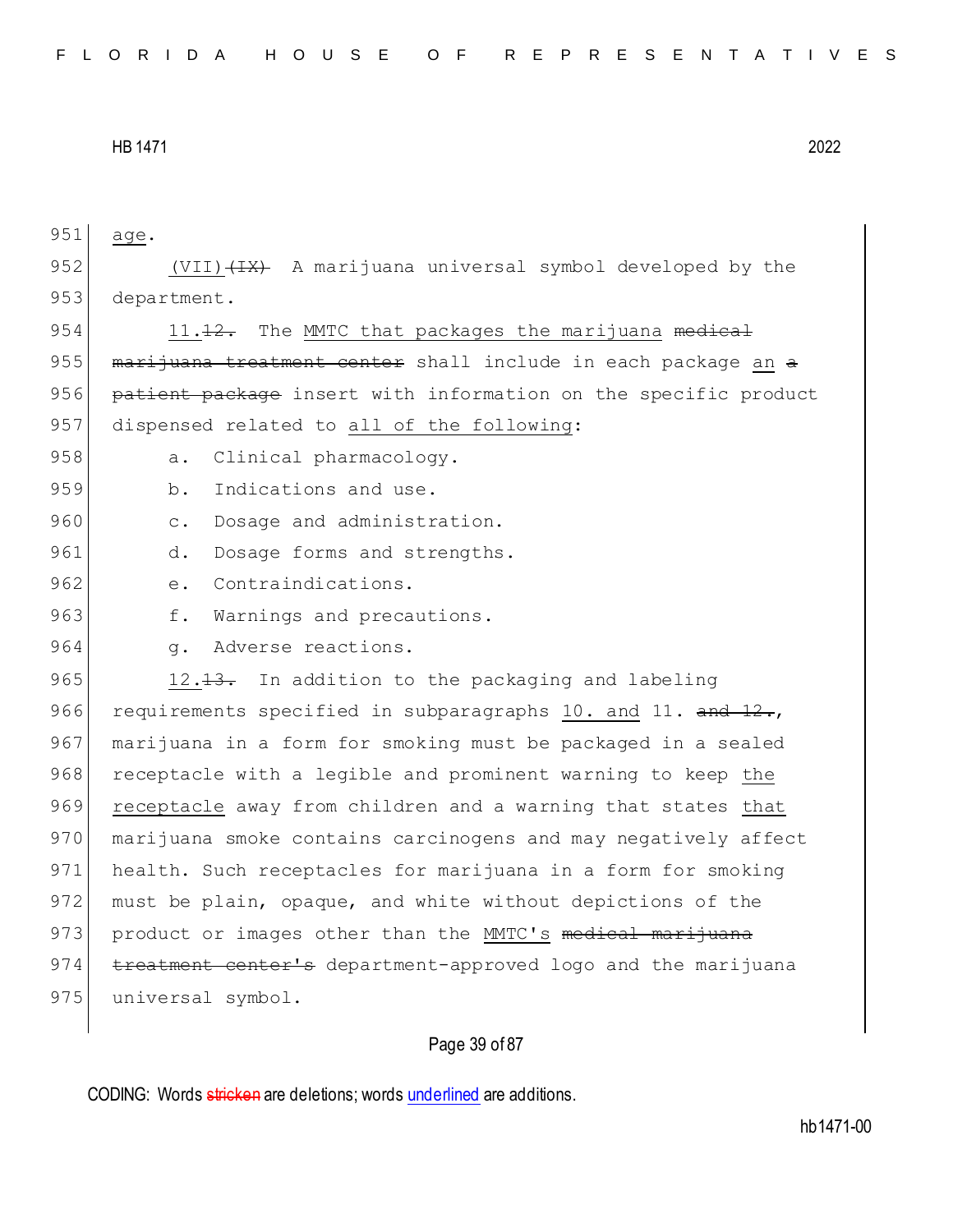951 age.

952 (VII) ~~(IX)~~ A marijuana universal symbol developed by the

953 department.

954 11. ~~12.~~ The MMTC that packages the marijuana ~~medical~~

955 ~~marijuana treatment center~~ shall include in each package an ~~a~~

956 ~~patient package~~ insert with information on the specific product

957 dispensed related to all of the following:

958 a. Clinical pharmacology.

959 b. Indications and use.

960 c. Dosage and administration.

961 d. Dosage forms and strengths.

962 e. Contraindications.

963 f. Warnings and precautions.

964 g. Adverse reactions.

965 12. ~~13.~~ In addition to the packaging and labeling

966 requirements specified in subparagraphs 10. and 11. ~~and 12.~~,

967 marijuana in a form for smoking must be packaged in a sealed

968 receptacle with a legible and prominent warning to keep the

969 receptacle away from children and a warning that states that

970 marijuana smoke contains carcinogens and may negatively affect

971 health. Such receptacles for marijuana in a form for smoking

972 must be plain, opaque, and white without depictions of the

973 product or images other than the MMTC's ~~medical marijuana~~

974 ~~treatment center's~~ department-approved logo and the marijuana

975 universal symbol.

CODING: Words ~~stricken~~ are deletions; words underlined are additions.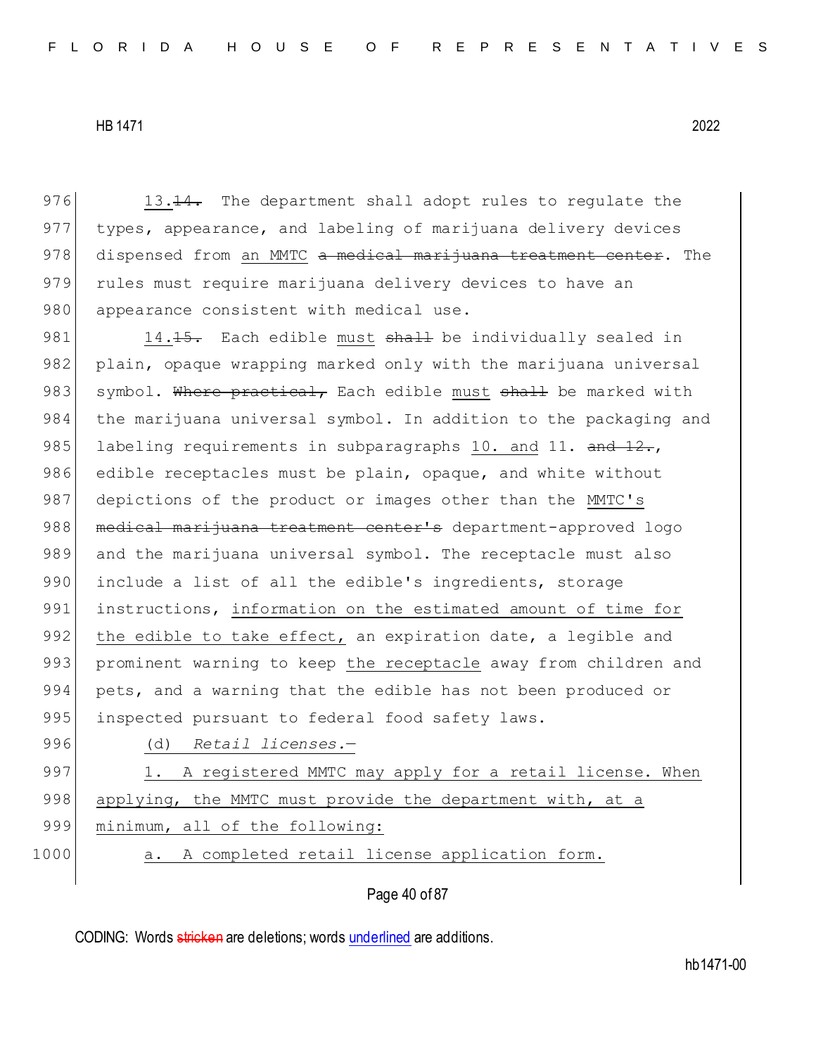976 13.~~14.~~ The department shall adopt rules to regulate the
977 types, appearance, and labeling of marijuana delivery devices
978 dispensed from <u>an MMTC</u> ~~a medical marijuana treatment center~~. The
979 rules must require marijuana delivery devices to have an
980 appearance consistent with medical use.

981 14.~~15.~~ Each edible <u>must</u> ~~shall~~ be individually sealed in
982 plain, opaque wrapping marked only with the marijuana universal
983 symbol. ~~Where practical,~~ Each edible <u>must</u> ~~shall~~ be marked with
984 the marijuana universal symbol. In addition to the packaging and
985 labeling requirements in subparagraphs <u>10. and</u> 11. ~~and 12.~~,
986 edible receptacles must be plain, opaque, and white without
987 depictions of the product or images other than the <u>MMTC's</u>
988 ~~medical marijuana treatment center's~~ department-approved logo
989 and the marijuana universal symbol. The receptacle must also
990 include a list of all the edible's ingredients, storage
991 instructions, <u>information on the estimated amount of time for</u>
992 <u>the edible to take effect,</u> an expiration date, a legible and
993 prominent warning to keep <u>the receptacle</u> away from children and
994 pets, and a warning that the edible has not been produced or
995 inspected pursuant to federal food safety laws.

996 <u>(d) *Retail licenses.*—</u>

997 <u>1. A registered MMTC may apply for a retail license. When</u>
998 <u>applying, the MMTC must provide the department with, at a</u>
999 <u>minimum, all of the following:</u>

1000 <u>a. A completed retail license application form.</u>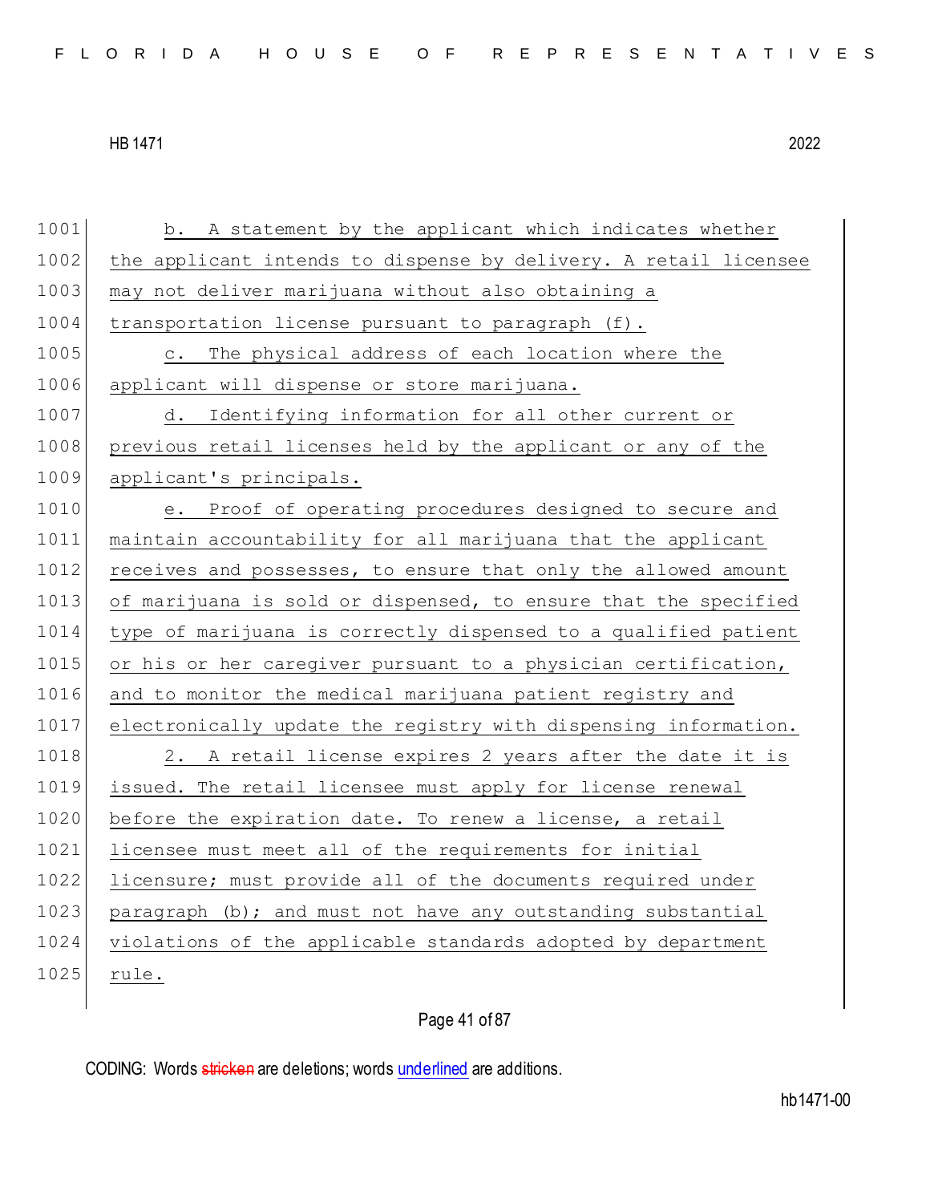b. A statement by the applicant which indicates whether the applicant intends to dispense by delivery. A retail licensee may not deliver marijuana without also obtaining a transportation license pursuant to paragraph (f).

c. The physical address of each location where the applicant will dispense or store marijuana.

d. Identifying information for all other current or previous retail licenses held by the applicant or any of the applicant's principals.

e. Proof of operating procedures designed to secure and maintain accountability for all marijuana that the applicant receives and possesses, to ensure that only the allowed amount of marijuana is sold or dispensed, to ensure that the specified type of marijuana is correctly dispensed to a qualified patient or his or her caregiver pursuant to a physician certification, and to monitor the medical marijuana patient registry and electronically update the registry with dispensing information.

2. A retail license expires 2 years after the date it is issued. The retail licensee must apply for license renewal before the expiration date. To renew a license, a retail licensee must meet all of the requirements for initial licensure; must provide all of the documents required under paragraph (b); and must not have any outstanding substantial violations of the applicable standards adopted by department rule.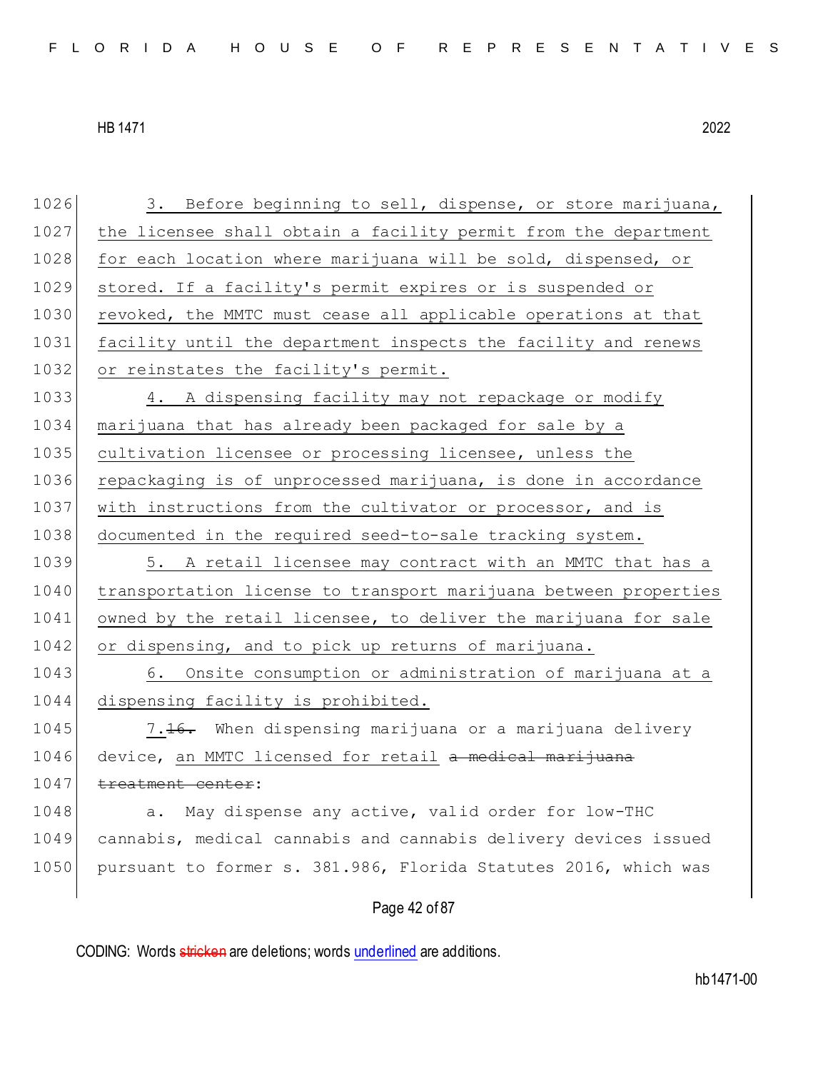3. Before beginning to sell, dispense, or store marijuana, the licensee shall obtain a facility permit from the department for each location where marijuana will be sold, dispensed, or stored. If a facility's permit expires or is suspended or revoked, the MMTC must cease all applicable operations at that facility until the department inspects the facility and renews or reinstates the facility's permit.

4. A dispensing facility may not repackage or modify marijuana that has already been packaged for sale by a cultivation licensee or processing licensee, unless the repackaging is of unprocessed marijuana, is done in accordance with instructions from the cultivator or processor, and is documented in the required seed-to-sale tracking system.

5. A retail licensee may contract with an MMTC that has a transportation license to transport marijuana between properties owned by the retail licensee, to deliver the marijuana for sale or dispensing, and to pick up returns of marijuana.

6. Onsite consumption or administration of marijuana at a dispensing facility is prohibited.

7.~~16.~~ When dispensing marijuana or a marijuana delivery device, an MMTC licensed for retail ~~a medical marijuana treatment center~~:

a. May dispense any active, valid order for low-THC cannabis, medical cannabis and cannabis delivery devices issued pursuant to former s. 381.986, Florida Statutes 2016, which was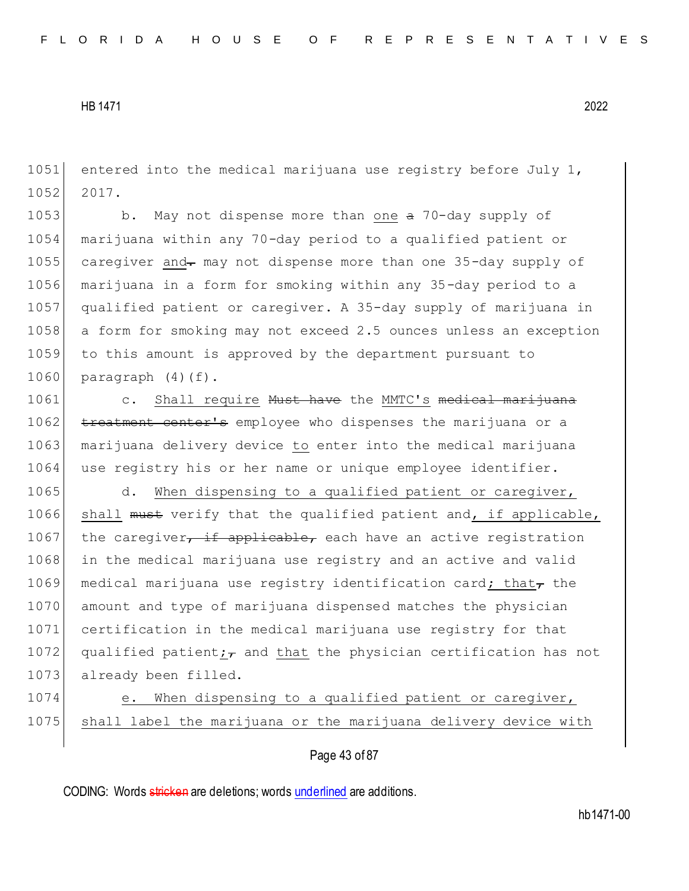entered into the medical marijuana use registry before July 1, 2017.

b. May not dispense more than one ~~a~~ 70-day supply of marijuana within any 70-day period to a qualified patient or caregiver and~~.~~ may not dispense more than one 35-day supply of marijuana in a form for smoking within any 35-day period to a qualified patient or caregiver. A 35-day supply of marijuana in a form for smoking may not exceed 2.5 ounces unless an exception to this amount is approved by the department pursuant to paragraph (4)(f).

c. Shall require ~~Must have~~ the MMTC's ~~medical marijuana treatment center's~~ employee who dispenses the marijuana or a marijuana delivery device to enter into the medical marijuana use registry his or her name or unique employee identifier.

d. When dispensing to a qualified patient or caregiver, shall ~~must~~ verify that the qualified patient and, if applicable, the caregiver~~, if applicable,~~ each have an active registration in the medical marijuana use registry and an active and valid medical marijuana use registry identification card; that~~,~~ the amount and type of marijuana dispensed matches the physician certification in the medical marijuana use registry for that qualified patient;~~,~~ and that the physician certification has not already been filled.

e. When dispensing to a qualified patient or caregiver, shall label the marijuana or the marijuana delivery device with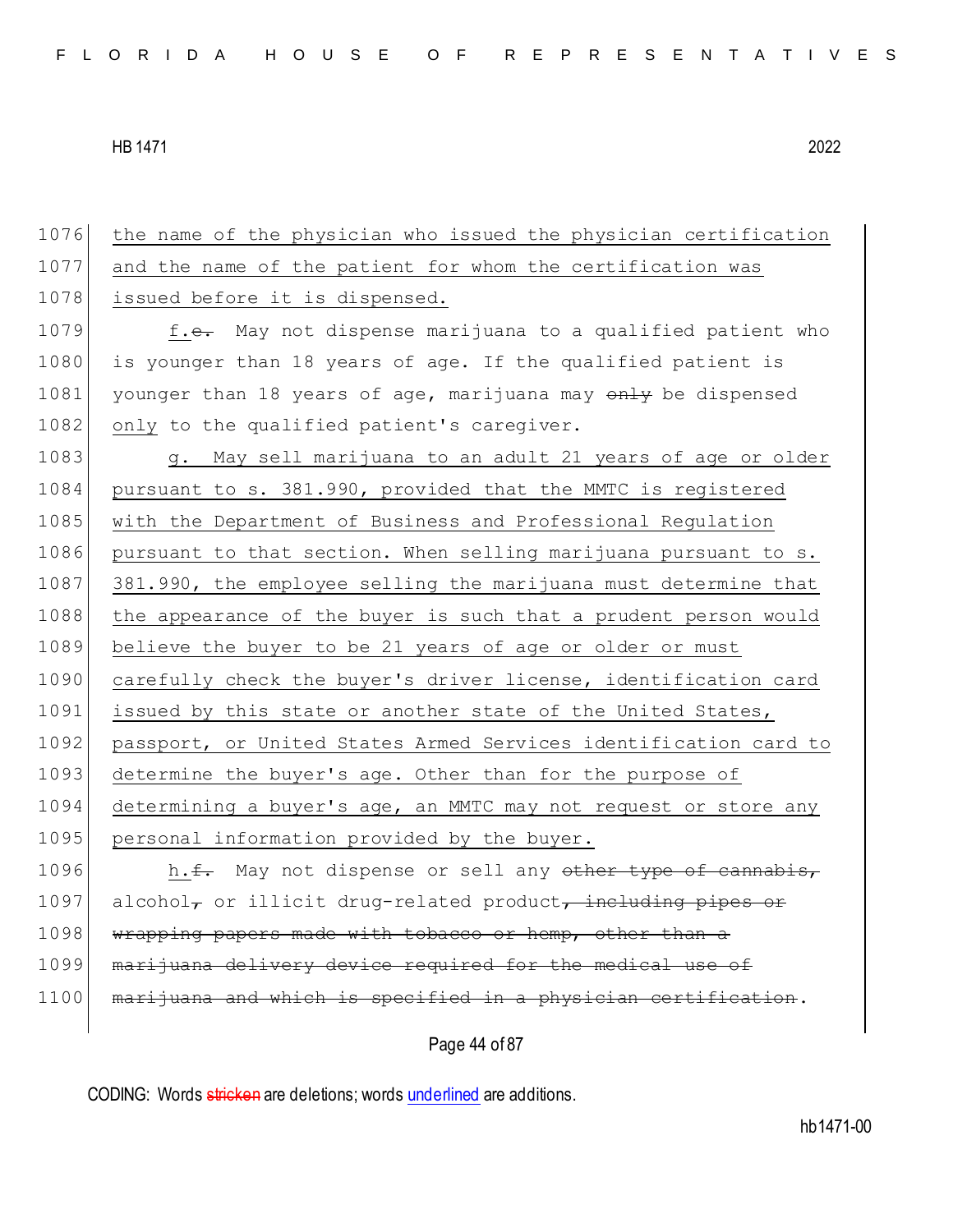1076 the name of the physician who issued the physician certification
1077 and the name of the patient for whom the certification was
1078 issued before it is dispensed.

1079 f.~~e.~~ May not dispense marijuana to a qualified patient who
1080 is younger than 18 years of age. If the qualified patient is
1081 younger than 18 years of age, marijuana may ~~only~~ be dispensed
1082 only to the qualified patient's caregiver.

1083 g. May sell marijuana to an adult 21 years of age or older
1084 pursuant to s. 381.990, provided that the MMTC is registered
1085 with the Department of Business and Professional Regulation
1086 pursuant to that section. When selling marijuana pursuant to s.
1087 381.990, the employee selling the marijuana must determine that
1088 the appearance of the buyer is such that a prudent person would
1089 believe the buyer to be 21 years of age or older or must
1090 carefully check the buyer's driver license, identification card
1091 issued by this state or another state of the United States,
1092 passport, or United States Armed Services identification card to
1093 determine the buyer's age. Other than for the purpose of
1094 determining a buyer's age, an MMTC may not request or store any
1095 personal information provided by the buyer.

1096 h.~~f.~~ May not dispense or sell any ~~other type of cannabis,~~
1097 alcohol~~,~~ or illicit drug-related product~~, including pipes or~~
1098 ~~wrapping papers made with tobacco or hemp, other than a~~
1099 ~~marijuana delivery device required for the medical use of~~
1100 ~~marijuana and which is specified in a physician certification~~.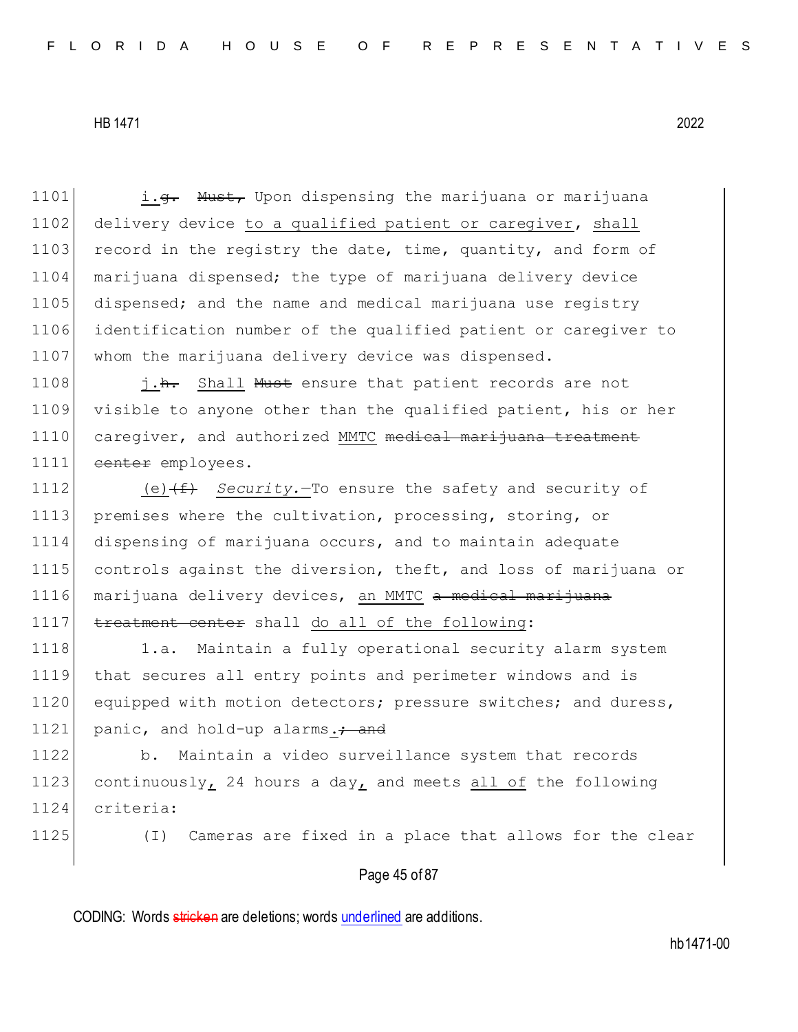1101 i.~~g.~~ ~~Must,~~ Upon dispensing the marijuana or marijuana
1102 delivery device to a qualified patient or caregiver, shall
1103 record in the registry the date, time, quantity, and form of
1104 marijuana dispensed; the type of marijuana delivery device
1105 dispensed; and the name and medical marijuana use registry
1106 identification number of the qualified patient or caregiver to
1107 whom the marijuana delivery device was dispensed.

1108 j.~~h.~~ Shall ~~Must~~ ensure that patient records are not
1109 visible to anyone other than the qualified patient, his or her
1110 caregiver, and authorized MMTC ~~medical marijuana treatment~~
1111 ~~center~~ employees.

1112 (e)~~(f)~~ *Security.*—To ensure the safety and security of
1113 premises where the cultivation, processing, storing, or
1114 dispensing of marijuana occurs, and to maintain adequate
1115 controls against the diversion, theft, and loss of marijuana or
1116 marijuana delivery devices, an MMTC ~~a medical marijuana~~
1117 ~~treatment center~~ shall do all of the following:

1118 1.a. Maintain a fully operational security alarm system
1119 that secures all entry points and perimeter windows and is
1120 equipped with motion detectors; pressure switches; and duress,
1121 panic, and hold-up alarms.~~; and~~

1122 b. Maintain a video surveillance system that records
1123 continuously, 24 hours a day, and meets all of the following
1124 criteria:

1125 (I) Cameras are fixed in a place that allows for the clear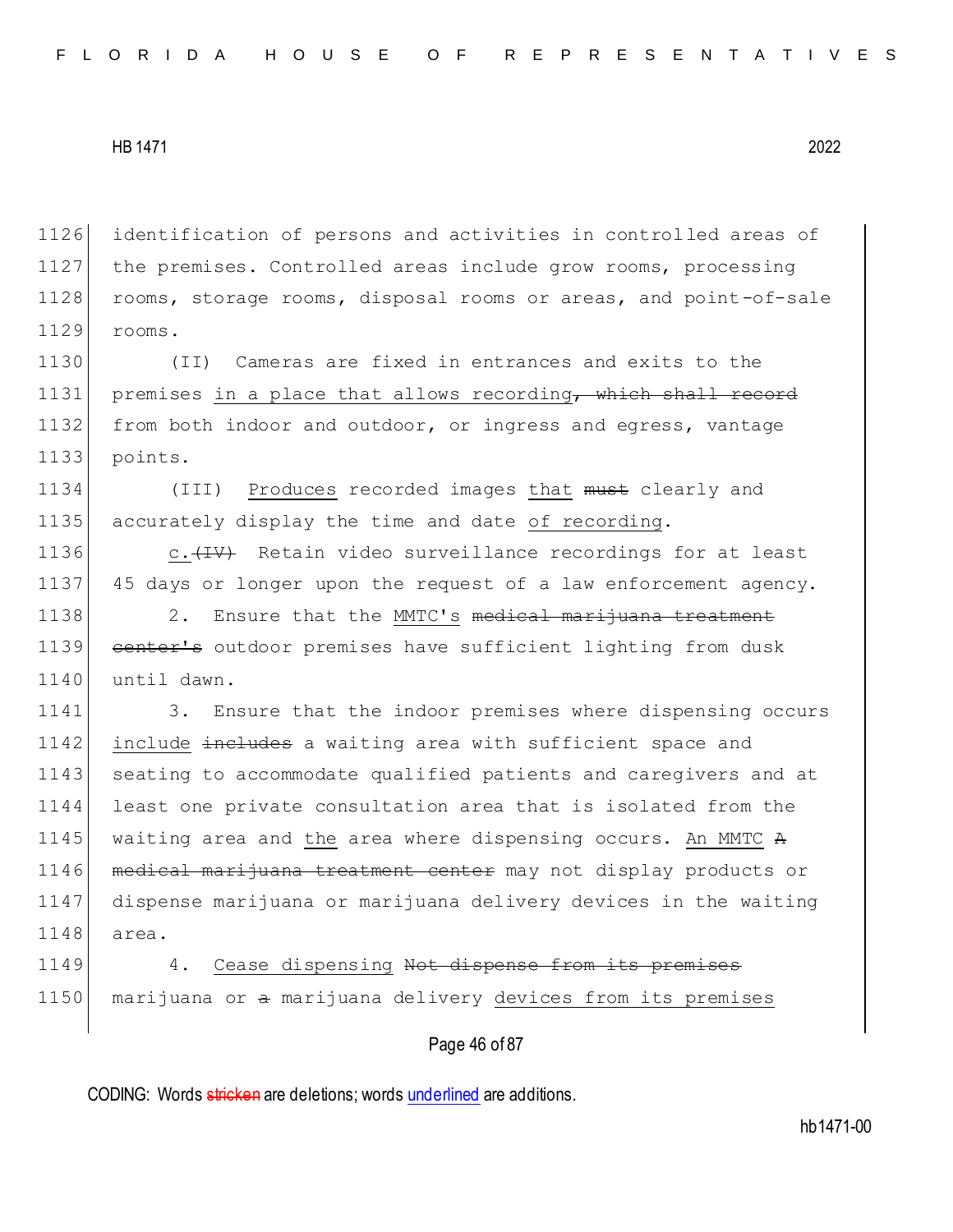identification of persons and activities in controlled areas of the premises. Controlled areas include grow rooms, processing rooms, storage rooms, disposal rooms or areas, and point-of-sale rooms.

(II) Cameras are fixed in entrances and exits to the premises in a place that allows recording~~, which shall record~~ from both indoor and outdoor, or ingress and egress, vantage points.

(III) Produces recorded images that ~~must~~ clearly and accurately display the time and date of recording.

c.~~(IV)~~ Retain video surveillance recordings for at least 45 days or longer upon the request of a law enforcement agency.

2. Ensure that the MMTC's ~~medical marijuana treatment center's~~ outdoor premises have sufficient lighting from dusk until dawn.

3. Ensure that the indoor premises where dispensing occurs include ~~includes~~ a waiting area with sufficient space and seating to accommodate qualified patients and caregivers and at least one private consultation area that is isolated from the waiting area and the area where dispensing occurs. An MMTC ~~A medical marijuana treatment center~~ may not display products or dispense marijuana or marijuana delivery devices in the waiting area.

4. Cease dispensing ~~Not dispense from its premises~~ marijuana or ~~a~~ marijuana delivery devices from its premises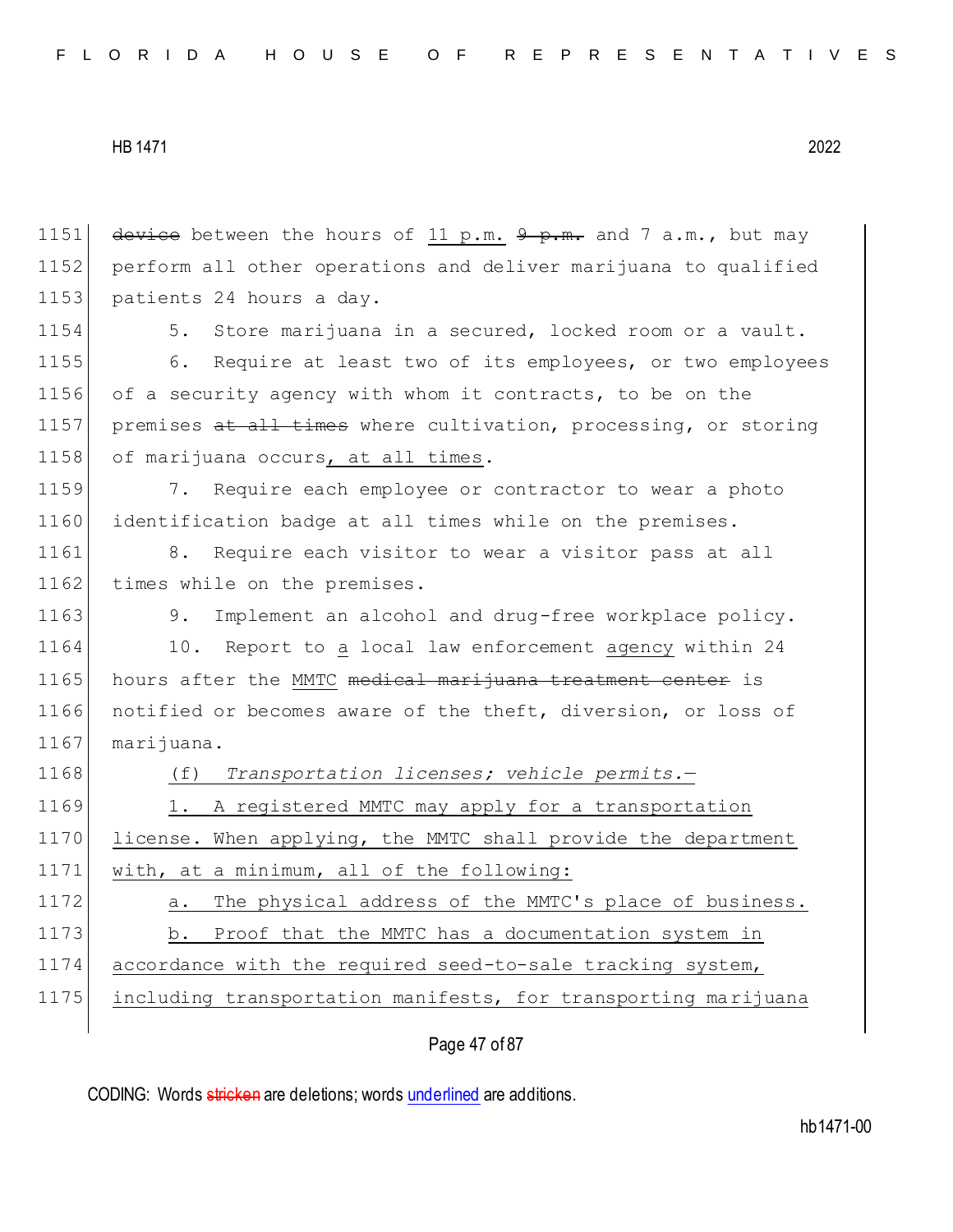~~device~~ between the hours of <u>11 p.m.</u> ~~9 p.m.~~ and 7 a.m., but may perform all other operations and deliver marijuana to qualified patients 24 hours a day.

5. Store marijuana in a secured, locked room or a vault.

6. Require at least two of its employees, or two employees of a security agency with whom it contracts, to be on the premises ~~at all times~~ where cultivation, processing, or storing of marijuana occurs<u>, at all times</u>.

7. Require each employee or contractor to wear a photo identification badge at all times while on the premises.

8. Require each visitor to wear a visitor pass at all times while on the premises.

9. Implement an alcohol and drug-free workplace policy.

10. Report to <u>a</u> local law enforcement <u>agency</u> within 24 hours after the <u>MMTC</u> ~~medical marijuana treatment center~~ is notified or becomes aware of the theft, diversion, or loss of marijuana.

(f) *Transportation licenses; vehicle permits.—*

<u>1. A registered MMTC may apply for a transportation license. When applying, the MMTC shall provide the department with, at a minimum, all of the following:</u>

<u>a. The physical address of the MMTC's place of business.</u>

<u>b. Proof that the MMTC has a documentation system in accordance with the required seed-to-sale tracking system, including transportation manifests, for transporting marijuana</u>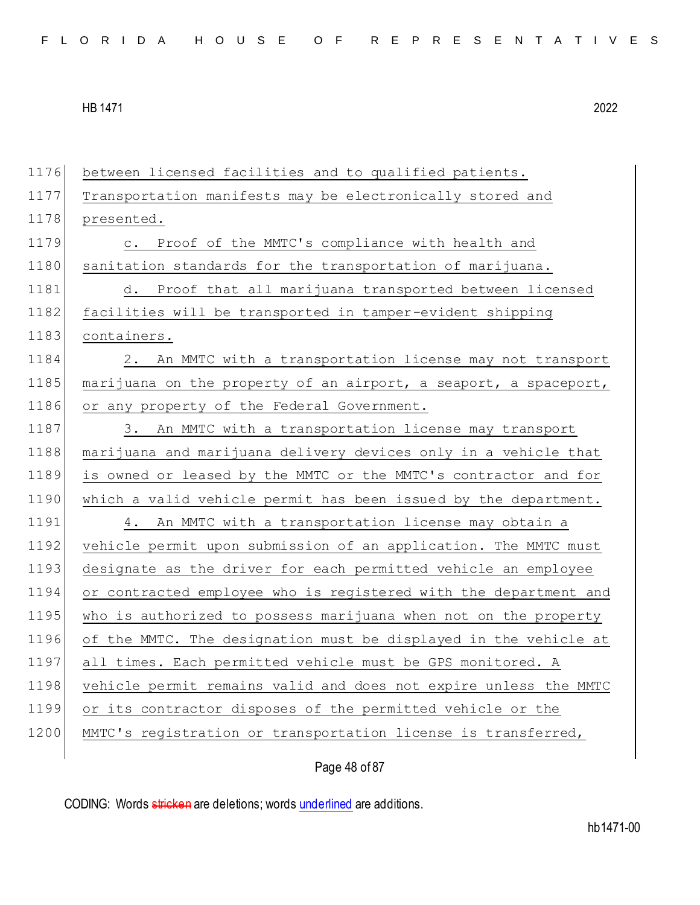between licensed facilities and to qualified patients. Transportation manifests may be electronically stored and presented.

c. Proof of the MMTC's compliance with health and sanitation standards for the transportation of marijuana.

d. Proof that all marijuana transported between licensed facilities will be transported in tamper-evident shipping containers.

2. An MMTC with a transportation license may not transport marijuana on the property of an airport, a seaport, a spaceport, or any property of the Federal Government.

3. An MMTC with a transportation license may transport marijuana and marijuana delivery devices only in a vehicle that is owned or leased by the MMTC or the MMTC's contractor and for which a valid vehicle permit has been issued by the department.

4. An MMTC with a transportation license may obtain a vehicle permit upon submission of an application. The MMTC must designate as the driver for each permitted vehicle an employee or contracted employee who is registered with the department and who is authorized to possess marijuana when not on the property of the MMTC. The designation must be displayed in the vehicle at all times. Each permitted vehicle must be GPS monitored. A vehicle permit remains valid and does not expire unless the MMTC or its contractor disposes of the permitted vehicle or the MMTC's registration or transportation license is transferred,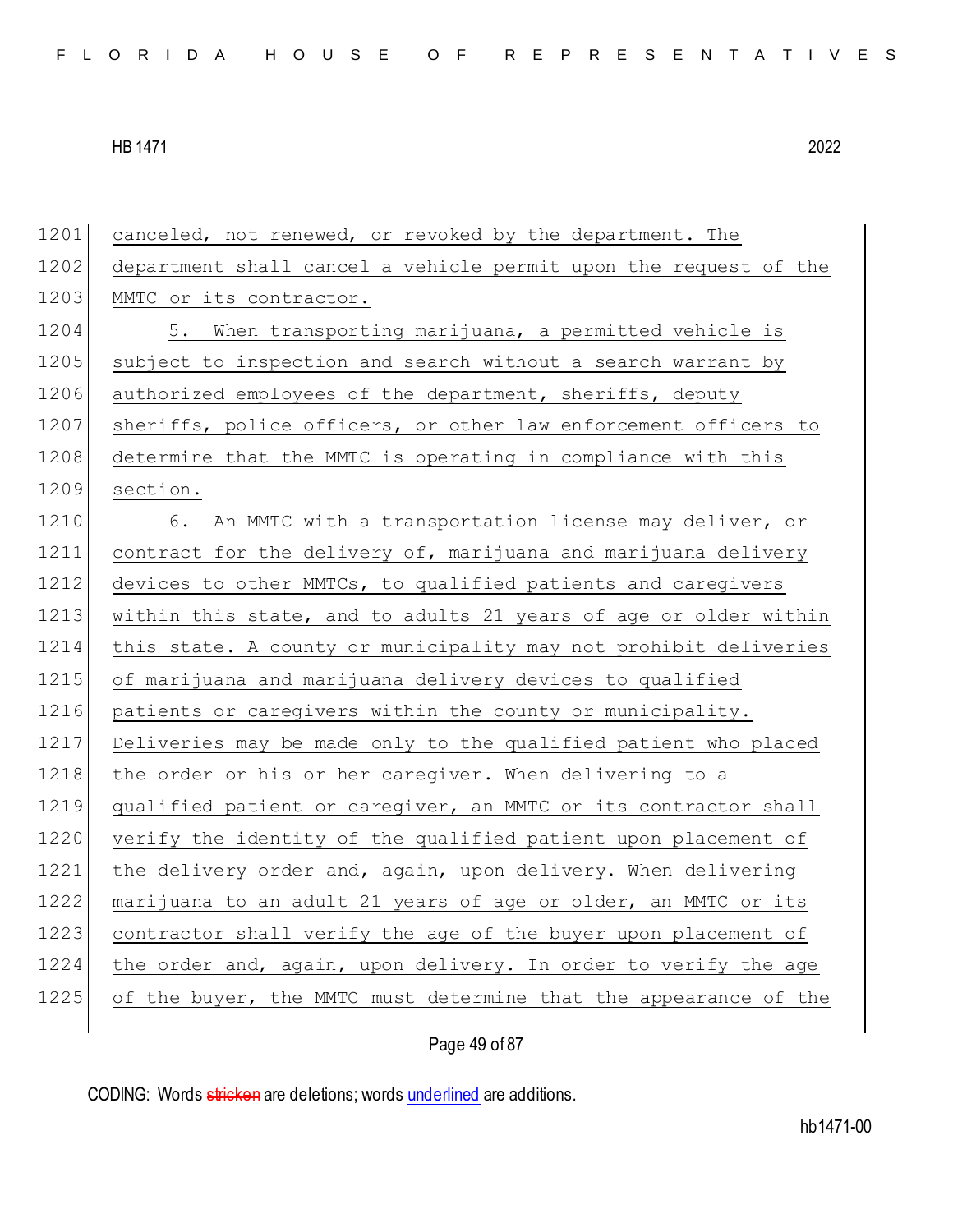canceled, not renewed, or revoked by the department. The department shall cancel a vehicle permit upon the request of the MMTC or its contractor.

5. When transporting marijuana, a permitted vehicle is subject to inspection and search without a search warrant by authorized employees of the department, sheriffs, deputy sheriffs, police officers, or other law enforcement officers to determine that the MMTC is operating in compliance with this section.

6. An MMTC with a transportation license may deliver, or contract for the delivery of, marijuana and marijuana delivery devices to other MMTCs, to qualified patients and caregivers within this state, and to adults 21 years of age or older within this state. A county or municipality may not prohibit deliveries of marijuana and marijuana delivery devices to qualified patients or caregivers within the county or municipality. Deliveries may be made only to the qualified patient who placed the order or his or her caregiver. When delivering to a qualified patient or caregiver, an MMTC or its contractor shall verify the identity of the qualified patient upon placement of the delivery order and, again, upon delivery. When delivering marijuana to an adult 21 years of age or older, an MMTC or its contractor shall verify the age of the buyer upon placement of the order and, again, upon delivery. In order to verify the age of the buyer, the MMTC must determine that the appearance of the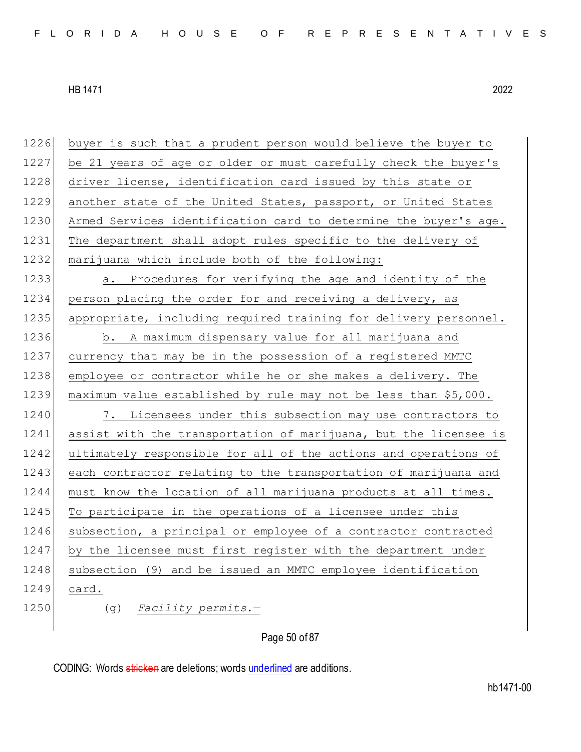buyer is such that a prudent person would believe the buyer to be 21 years of age or older or must carefully check the buyer's driver license, identification card issued by this state or another state of the United States, passport, or United States Armed Services identification card to determine the buyer's age. The department shall adopt rules specific to the delivery of marijuana which include both of the following:

a. Procedures for verifying the age and identity of the person placing the order for and receiving a delivery, as appropriate, including required training for delivery personnel.

b. A maximum dispensary value for all marijuana and currency that may be in the possession of a registered MMTC employee or contractor while he or she makes a delivery. The maximum value established by rule may not be less than $5,000.

7. Licensees under this subsection may use contractors to assist with the transportation of marijuana, but the licensee is ultimately responsible for all of the actions and operations of each contractor relating to the transportation of marijuana and must know the location of all marijuana products at all times. To participate in the operations of a licensee under this subsection, a principal or employee of a contractor contracted by the licensee must first register with the department under subsection (9) and be issued an MMTC employee identification card.

(g) *Facility permits.*—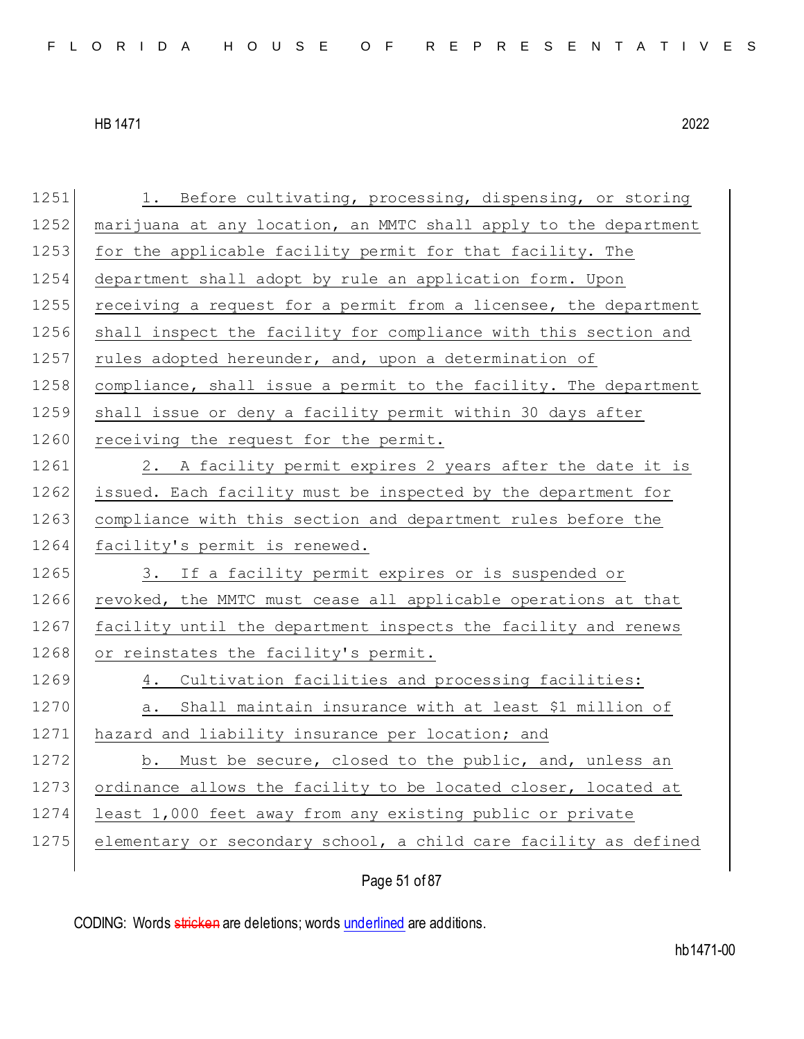1. Before cultivating, processing, dispensing, or storing marijuana at any location, an MMTC shall apply to the department for the applicable facility permit for that facility. The department shall adopt by rule an application form. Upon receiving a request for a permit from a licensee, the department shall inspect the facility for compliance with this section and rules adopted hereunder, and, upon a determination of compliance, shall issue a permit to the facility. The department shall issue or deny a facility permit within 30 days after receiving the request for the permit.

2. A facility permit expires 2 years after the date it is issued. Each facility must be inspected by the department for compliance with this section and department rules before the facility's permit is renewed.

3. If a facility permit expires or is suspended or revoked, the MMTC must cease all applicable operations at that facility until the department inspects the facility and renews or reinstates the facility's permit.

4. Cultivation facilities and processing facilities:

a. Shall maintain insurance with at least $1 million of hazard and liability insurance per location; and

b. Must be secure, closed to the public, and, unless an ordinance allows the facility to be located closer, located at least 1,000 feet away from any existing public or private elementary or secondary school, a child care facility as defined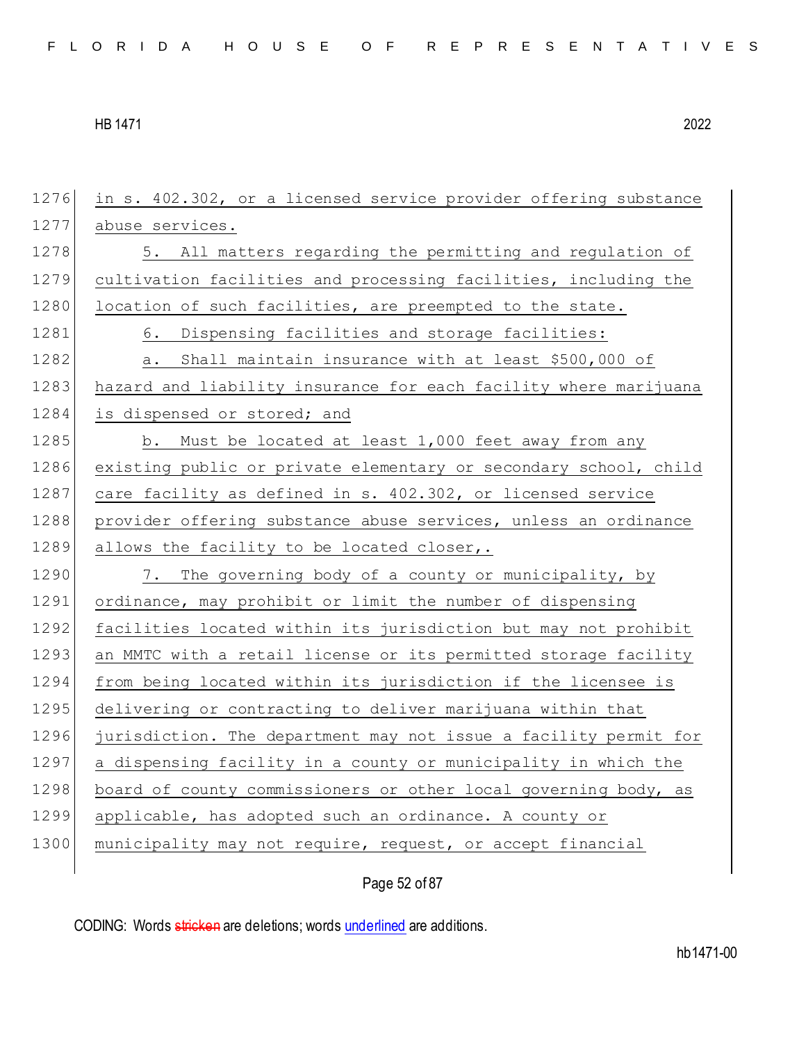1276 in s. 402.302, or a licensed service provider offering substance
1277 abuse services.

1278 5. All matters regarding the permitting and regulation of
1279 cultivation facilities and processing facilities, including the
1280 location of such facilities, are preempted to the state.

1281 6. Dispensing facilities and storage facilities:

1282 a. Shall maintain insurance with at least $500,000 of
1283 hazard and liability insurance for each facility where marijuana
1284 is dispensed or stored; and

1285 b. Must be located at least 1,000 feet away from any
1286 existing public or private elementary or secondary school, child
1287 care facility as defined in s. 402.302, or licensed service
1288 provider offering substance abuse services, unless an ordinance
1289 allows the facility to be located closer,.

1290 7. The governing body of a county or municipality, by
1291 ordinance, may prohibit or limit the number of dispensing
1292 facilities located within its jurisdiction but may not prohibit
1293 an MMTC with a retail license or its permitted storage facility
1294 from being located within its jurisdiction if the licensee is
1295 delivering or contracting to deliver marijuana within that
1296 jurisdiction. The department may not issue a facility permit for
1297 a dispensing facility in a county or municipality in which the
1298 board of county commissioners or other local governing body, as
1299 applicable, has adopted such an ordinance. A county or
1300 municipality may not require, request, or accept financial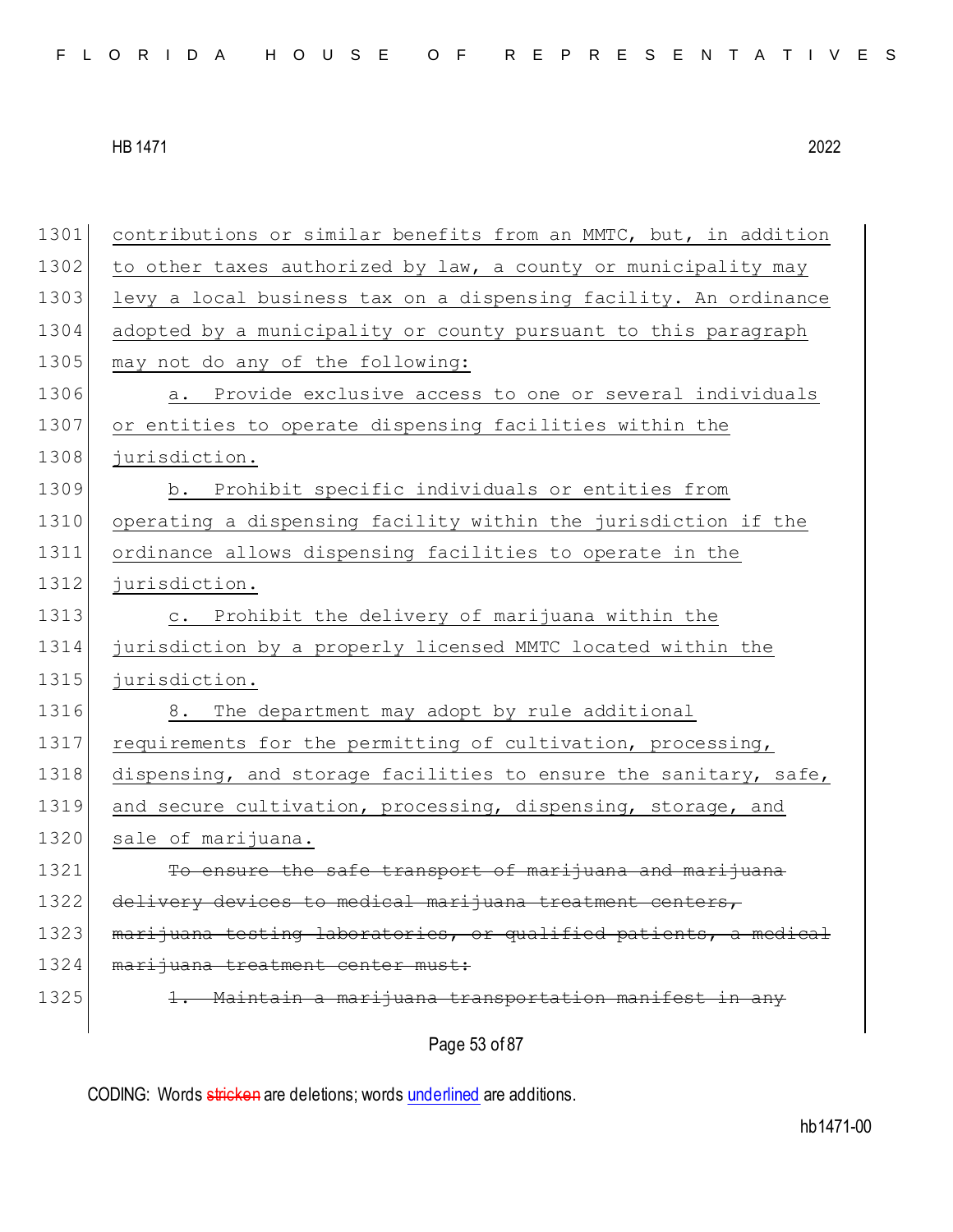1301 contributions or similar benefits from an MMTC, but, in addition
1302 to other taxes authorized by law, a county or municipality may
1303 levy a local business tax on a dispensing facility. An ordinance
1304 adopted by a municipality or county pursuant to this paragraph
1305 may not do any of the following:

1306 a. Provide exclusive access to one or several individuals
1307 or entities to operate dispensing facilities within the
1308 jurisdiction.

1309 b. Prohibit specific individuals or entities from
1310 operating a dispensing facility within the jurisdiction if the
1311 ordinance allows dispensing facilities to operate in the
1312 jurisdiction.

1313 c. Prohibit the delivery of marijuana within the
1314 jurisdiction by a properly licensed MMTC located within the
1315 jurisdiction.

1316 8. The department may adopt by rule additional
1317 requirements for the permitting of cultivation, processing,
1318 dispensing, and storage facilities to ensure the sanitary, safe,
1319 and secure cultivation, processing, dispensing, storage, and
1320 sale of marijuana.

1321 ~~To ensure the safe transport of marijuana and marijuana~~
1322 ~~delivery devices to medical marijuana treatment centers,~~
1323 ~~marijuana testing laboratories, or qualified patients, a medical~~
1324 ~~marijuana treatment center must:~~

1325 ~~1. Maintain a marijuana transportation manifest in any~~

CODING: Words ~~stricken~~ are deletions; words underlined are additions.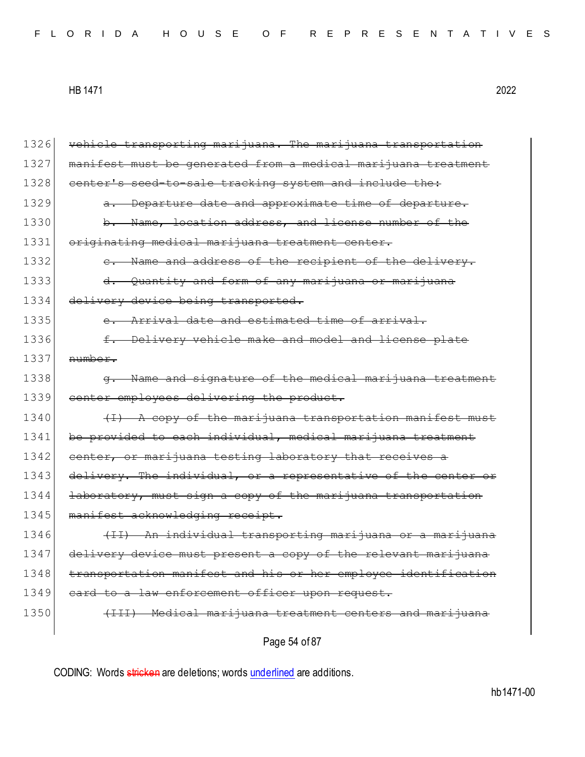~~vehicle transporting marijuana. The marijuana transportation manifest must be generated from a medical marijuana treatment center's seed-to-sale tracking system and include the:~~

~~a. Departure date and approximate time of departure.~~

~~b. Name, location address, and license number of the originating medical marijuana treatment center.~~

~~c. Name and address of the recipient of the delivery.~~

~~d. Quantity and form of any marijuana or marijuana delivery device being transported.~~

~~e. Arrival date and estimated time of arrival.~~

~~f. Delivery vehicle make and model and license plate number.~~

~~g. Name and signature of the medical marijuana treatment center employees delivering the product.~~

~~(I) A copy of the marijuana transportation manifest must be provided to each individual, medical marijuana treatment center, or marijuana testing laboratory that receives a delivery. The individual, or a representative of the center or laboratory, must sign a copy of the marijuana transportation manifest acknowledging receipt.~~

~~(II) An individual transporting marijuana or a marijuana delivery device must present a copy of the relevant marijuana transportation manifest and his or her employee identification card to a law enforcement officer upon request.~~

~~(III) Medical marijuana treatment centers and marijuana~~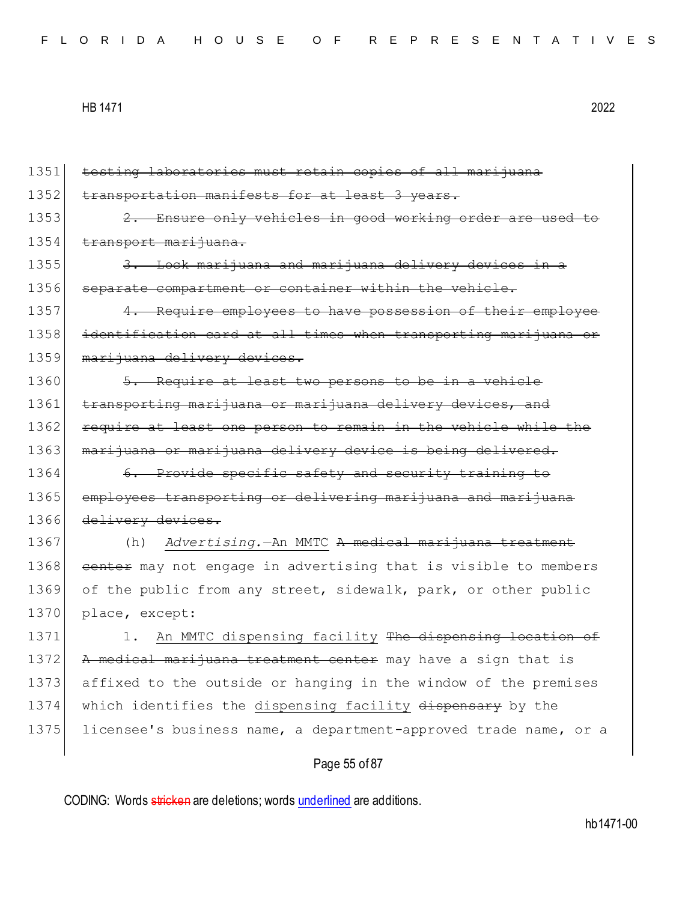~~testing laboratories must retain copies of all marijuana transportation manifests for at least 3 years.~~

~~2. Ensure only vehicles in good working order are used to transport marijuana.~~

~~3. Lock marijuana and marijuana delivery devices in a separate compartment or container within the vehicle.~~

~~4. Require employees to have possession of their employee identification card at all times when transporting marijuana or marijuana delivery devices.~~

~~5. Require at least two persons to be in a vehicle transporting marijuana or marijuana delivery devices, and require at least one person to remain in the vehicle while the marijuana or marijuana delivery device is being delivered.~~

~~6. Provide specific safety and security training to employees transporting or delivering marijuana and marijuana delivery devices.~~

(h) *Advertising.*—An MMTC ~~A medical marijuana treatment center~~ may not engage in advertising that is visible to members of the public from any street, sidewalk, park, or other public place, except:

1. An MMTC dispensing facility ~~The dispensing location of A medical marijuana treatment center~~ may have a sign that is affixed to the outside or hanging in the window of the premises which identifies the dispensing facility ~~dispensary~~ by the licensee's business name, a department-approved trade name, or a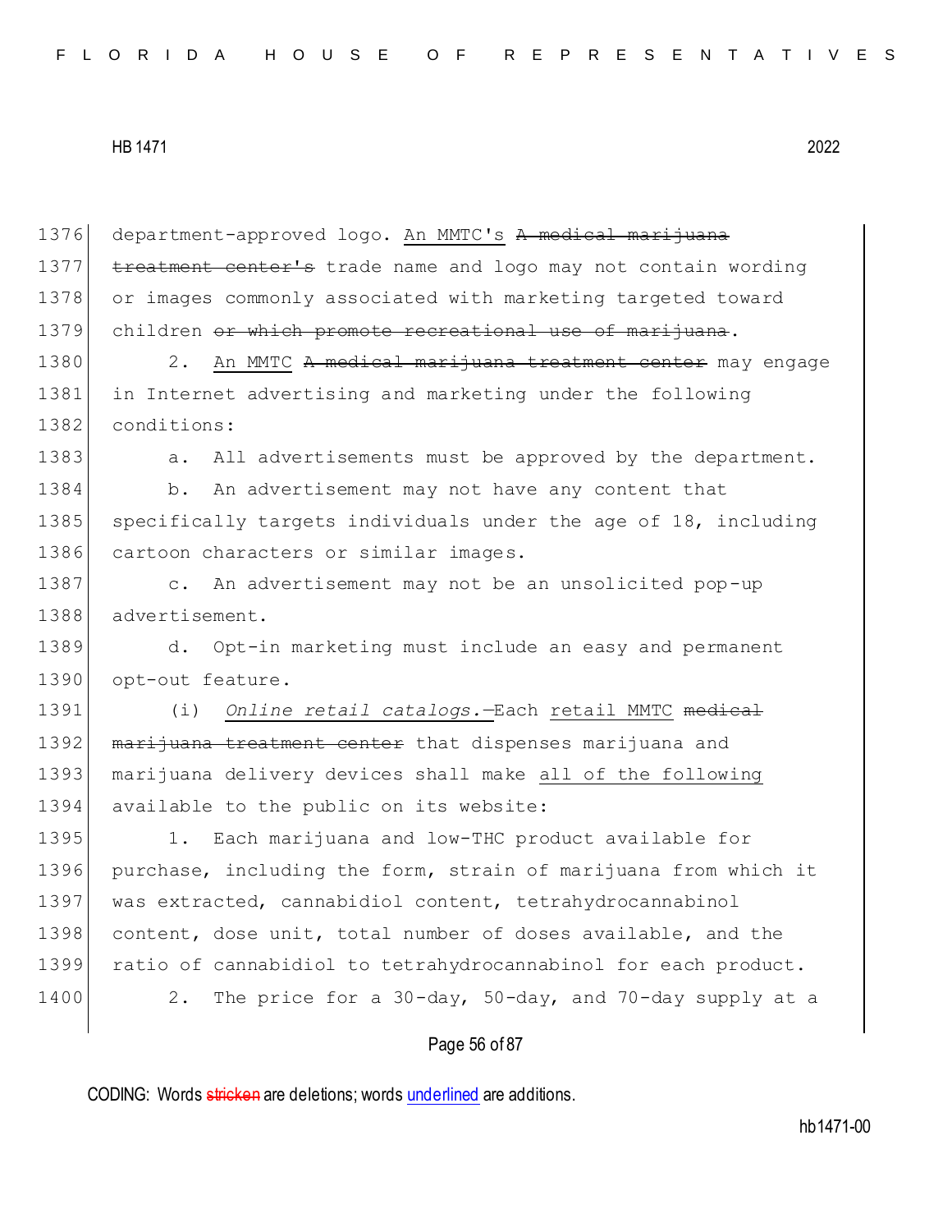department-approved logo. <u>An MMTC's</u> ~~A medical marijuana treatment center's~~ trade name and logo may not contain wording or images commonly associated with marketing targeted toward children ~~or which promote recreational use of marijuana~~.

2. <u>An MMTC</u> ~~A medical marijuana treatment center~~ may engage in Internet advertising and marketing under the following conditions:

a. All advertisements must be approved by the department.

b. An advertisement may not have any content that specifically targets individuals under the age of 18, including cartoon characters or similar images.

c. An advertisement may not be an unsolicited pop-up advertisement.

d. Opt-in marketing must include an easy and permanent opt-out feature.

(i) *Online retail catalogs.*—Each <u>retail MMTC</u> ~~medical marijuana treatment center~~ that dispenses marijuana and marijuana delivery devices shall make <u>all of the following</u> available to the public on its website:

1. Each marijuana and low-THC product available for purchase, including the form, strain of marijuana from which it was extracted, cannabidiol content, tetrahydrocannabinol content, dose unit, total number of doses available, and the ratio of cannabidiol to tetrahydrocannabinol for each product.

2. The price for a 30-day, 50-day, and 70-day supply at a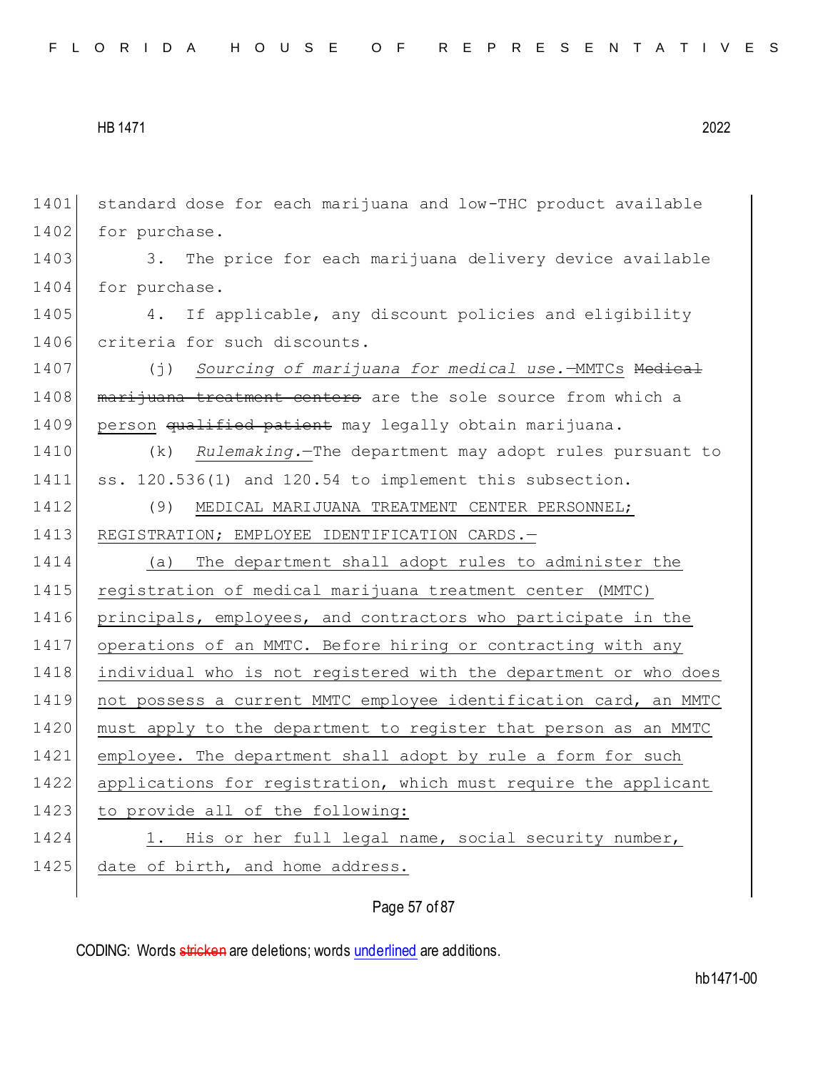standard dose for each marijuana and low-THC product available for purchase.

3. The price for each marijuana delivery device available for purchase.

4. If applicable, any discount policies and eligibility criteria for such discounts.

(j) *Sourcing of marijuana for medical use.*—MMTCs ~~Medical marijuana treatment centers~~ are the sole source from which a person ~~qualified patient~~ may legally obtain marijuana.

(k) *Rulemaking.*—The department may adopt rules pursuant to ss. 120.536(1) and 120.54 to implement this subsection.

(9) MEDICAL MARIJUANA TREATMENT CENTER PERSONNEL; REGISTRATION; EMPLOYEE IDENTIFICATION CARDS.—

(a) The department shall adopt rules to administer the registration of medical marijuana treatment center (MMTC) principals, employees, and contractors who participate in the operations of an MMTC. Before hiring or contracting with any individual who is not registered with the department or who does not possess a current MMTC employee identification card, an MMTC must apply to the department to register that person as an MMTC employee. The department shall adopt by rule a form for such applications for registration, which must require the applicant to provide all of the following:

1. His or her full legal name, social security number, date of birth, and home address.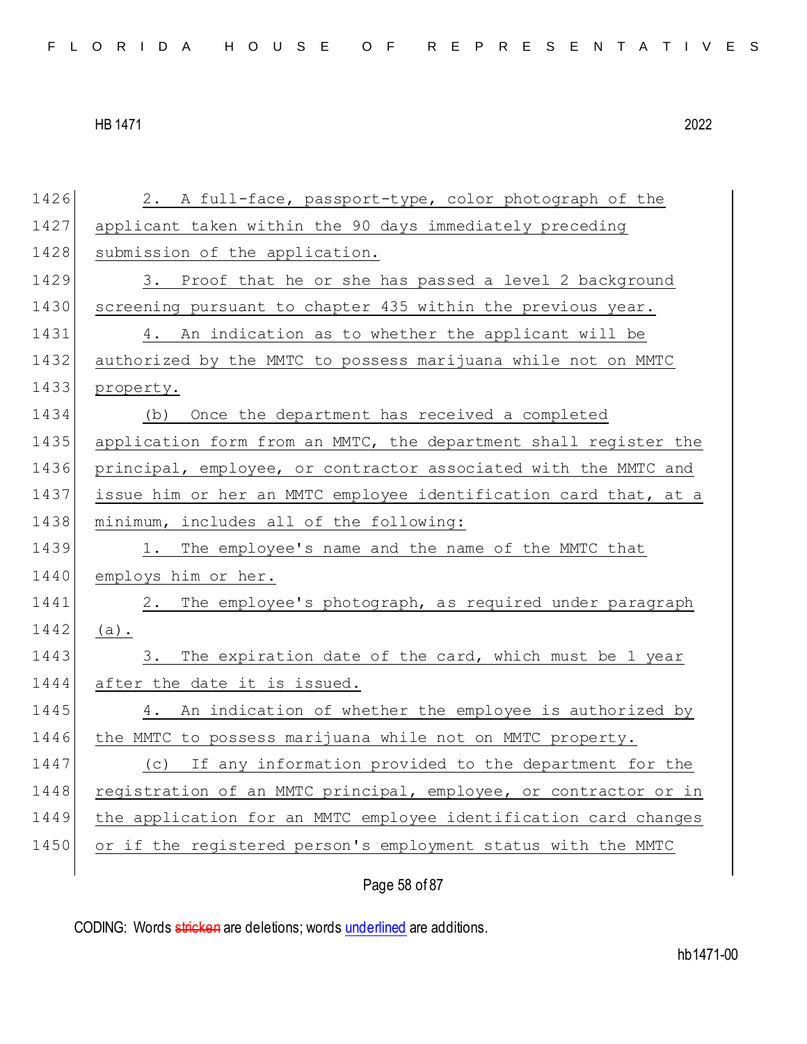2. A full-face, passport-type, color photograph of the applicant taken within the 90 days immediately preceding submission of the application.

3. Proof that he or she has passed a level 2 background screening pursuant to chapter 435 within the previous year.

4. An indication as to whether the applicant will be authorized by the MMTC to possess marijuana while not on MMTC property.

(b) Once the department has received a completed application form from an MMTC, the department shall register the principal, employee, or contractor associated with the MMTC and issue him or her an MMTC employee identification card that, at a minimum, includes all of the following:

1. The employee's name and the name of the MMTC that employs him or her.

2. The employee's photograph, as required under paragraph (a).

3. The expiration date of the card, which must be 1 year after the date it is issued.

4. An indication of whether the employee is authorized by the MMTC to possess marijuana while not on MMTC property.

(c) If any information provided to the department for the registration of an MMTC principal, employee, or contractor or in the application for an MMTC employee identification card changes or if the registered person's employment status with the MMTC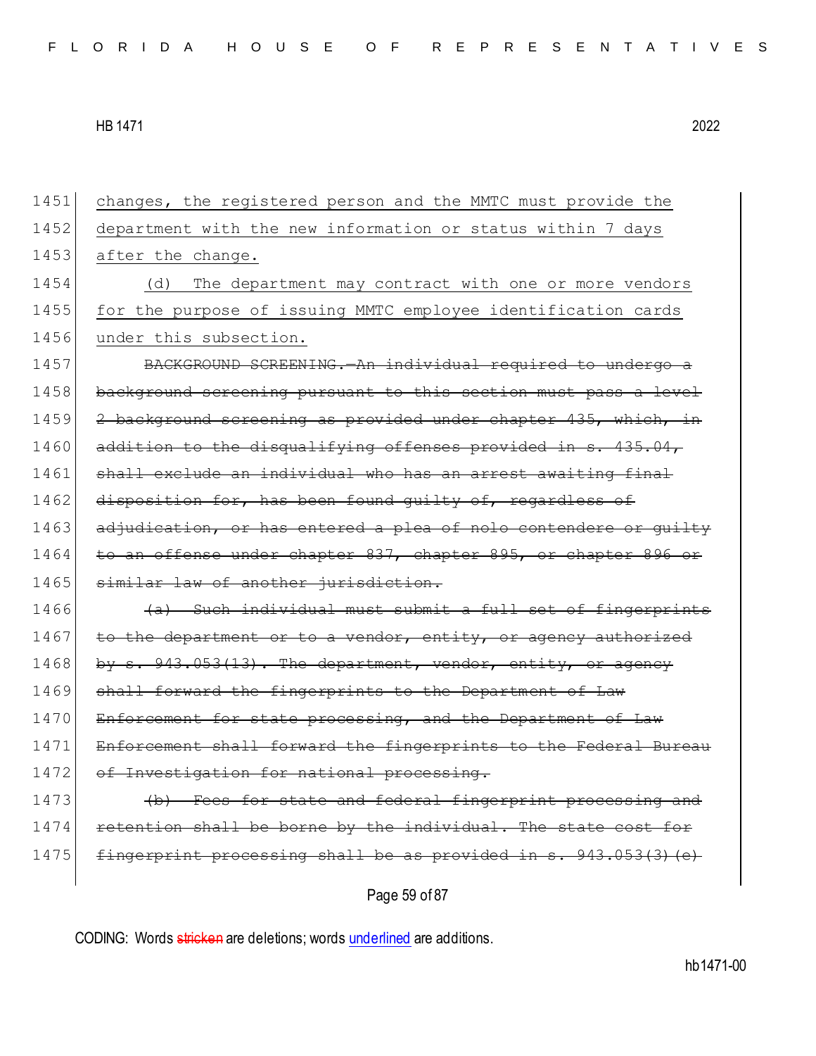changes, the registered person and the MMTC must provide the department with the new information or status within 7 days after the change.

(d) The department may contract with one or more vendors for the purpose of issuing MMTC employee identification cards under this subsection.

~~BACKGROUND SCREENING.—An individual required to undergo a background screening pursuant to this section must pass a level 2 background screening as provided under chapter 435, which, in addition to the disqualifying offenses provided in s. 435.04, shall exclude an individual who has an arrest awaiting final disposition for, has been found guilty of, regardless of adjudication, or has entered a plea of nolo contendere or guilty to an offense under chapter 837, chapter 895, or chapter 896 or similar law of another jurisdiction.~~

~~(a) Such individual must submit a full set of fingerprints to the department or to a vendor, entity, or agency authorized by s. 943.053(13). The department, vendor, entity, or agency shall forward the fingerprints to the Department of Law Enforcement for state processing, and the Department of Law Enforcement shall forward the fingerprints to the Federal Bureau of Investigation for national processing.~~

~~(b) Fees for state and federal fingerprint processing and retention shall be borne by the individual. The state cost for fingerprint processing shall be as provided in s. 943.053(3)(e)~~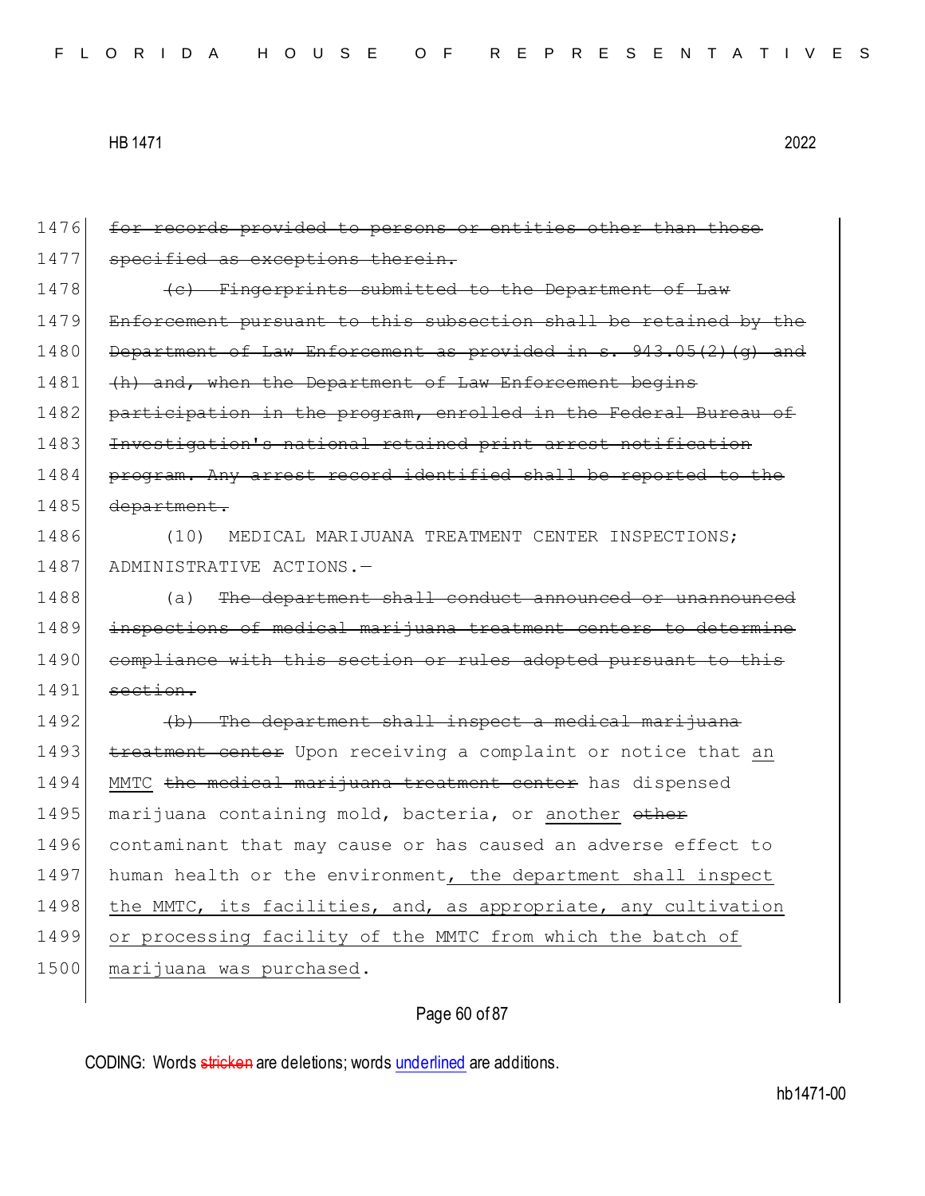1476 ~~for records provided to persons or entities other than those~~
1477 ~~specified as exceptions therein.~~

1478 ~~(c) Fingerprints submitted to the Department of Law~~
1479 ~~Enforcement pursuant to this subsection shall be retained by the~~
1480 ~~Department of Law Enforcement as provided in s. 943.05(2)(g) and~~
1481 ~~(h) and, when the Department of Law Enforcement begins~~
1482 ~~participation in the program, enrolled in the Federal Bureau of~~
1483 ~~Investigation's national retained print arrest notification~~
1484 ~~program. Any arrest record identified shall be reported to the~~
1485 ~~department.~~

1486 (10) MEDICAL MARIJUANA TREATMENT CENTER INSPECTIONS;
1487 ADMINISTRATIVE ACTIONS.—

1488 (a) ~~The department shall conduct announced or unannounced~~
1489 ~~inspections of medical marijuana treatment centers to determine~~
1490 ~~compliance with this section or rules adopted pursuant to this~~
1491 ~~section.~~

1492 ~~(b) The department shall inspect a medical marijuana~~
1493 ~~treatment center~~ Upon receiving a complaint or notice that <u>an</u>
1494 <u>MMTC</u> ~~the medical marijuana treatment center~~ has dispensed
1495 marijuana containing mold, bacteria, or <u>another</u> ~~other~~
1496 contaminant that may cause or has caused an adverse effect to
1497 human health or the environment<u>, the department shall inspect</u>
1498 <u>the MMTC, its facilities, and, as appropriate, any cultivation</u>
1499 <u>or processing facility of the MMTC from which the batch of</u>
1500 <u>marijuana was purchased</u>.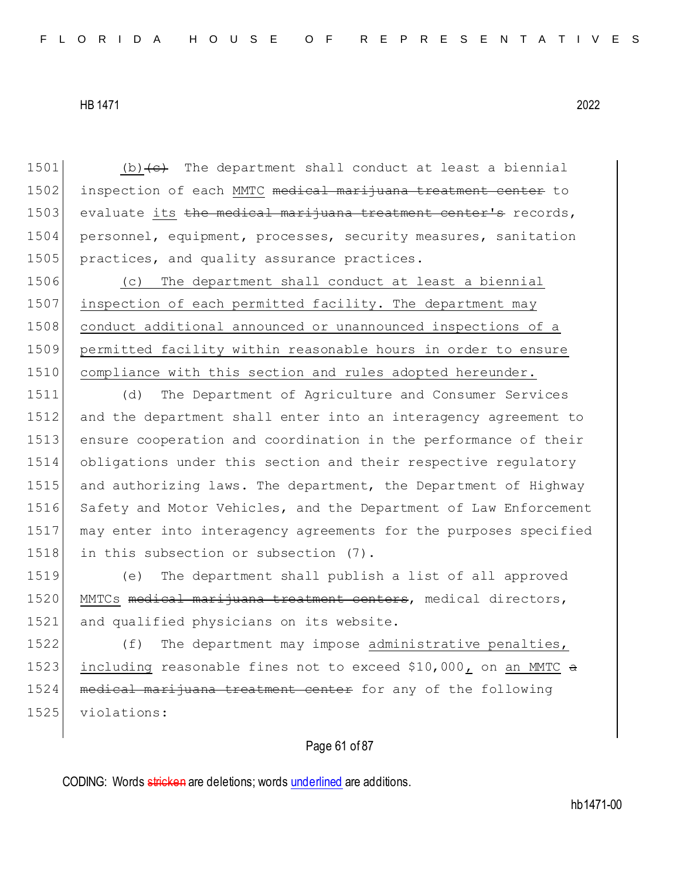(b)~~(c)~~ The department shall conduct at least a biennial inspection of each MMTC ~~medical marijuana treatment center~~ to evaluate its ~~the medical marijuana treatment center's~~ records, personnel, equipment, processes, security measures, sanitation practices, and quality assurance practices.

(c) The department shall conduct at least a biennial inspection of each permitted facility. The department may conduct additional announced or unannounced inspections of a permitted facility within reasonable hours in order to ensure compliance with this section and rules adopted hereunder.

(d) The Department of Agriculture and Consumer Services and the department shall enter into an interagency agreement to ensure cooperation and coordination in the performance of their obligations under this section and their respective regulatory and authorizing laws. The department, the Department of Highway Safety and Motor Vehicles, and the Department of Law Enforcement may enter into interagency agreements for the purposes specified in this subsection or subsection (7).

(e) The department shall publish a list of all approved MMTCs ~~medical marijuana treatment centers~~, medical directors, and qualified physicians on its website.

(f) The department may impose administrative penalties, including reasonable fines not to exceed $10,000, on an MMTC ~~a medical marijuana treatment center~~ for any of the following violations: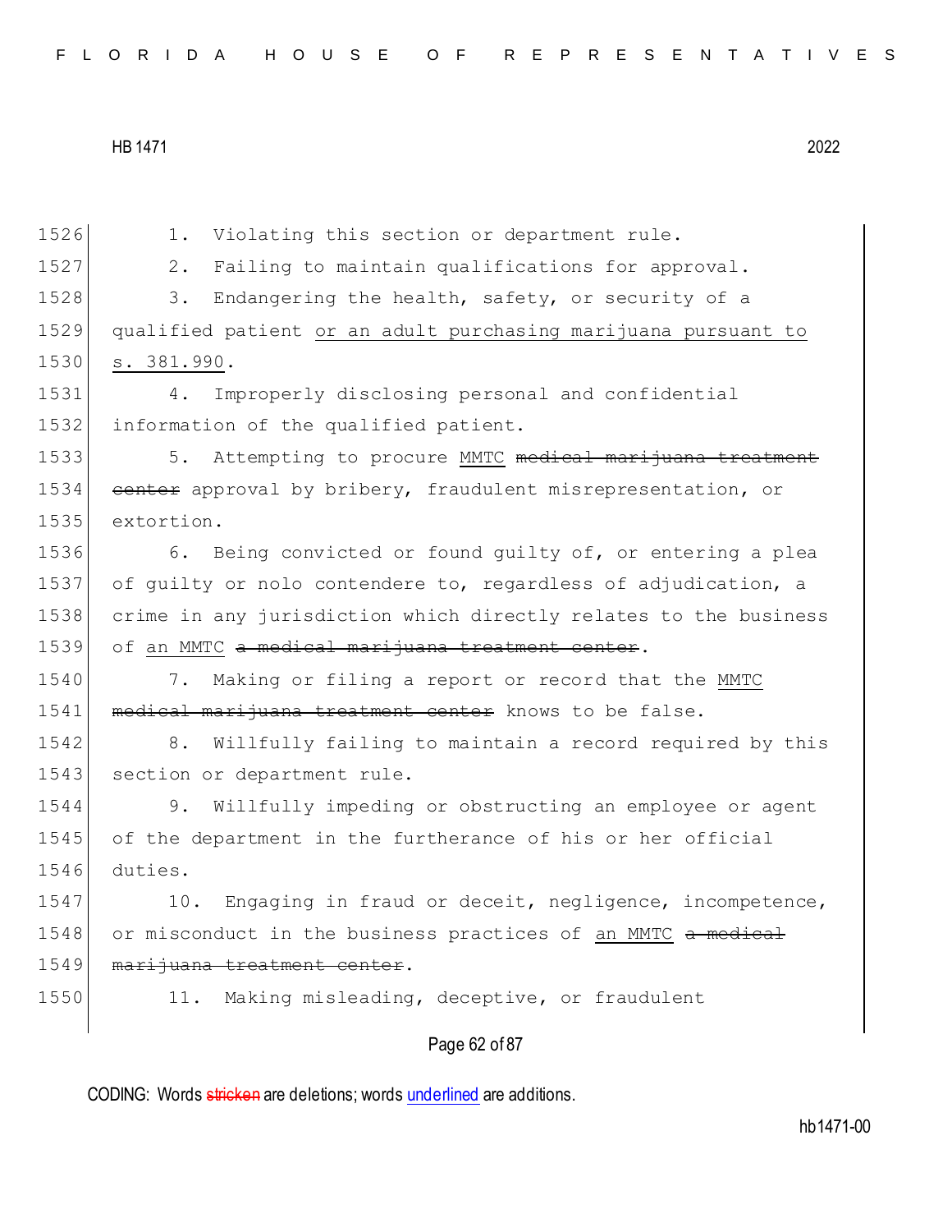1. Violating this section or department rule.

2. Failing to maintain qualifications for approval.

3. Endangering the health, safety, or security of a qualified patient <u>or an adult purchasing marijuana pursuant to s. 381.990</u>.

4. Improperly disclosing personal and confidential information of the qualified patient.

5. Attempting to procure <u>MMTC</u> ~~medical marijuana treatment center~~ approval by bribery, fraudulent misrepresentation, or extortion.

6. Being convicted or found guilty of, or entering a plea of guilty or nolo contendere to, regardless of adjudication, a crime in any jurisdiction which directly relates to the business of <u>an MMTC</u> ~~a medical marijuana treatment center~~.

7. Making or filing a report or record that the <u>MMTC</u> ~~medical marijuana treatment center~~ knows to be false.

8. Willfully failing to maintain a record required by this section or department rule.

9. Willfully impeding or obstructing an employee or agent of the department in the furtherance of his or her official duties.

10. Engaging in fraud or deceit, negligence, incompetence, or misconduct in the business practices of <u>an MMTC</u> ~~a medical marijuana treatment center~~.

11. Making misleading, deceptive, or fraudulent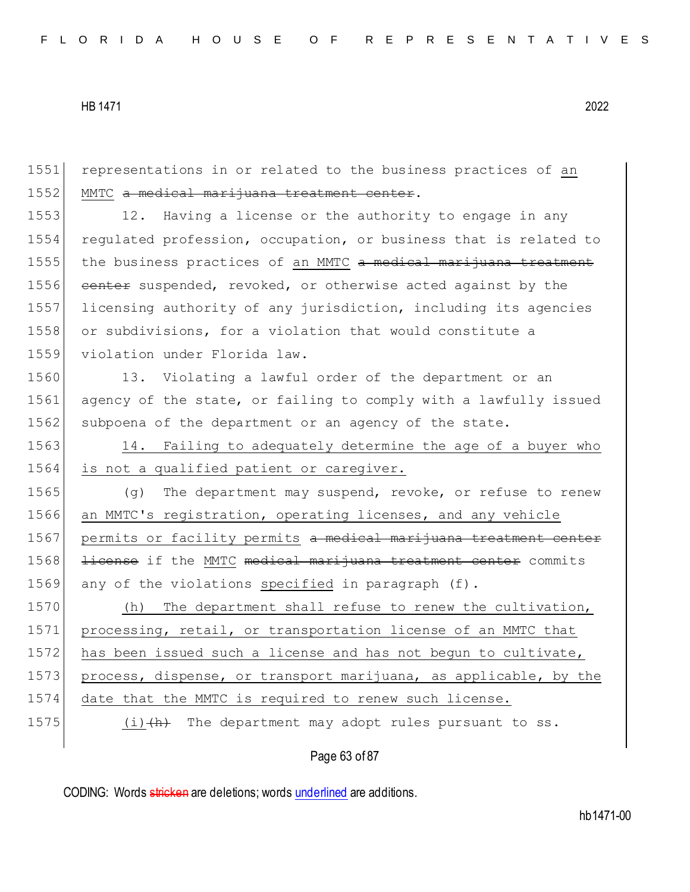representations in or related to the business practices of an MMTC ~~a medical marijuana treatment center~~.

12. Having a license or the authority to engage in any regulated profession, occupation, or business that is related to the business practices of an MMTC ~~a medical marijuana treatment center~~ suspended, revoked, or otherwise acted against by the licensing authority of any jurisdiction, including its agencies or subdivisions, for a violation that would constitute a violation under Florida law.

13. Violating a lawful order of the department or an agency of the state, or failing to comply with a lawfully issued subpoena of the department or an agency of the state.

14. Failing to adequately determine the age of a buyer who is not a qualified patient or caregiver.

(g) The department may suspend, revoke, or refuse to renew an MMTC's registration, operating licenses, and any vehicle permits or facility permits ~~a medical marijuana treatment center license~~ if the MMTC ~~medical marijuana treatment center~~ commits any of the violations specified in paragraph (f).

(h) The department shall refuse to renew the cultivation, processing, retail, or transportation license of an MMTC that has been issued such a license and has not begun to cultivate, process, dispense, or transport marijuana, as applicable, by the date that the MMTC is required to renew such license.

(i)~~(h)~~ The department may adopt rules pursuant to ss.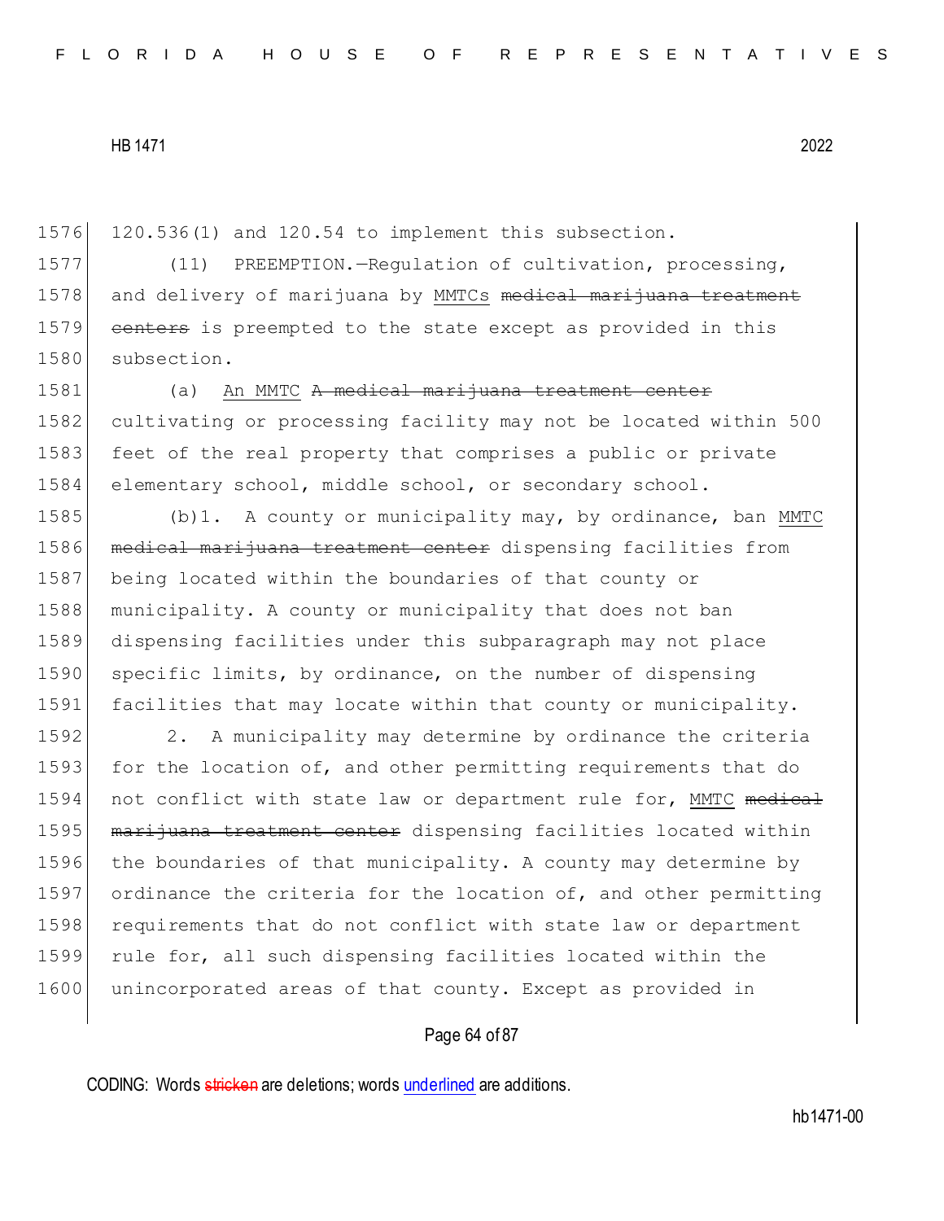120.536(1) and 120.54 to implement this subsection.

(11) PREEMPTION.—Regulation of cultivation, processing, and delivery of marijuana by <u>MMTCs</u> ~~medical marijuana treatment centers~~ is preempted to the state except as provided in this subsection.

(a) <u>An MMTC</u> ~~A medical marijuana treatment center~~ cultivating or processing facility may not be located within 500 feet of the real property that comprises a public or private elementary school, middle school, or secondary school.

(b)1. A county or municipality may, by ordinance, ban <u>MMTC</u> ~~medical marijuana treatment center~~ dispensing facilities from being located within the boundaries of that county or municipality. A county or municipality that does not ban dispensing facilities under this subparagraph may not place specific limits, by ordinance, on the number of dispensing facilities that may locate within that county or municipality.

2. A municipality may determine by ordinance the criteria for the location of, and other permitting requirements that do not conflict with state law or department rule for, <u>MMTC</u> ~~medical marijuana treatment center~~ dispensing facilities located within the boundaries of that municipality. A county may determine by ordinance the criteria for the location of, and other permitting requirements that do not conflict with state law or department rule for, all such dispensing facilities located within the unincorporated areas of that county. Except as provided in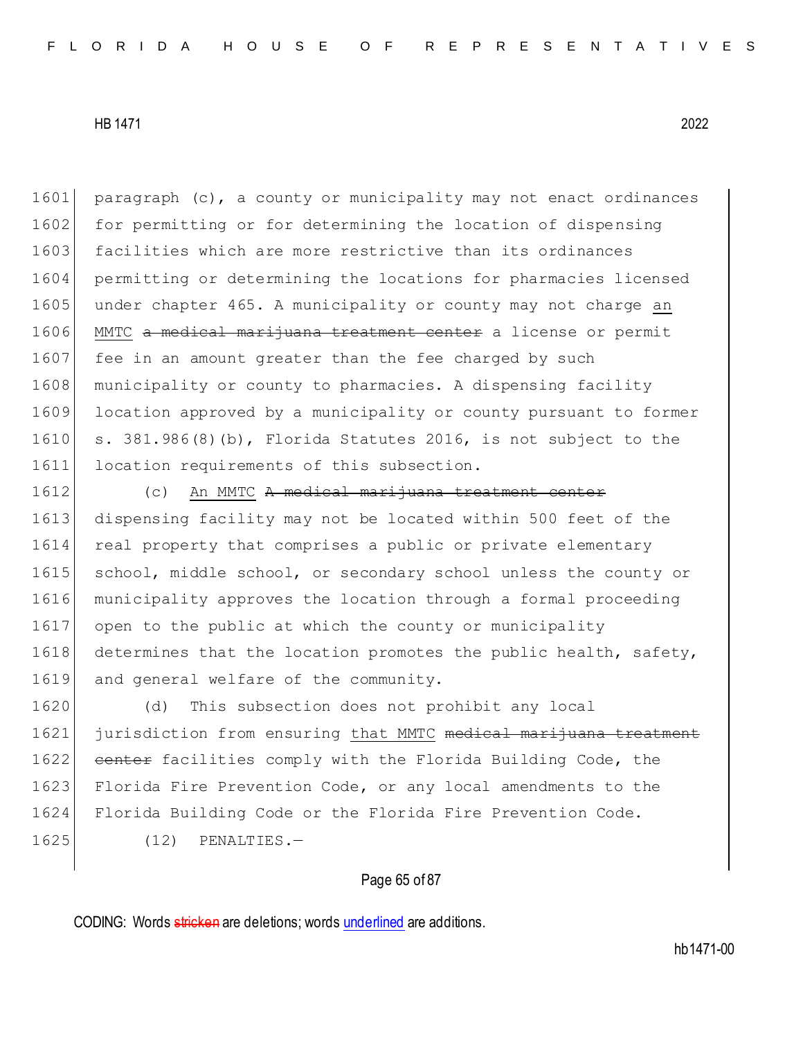paragraph (c), a county or municipality may not enact ordinances for permitting or for determining the location of dispensing facilities which are more restrictive than its ordinances permitting or determining the locations for pharmacies licensed under chapter 465. A municipality or county may not charge <u>an MMTC</u> ~~a medical marijuana treatment center~~ a license or permit fee in an amount greater than the fee charged by such municipality or county to pharmacies. A dispensing facility location approved by a municipality or county pursuant to former s. 381.986(8)(b), Florida Statutes 2016, is not subject to the location requirements of this subsection.

(c) <u>An MMTC</u> ~~A medical marijuana treatment center~~ dispensing facility may not be located within 500 feet of the real property that comprises a public or private elementary school, middle school, or secondary school unless the county or municipality approves the location through a formal proceeding open to the public at which the county or municipality determines that the location promotes the public health, safety, and general welfare of the community.

(d) This subsection does not prohibit any local jurisdiction from ensuring <u>that MMTC</u> ~~medical marijuana treatment center~~ facilities comply with the Florida Building Code, the Florida Fire Prevention Code, or any local amendments to the Florida Building Code or the Florida Fire Prevention Code.

(12) PENALTIES.—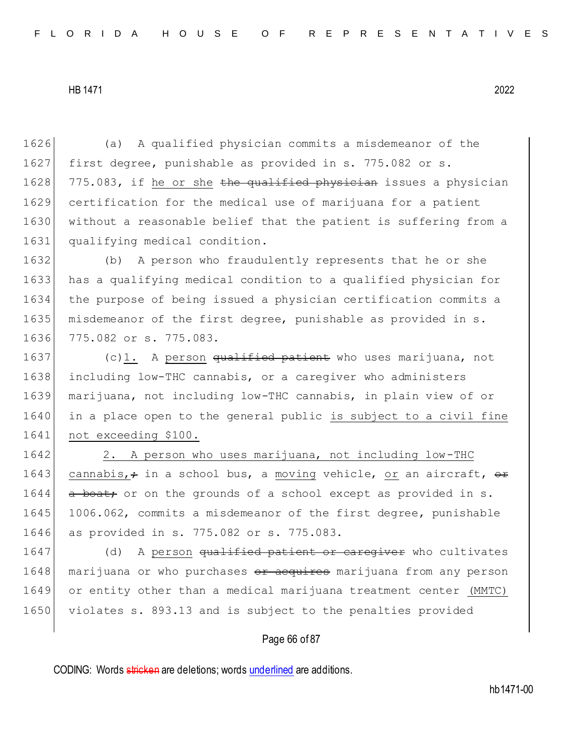1626 (a) A qualified physician commits a misdemeanor of the
1627 first degree, punishable as provided in s. 775.082 or s.
1628 775.083, if he or she ~~the qualified physician~~ issues a physician
1629 certification for the medical use of marijuana for a patient
1630 without a reasonable belief that the patient is suffering from a
1631 qualifying medical condition.
1632 (b) A person who fraudulently represents that he or she
1633 has a qualifying medical condition to a qualified physician for
1634 the purpose of being issued a physician certification commits a
1635 misdemeanor of the first degree, punishable as provided in s.
1636 775.082 or s. 775.083.
1637 (c)1. A person ~~qualified patient~~ who uses marijuana, not
1638 including low-THC cannabis, or a caregiver who administers
1639 marijuana, not including low-THC cannabis, in plain view of or
1640 in a place open to the general public is subject to a civil fine
1641 not exceeding $100.
1642 2. A person who uses marijuana, not including low-THC
1643 cannabis, ~~;~~ in a school bus, a moving vehicle, or an aircraft, ~~or~~
1644 ~~a boat;~~ or on the grounds of a school except as provided in s.
1645 1006.062, commits a misdemeanor of the first degree, punishable
1646 as provided in s. 775.082 or s. 775.083.
1647 (d) A person ~~qualified patient or caregiver~~ who cultivates
1648 marijuana or who purchases ~~or acquires~~ marijuana from any person
1649 or entity other than a medical marijuana treatment center (MMTC)
1650 violates s. 893.13 and is subject to the penalties provided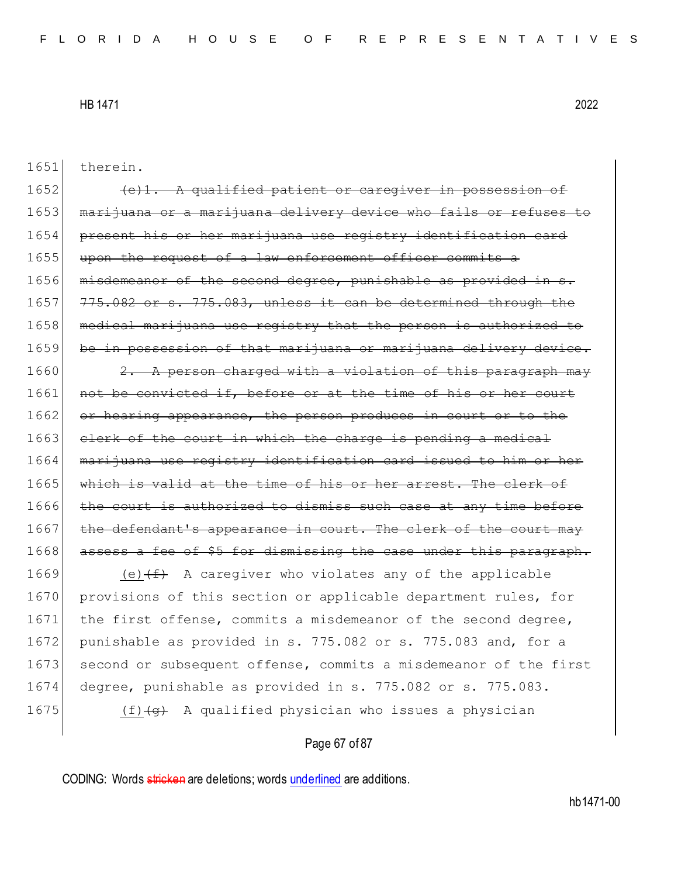therein.

~~(e)1. A qualified patient or caregiver in possession of marijuana or a marijuana delivery device who fails or refuses to present his or her marijuana use registry identification card upon the request of a law enforcement officer commits a misdemeanor of the second degree, punishable as provided in s. 775.082 or s. 775.083, unless it can be determined through the medical marijuana use registry that the person is authorized to be in possession of that marijuana or marijuana delivery device.~~

~~2. A person charged with a violation of this paragraph may not be convicted if, before or at the time of his or her court or hearing appearance, the person produces in court or to the clerk of the court in which the charge is pending a medical marijuana use registry identification card issued to him or her which is valid at the time of his or her arrest. The clerk of the court is authorized to dismiss such case at any time before the defendant's appearance in court. The clerk of the court may assess a fee of $5 for dismissing the case under this paragraph.~~

<u>(e)</u>~~(f)~~ A caregiver who violates any of the applicable provisions of this section or applicable department rules, for the first offense, commits a misdemeanor of the second degree, punishable as provided in s. 775.082 or s. 775.083 and, for a second or subsequent offense, commits a misdemeanor of the first degree, punishable as provided in s. 775.082 or s. 775.083.

<u>(f)</u>~~(g)~~ A qualified physician who issues a physician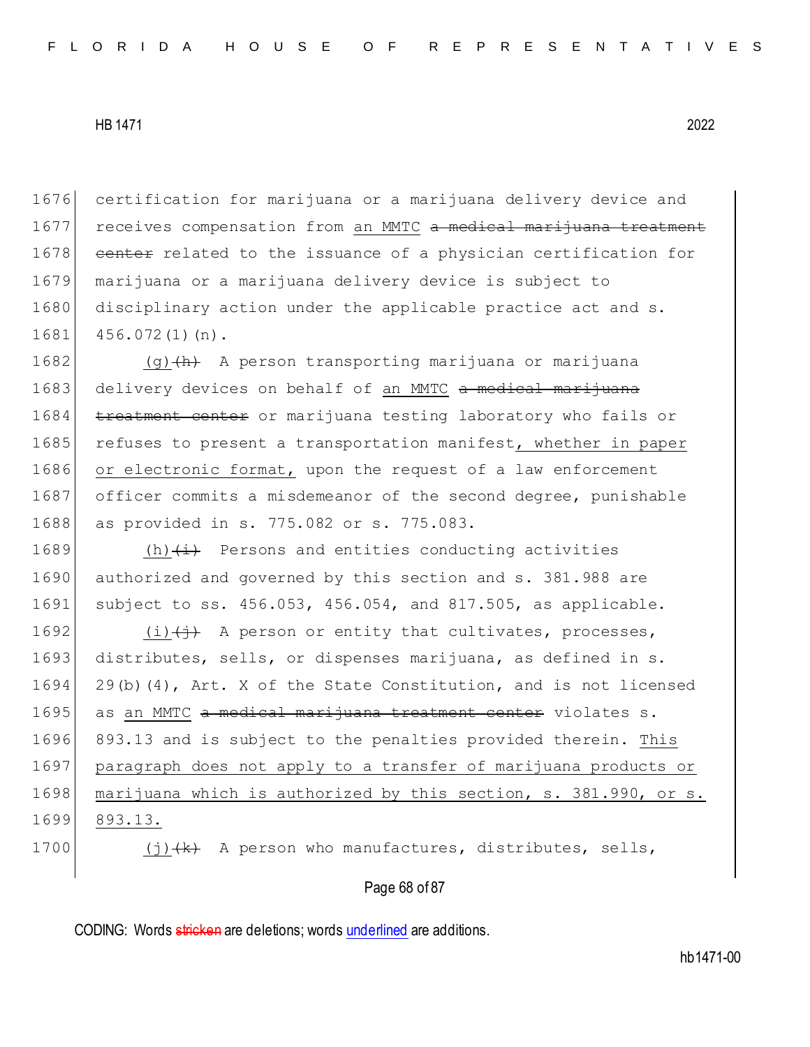certification for marijuana or a marijuana delivery device and receives compensation from an MMTC ~~a medical marijuana treatment center~~ related to the issuance of a physician certification for marijuana or a marijuana delivery device is subject to disciplinary action under the applicable practice act and s. 456.072(1)(n).

(g)~~(h)~~ A person transporting marijuana or marijuana delivery devices on behalf of an MMTC ~~a medical marijuana treatment center~~ or marijuana testing laboratory who fails or refuses to present a transportation manifest, whether in paper or electronic format, upon the request of a law enforcement officer commits a misdemeanor of the second degree, punishable as provided in s. 775.082 or s. 775.083.

(h)~~(i)~~ Persons and entities conducting activities authorized and governed by this section and s. 381.988 are subject to ss. 456.053, 456.054, and 817.505, as applicable.

(i)~~(j)~~ A person or entity that cultivates, processes, distributes, sells, or dispenses marijuana, as defined in s. 29(b)(4), Art. X of the State Constitution, and is not licensed as an MMTC ~~a medical marijuana treatment center~~ violates s. 893.13 and is subject to the penalties provided therein. This paragraph does not apply to a transfer of marijuana products or marijuana which is authorized by this section, s. 381.990, or s. 893.13.

(j)~~(k)~~ A person who manufactures, distributes, sells,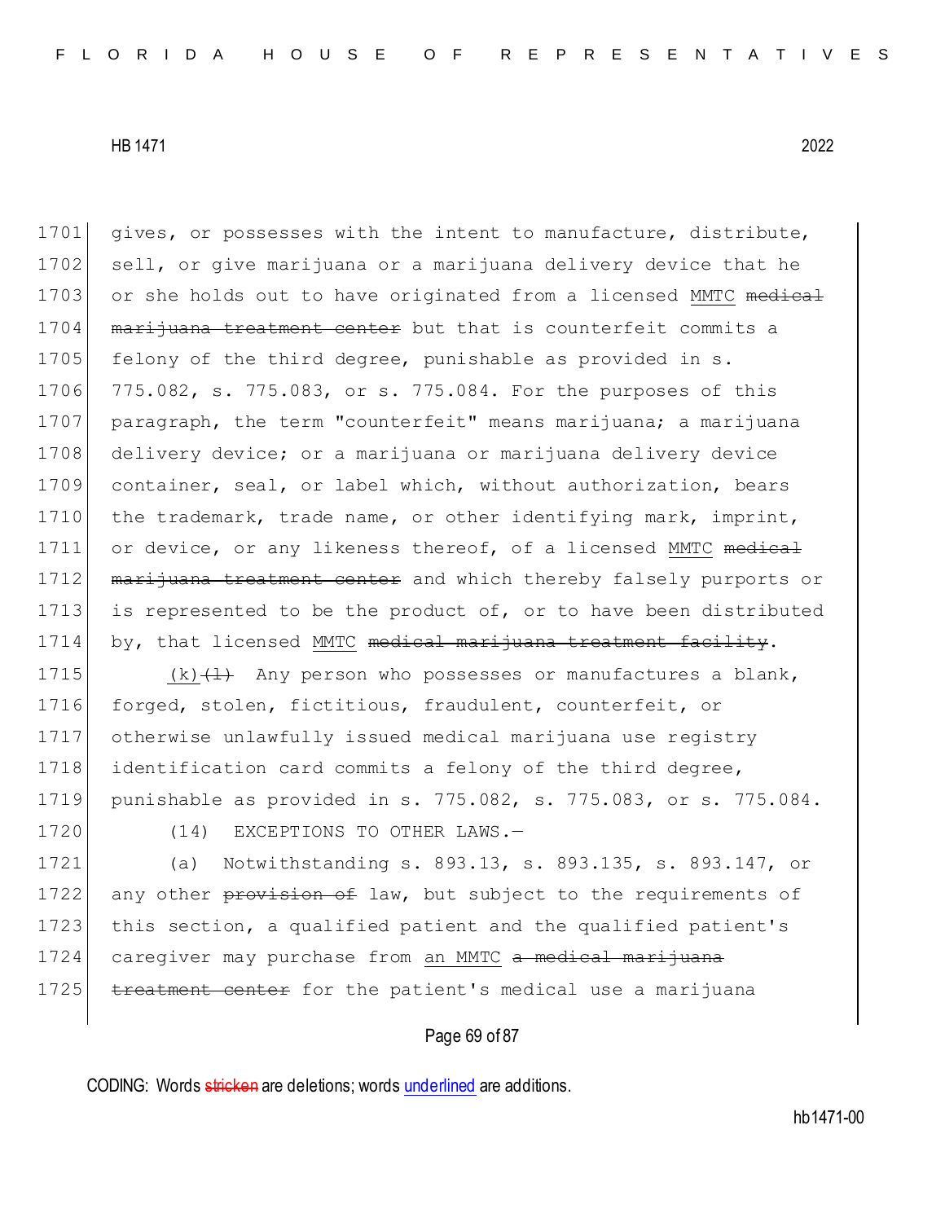gives, or possesses with the intent to manufacture, distribute, sell, or give marijuana or a marijuana delivery device that he or she holds out to have originated from a licensed MMTC ~~medical marijuana treatment center~~ but that is counterfeit commits a felony of the third degree, punishable as provided in s. 775.082, s. 775.083, or s. 775.084. For the purposes of this paragraph, the term "counterfeit" means marijuana; a marijuana delivery device; or a marijuana or marijuana delivery device container, seal, or label which, without authorization, bears the trademark, trade name, or other identifying mark, imprint, or device, or any likeness thereof, of a licensed MMTC ~~medical marijuana treatment center~~ and which thereby falsely purports or is represented to be the product of, or to have been distributed by, that licensed MMTC ~~medical marijuana treatment facility~~.

(k)~~(l)~~ Any person who possesses or manufactures a blank, forged, stolen, fictitious, fraudulent, counterfeit, or otherwise unlawfully issued medical marijuana use registry identification card commits a felony of the third degree, punishable as provided in s. 775.082, s. 775.083, or s. 775.084.

(14) EXCEPTIONS TO OTHER LAWS.—

(a) Notwithstanding s. 893.13, s. 893.135, s. 893.147, or any other ~~provision of~~ law, but subject to the requirements of this section, a qualified patient and the qualified patient's caregiver may purchase from an MMTC ~~a medical marijuana treatment center~~ for the patient's medical use a marijuana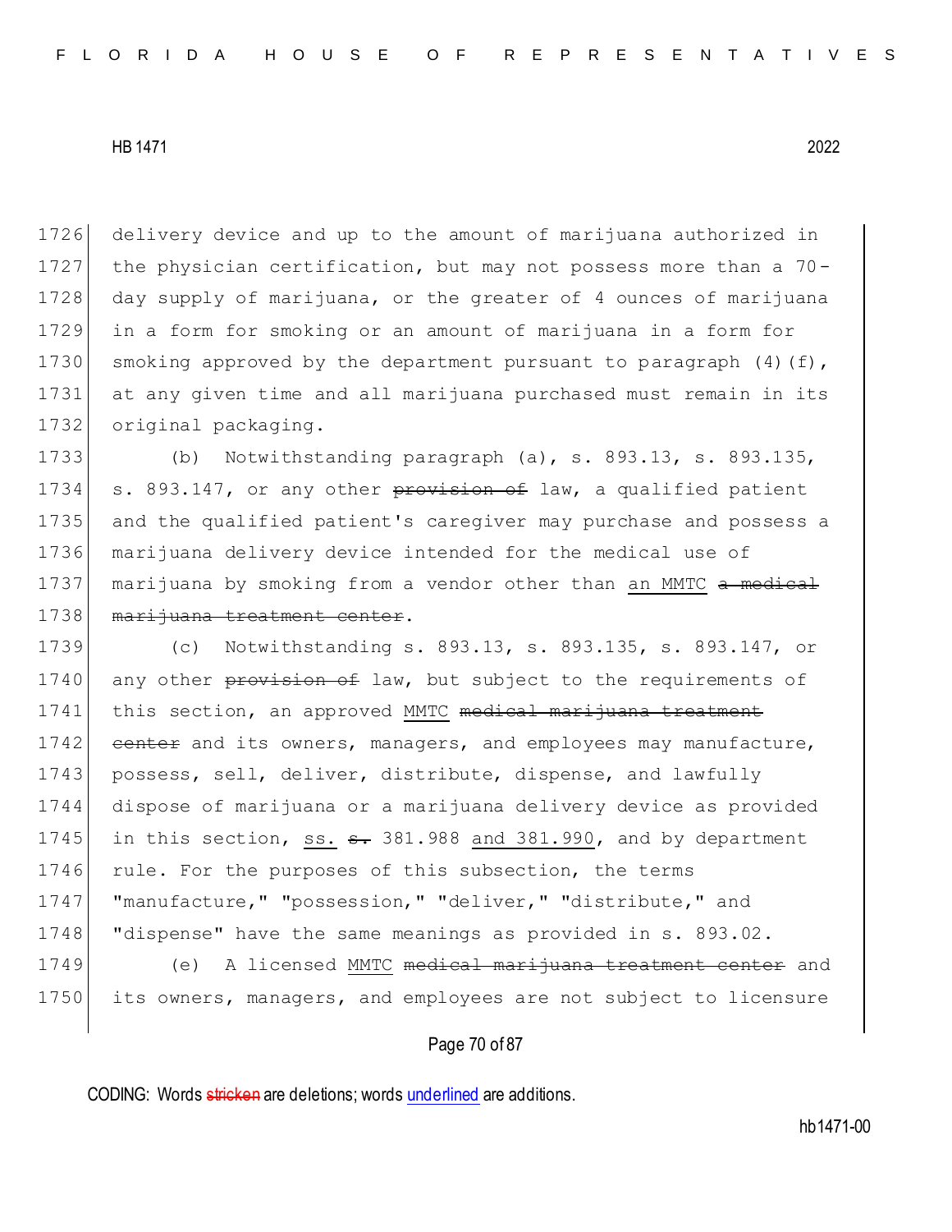delivery device and up to the amount of marijuana authorized in the physician certification, but may not possess more than a 70-day supply of marijuana, or the greater of 4 ounces of marijuana in a form for smoking or an amount of marijuana in a form for smoking approved by the department pursuant to paragraph (4)(f), at any given time and all marijuana purchased must remain in its original packaging.

(b) Notwithstanding paragraph (a), s. 893.13, s. 893.135, s. 893.147, or any other ~~provision of~~ law, a qualified patient and the qualified patient's caregiver may purchase and possess a marijuana delivery device intended for the medical use of marijuana by smoking from a vendor other than <u>an MMTC</u> ~~a medical marijuana treatment center~~.

(c) Notwithstanding s. 893.13, s. 893.135, s. 893.147, or any other ~~provision of~~ law, but subject to the requirements of this section, an approved <u>MMTC</u> ~~medical marijuana treatment center~~ and its owners, managers, and employees may manufacture, possess, sell, deliver, distribute, dispense, and lawfully dispose of marijuana or a marijuana delivery device as provided in this section, <u>ss.</u> ~~s.~~ 381.988 <u>and 381.990</u>, and by department rule. For the purposes of this subsection, the terms "manufacture," "possession," "deliver," "distribute," and "dispense" have the same meanings as provided in s. 893.02.

(e) A licensed <u>MMTC</u> ~~medical marijuana treatment center~~ and its owners, managers, and employees are not subject to licensure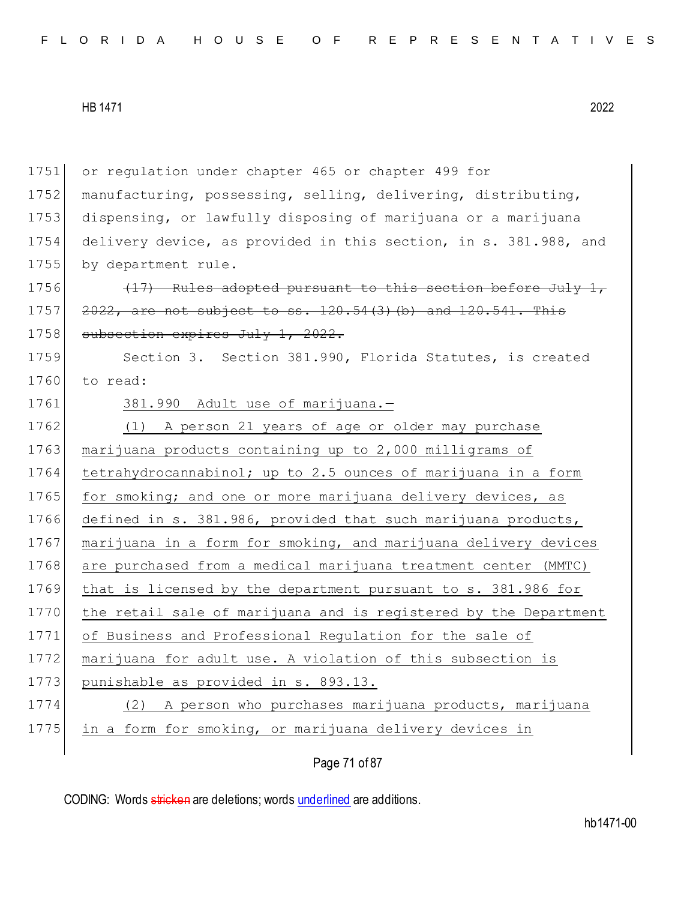or regulation under chapter 465 or chapter 499 for manufacturing, possessing, selling, delivering, distributing, dispensing, or lawfully disposing of marijuana or a marijuana delivery device, as provided in this section, in s. 381.988, and by department rule.

~~(17) Rules adopted pursuant to this section before July 1, 2022, are not subject to ss. 120.54(3)(b) and 120.541. This subsection expires July 1, 2022.~~

Section 3. Section 381.990, Florida Statutes, is created to read:

381.990 Adult use of marijuana.—

(1) A person 21 years of age or older may purchase marijuana products containing up to 2,000 milligrams of tetrahydrocannabinol; up to 2.5 ounces of marijuana in a form for smoking; and one or more marijuana delivery devices, as defined in s. 381.986, provided that such marijuana products, marijuana in a form for smoking, and marijuana delivery devices are purchased from a medical marijuana treatment center (MMTC) that is licensed by the department pursuant to s. 381.986 for the retail sale of marijuana and is registered by the Department of Business and Professional Regulation for the sale of marijuana for adult use. A violation of this subsection is punishable as provided in s. 893.13.

(2) A person who purchases marijuana products, marijuana in a form for smoking, or marijuana delivery devices in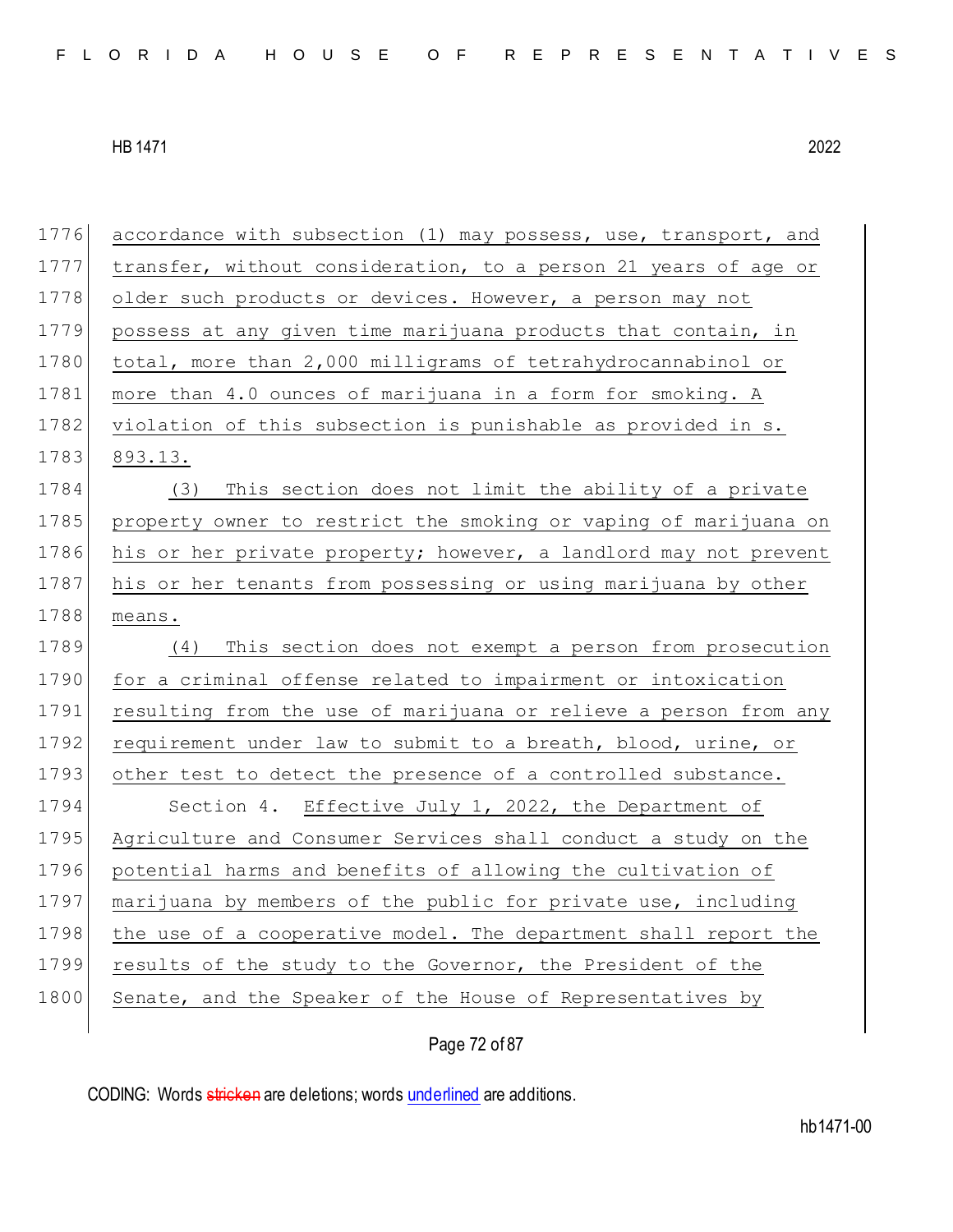accordance with subsection (1) may possess, use, transport, and transfer, without consideration, to a person 21 years of age or older such products or devices. However, a person may not possess at any given time marijuana products that contain, in total, more than 2,000 milligrams of tetrahydrocannabinol or more than 4.0 ounces of marijuana in a form for smoking. A violation of this subsection is punishable as provided in s. 893.13.

(3) This section does not limit the ability of a private property owner to restrict the smoking or vaping of marijuana on his or her private property; however, a landlord may not prevent his or her tenants from possessing or using marijuana by other means.

(4) This section does not exempt a person from prosecution for a criminal offense related to impairment or intoxication resulting from the use of marijuana or relieve a person from any requirement under law to submit to a breath, blood, urine, or other test to detect the presence of a controlled substance.

Section 4. Effective July 1, 2022, the Department of Agriculture and Consumer Services shall conduct a study on the potential harms and benefits of allowing the cultivation of marijuana by members of the public for private use, including the use of a cooperative model. The department shall report the results of the study to the Governor, the President of the Senate, and the Speaker of the House of Representatives by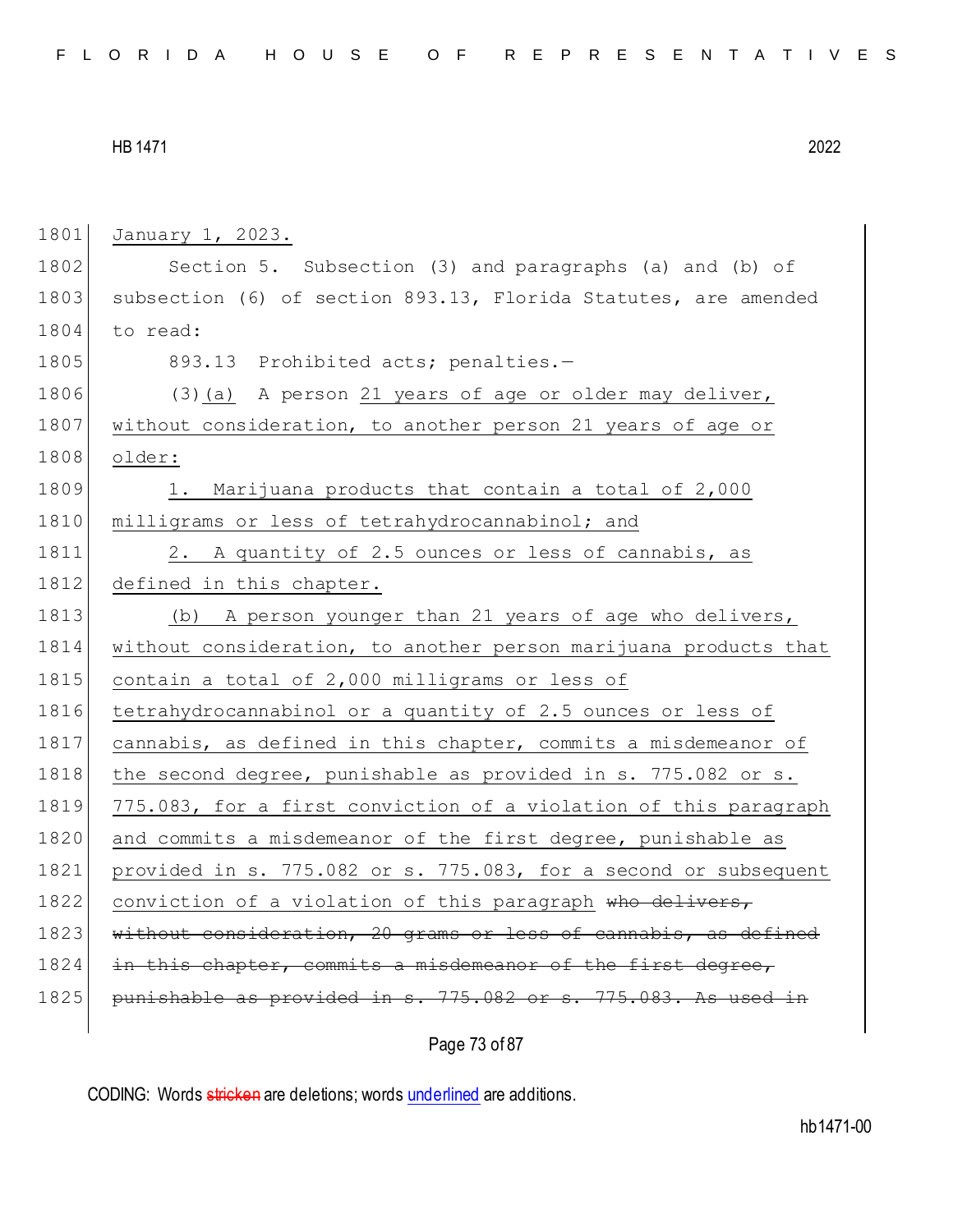January 1, 2023.

Section 5. Subsection (3) and paragraphs (a) and (b) of subsection (6) of section 893.13, Florida Statutes, are amended to read:

893.13 Prohibited acts; penalties.—

(3)(a) A person 21 years of age or older may deliver, without consideration, to another person 21 years of age or older:

1. Marijuana products that contain a total of 2,000 milligrams or less of tetrahydrocannabinol; and

2. A quantity of 2.5 ounces or less of cannabis, as defined in this chapter.

(b) A person younger than 21 years of age who delivers, without consideration, to another person marijuana products that contain a total of 2,000 milligrams or less of tetrahydrocannabinol or a quantity of 2.5 ounces or less of cannabis, as defined in this chapter, commits a misdemeanor of the second degree, punishable as provided in s. 775.082 or s. 775.083, for a first conviction of a violation of this paragraph and commits a misdemeanor of the first degree, punishable as provided in s. 775.082 or s. 775.083, for a second or subsequent conviction of a violation of this paragraph ~~who delivers, without consideration, 20 grams or less of cannabis, as defined in this chapter, commits a misdemeanor of the first degree, punishable as provided in s. 775.082 or s. 775.083. As used in~~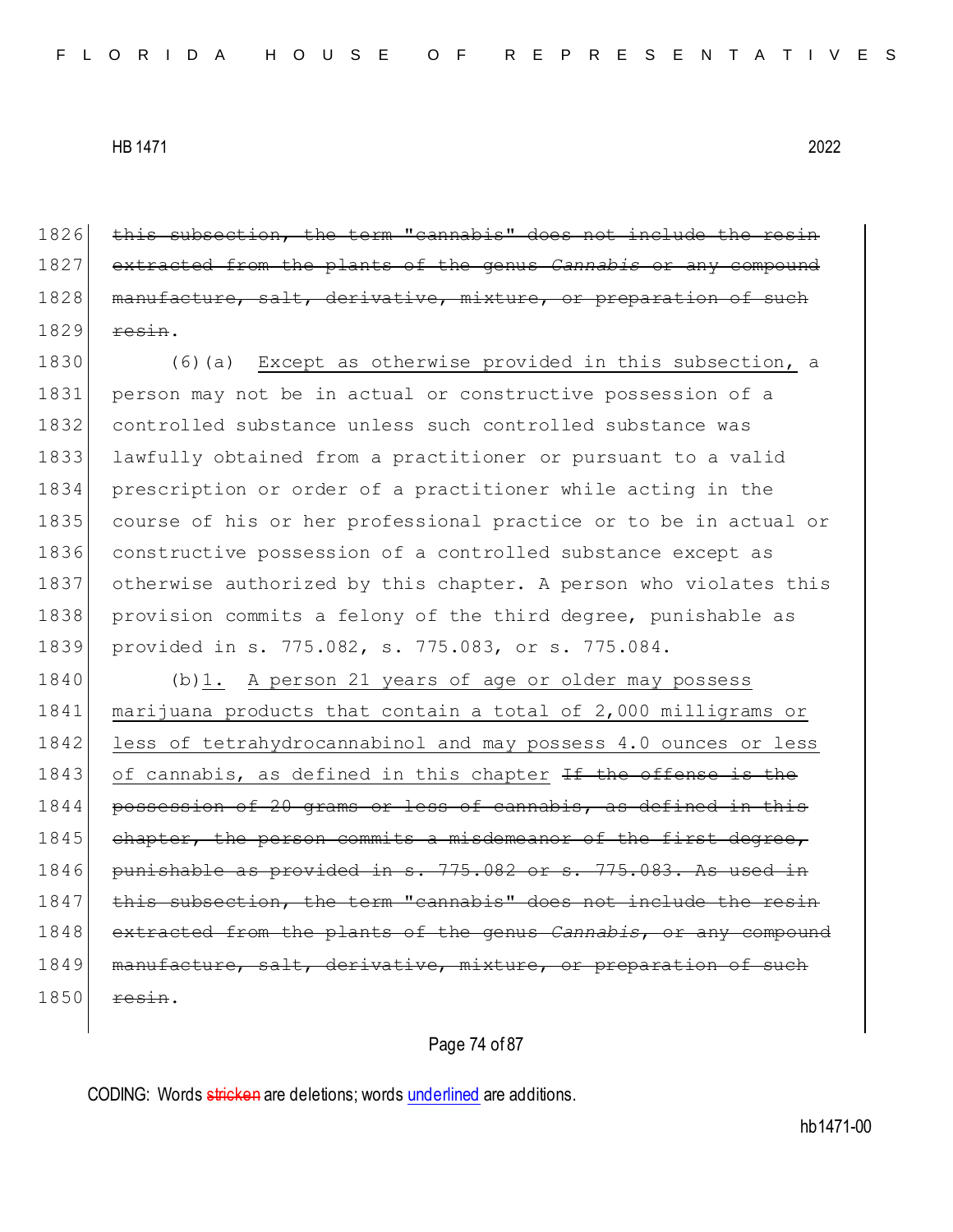~~this subsection, the term "cannabis" does not include the resin extracted from the plants of the genus *Cannabis* or any compound manufacture, salt, derivative, mixture, or preparation of such resin~~.

(6)(a) <u>Except as otherwise provided in this subsection,</u> a person may not be in actual or constructive possession of a controlled substance unless such controlled substance was lawfully obtained from a practitioner or pursuant to a valid prescription or order of a practitioner while acting in the course of his or her professional practice or to be in actual or constructive possession of a controlled substance except as otherwise authorized by this chapter. A person who violates this provision commits a felony of the third degree, punishable as provided in s. 775.082, s. 775.083, or s. 775.084.

(b)<u>1. A person 21 years of age or older may possess marijuana products that contain a total of 2,000 milligrams or less of tetrahydrocannabinol and may possess 4.0 ounces or less of cannabis, as defined in this chapter</u> ~~If the offense is the possession of 20 grams or less of cannabis, as defined in this chapter, the person commits a misdemeanor of the first degree, punishable as provided in s. 775.082 or s. 775.083. As used in this subsection, the term "cannabis" does not include the resin extracted from the plants of the genus *Cannabis*, or any compound manufacture, salt, derivative, mixture, or preparation of such resin~~.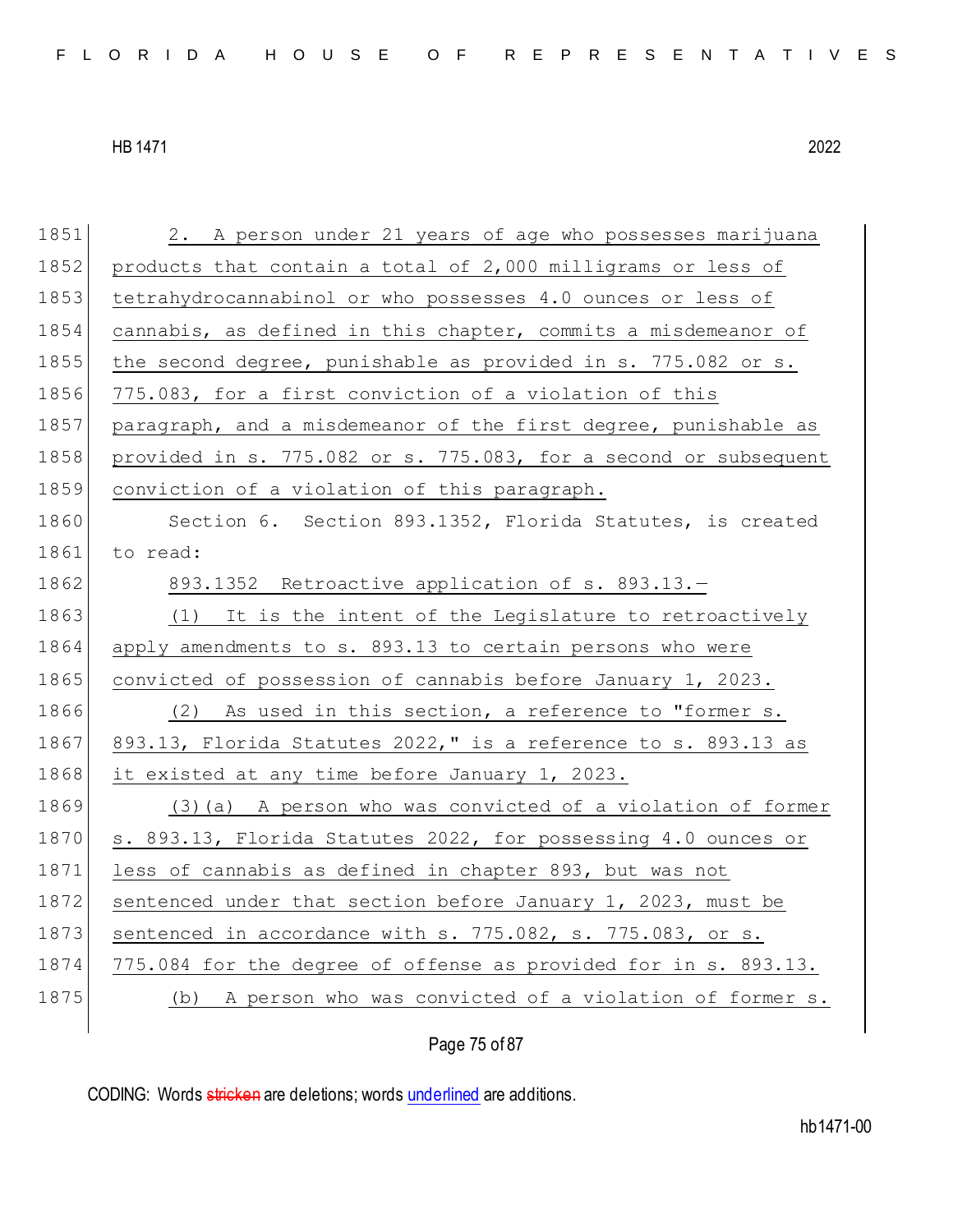2. A person under 21 years of age who possesses marijuana products that contain a total of 2,000 milligrams or less of tetrahydrocannabinol or who possesses 4.0 ounces or less of cannabis, as defined in this chapter, commits a misdemeanor of the second degree, punishable as provided in s. 775.082 or s. 775.083, for a first conviction of a violation of this paragraph, and a misdemeanor of the first degree, punishable as provided in s. 775.082 or s. 775.083, for a second or subsequent conviction of a violation of this paragraph.

Section 6. Section 893.1352, Florida Statutes, is created to read:

893.1352 Retroactive application of s. 893.13.—

(1) It is the intent of the Legislature to retroactively apply amendments to s. 893.13 to certain persons who were convicted of possession of cannabis before January 1, 2023.

(2) As used in this section, a reference to "former s. 893.13, Florida Statutes 2022," is a reference to s. 893.13 as it existed at any time before January 1, 2023.

(3)(a) A person who was convicted of a violation of former s. 893.13, Florida Statutes 2022, for possessing 4.0 ounces or less of cannabis as defined in chapter 893, but was not sentenced under that section before January 1, 2023, must be sentenced in accordance with s. 775.082, s. 775.083, or s. 775.084 for the degree of offense as provided for in s. 893.13.

(b) A person who was convicted of a violation of former s.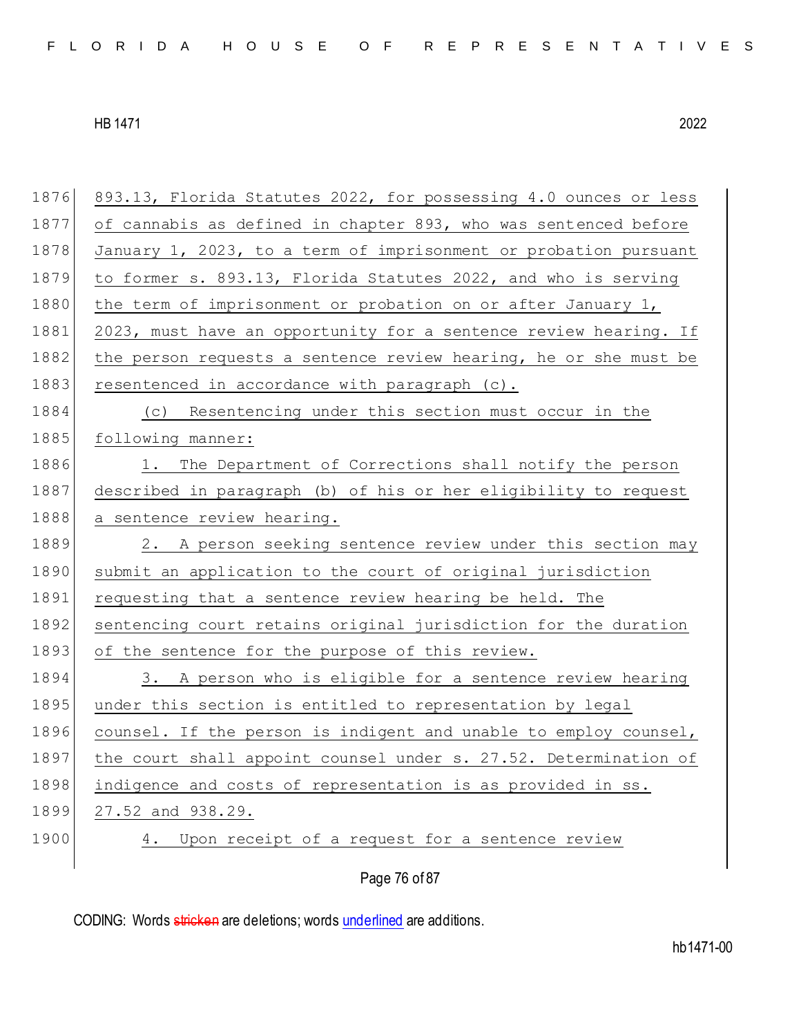893.13, Florida Statutes 2022, for possessing 4.0 ounces or less of cannabis as defined in chapter 893, who was sentenced before January 1, 2023, to a term of imprisonment or probation pursuant to former s. 893.13, Florida Statutes 2022, and who is serving the term of imprisonment or probation on or after January 1, 2023, must have an opportunity for a sentence review hearing. If the person requests a sentence review hearing, he or she must be resentenced in accordance with paragraph (c).

(c) Resentencing under this section must occur in the following manner:

1. The Department of Corrections shall notify the person described in paragraph (b) of his or her eligibility to request a sentence review hearing.

2. A person seeking sentence review under this section may submit an application to the court of original jurisdiction requesting that a sentence review hearing be held. The sentencing court retains original jurisdiction for the duration of the sentence for the purpose of this review.

3. A person who is eligible for a sentence review hearing under this section is entitled to representation by legal counsel. If the person is indigent and unable to employ counsel, the court shall appoint counsel under s. 27.52. Determination of indigence and costs of representation is as provided in ss. 27.52 and 938.29.

4. Upon receipt of a request for a sentence review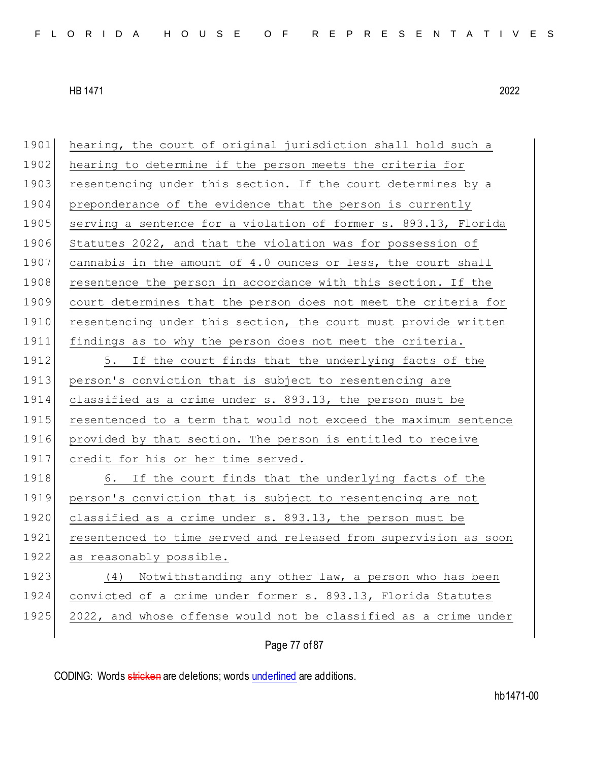hearing, the court of original jurisdiction shall hold such a hearing to determine if the person meets the criteria for resentencing under this section. If the court determines by a preponderance of the evidence that the person is currently serving a sentence for a violation of former s. 893.13, Florida Statutes 2022, and that the violation was for possession of cannabis in the amount of 4.0 ounces or less, the court shall resentence the person in accordance with this section. If the court determines that the person does not meet the criteria for resentencing under this section, the court must provide written findings as to why the person does not meet the criteria.

5. If the court finds that the underlying facts of the person's conviction that is subject to resentencing are classified as a crime under s. 893.13, the person must be resentenced to a term that would not exceed the maximum sentence provided by that section. The person is entitled to receive credit for his or her time served.

6. If the court finds that the underlying facts of the person's conviction that is subject to resentencing are not classified as a crime under s. 893.13, the person must be resentenced to time served and released from supervision as soon as reasonably possible.

(4) Notwithstanding any other law, a person who has been convicted of a crime under former s. 893.13, Florida Statutes 2022, and whose offense would not be classified as a crime under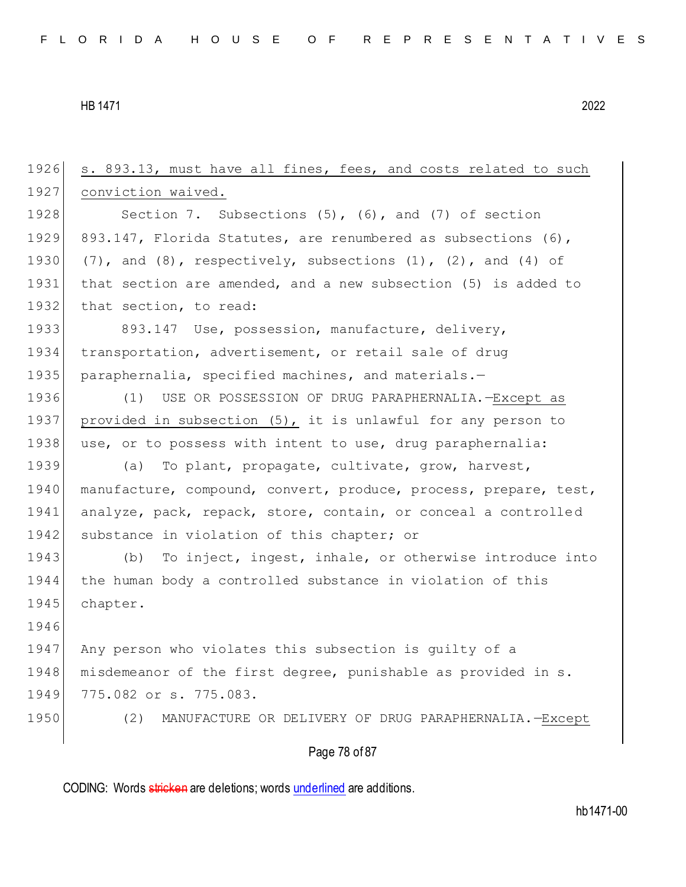s. 893.13, must have all fines, fees, and costs related to such conviction waived.

Section 7. Subsections (5), (6), and (7) of section 893.147, Florida Statutes, are renumbered as subsections (6), (7), and (8), respectively, subsections (1), (2), and (4) of that section are amended, and a new subsection (5) is added to that section, to read:

893.147 Use, possession, manufacture, delivery, transportation, advertisement, or retail sale of drug paraphernalia, specified machines, and materials.—

(1) USE OR POSSESSION OF DRUG PARAPHERNALIA.—Except as provided in subsection (5), it is unlawful for any person to use, or to possess with intent to use, drug paraphernalia:

(a) To plant, propagate, cultivate, grow, harvest, manufacture, compound, convert, produce, process, prepare, test, analyze, pack, repack, store, contain, or conceal a controlled substance in violation of this chapter; or

(b) To inject, ingest, inhale, or otherwise introduce into the human body a controlled substance in violation of this chapter.

Any person who violates this subsection is guilty of a misdemeanor of the first degree, punishable as provided in s. 775.082 or s. 775.083.

(2) MANUFACTURE OR DELIVERY OF DRUG PARAPHERNALIA.—Except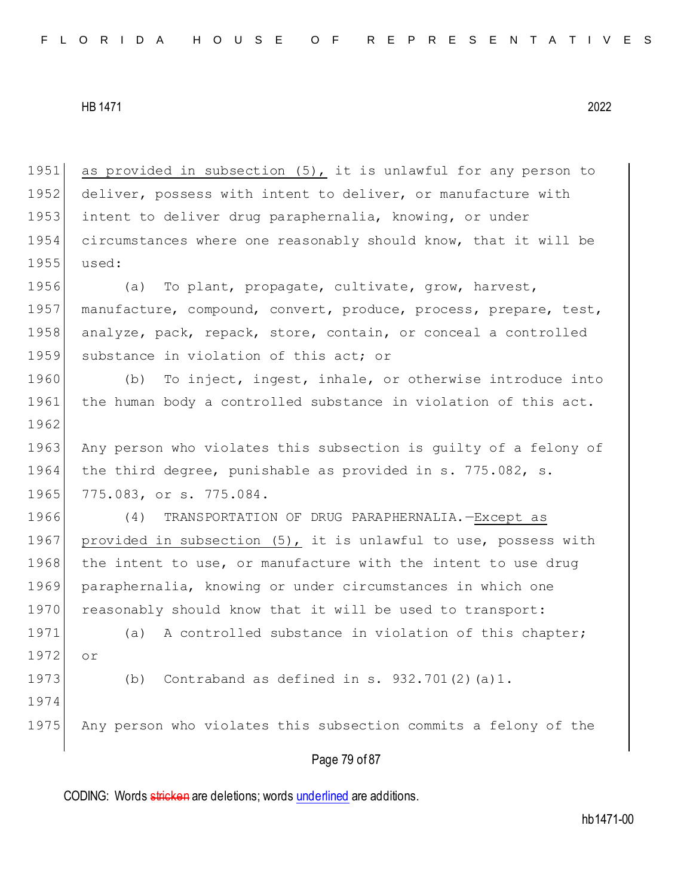as provided in subsection (5), it is unlawful for any person to deliver, possess with intent to deliver, or manufacture with intent to deliver drug paraphernalia, knowing, or under circumstances where one reasonably should know, that it will be used:

(a) To plant, propagate, cultivate, grow, harvest, manufacture, compound, convert, produce, process, prepare, test, analyze, pack, repack, store, contain, or conceal a controlled substance in violation of this act; or

(b) To inject, ingest, inhale, or otherwise introduce into the human body a controlled substance in violation of this act.

Any person who violates this subsection is guilty of a felony of the third degree, punishable as provided in s. 775.082, s. 775.083, or s. 775.084.

(4) TRANSPORTATION OF DRUG PARAPHERNALIA.—Except as provided in subsection (5), it is unlawful to use, possess with the intent to use, or manufacture with the intent to use drug paraphernalia, knowing or under circumstances in which one reasonably should know that it will be used to transport:

(a) A controlled substance in violation of this chapter; or

(b) Contraband as defined in s. 932.701(2)(a)1.

Any person who violates this subsection commits a felony of the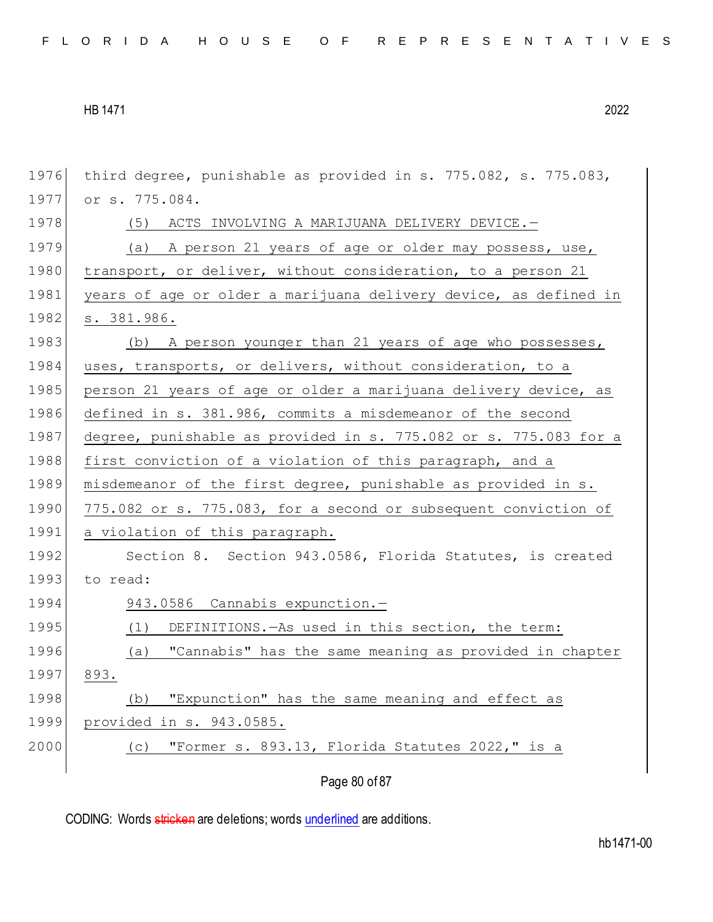third degree, punishable as provided in s. 775.082, s. 775.083, or s. 775.084.

(5) ACTS INVOLVING A MARIJUANA DELIVERY DEVICE.—

(a) A person 21 years of age or older may possess, use, transport, or deliver, without consideration, to a person 21 years of age or older a marijuana delivery device, as defined in s. 381.986.

(b) A person younger than 21 years of age who possesses, uses, transports, or delivers, without consideration, to a person 21 years of age or older a marijuana delivery device, as defined in s. 381.986, commits a misdemeanor of the second degree, punishable as provided in s. 775.082 or s. 775.083 for a first conviction of a violation of this paragraph, and a misdemeanor of the first degree, punishable as provided in s. 775.082 or s. 775.083, for a second or subsequent conviction of a violation of this paragraph.

Section 8. Section 943.0586, Florida Statutes, is created to read:

943.0586 Cannabis expunction.—

(1) DEFINITIONS.—As used in this section, the term:

(a) "Cannabis" has the same meaning as provided in chapter 893.

(b) "Expunction" has the same meaning and effect as provided in s. 943.0585.

(c) "Former s. 893.13, Florida Statutes 2022," is a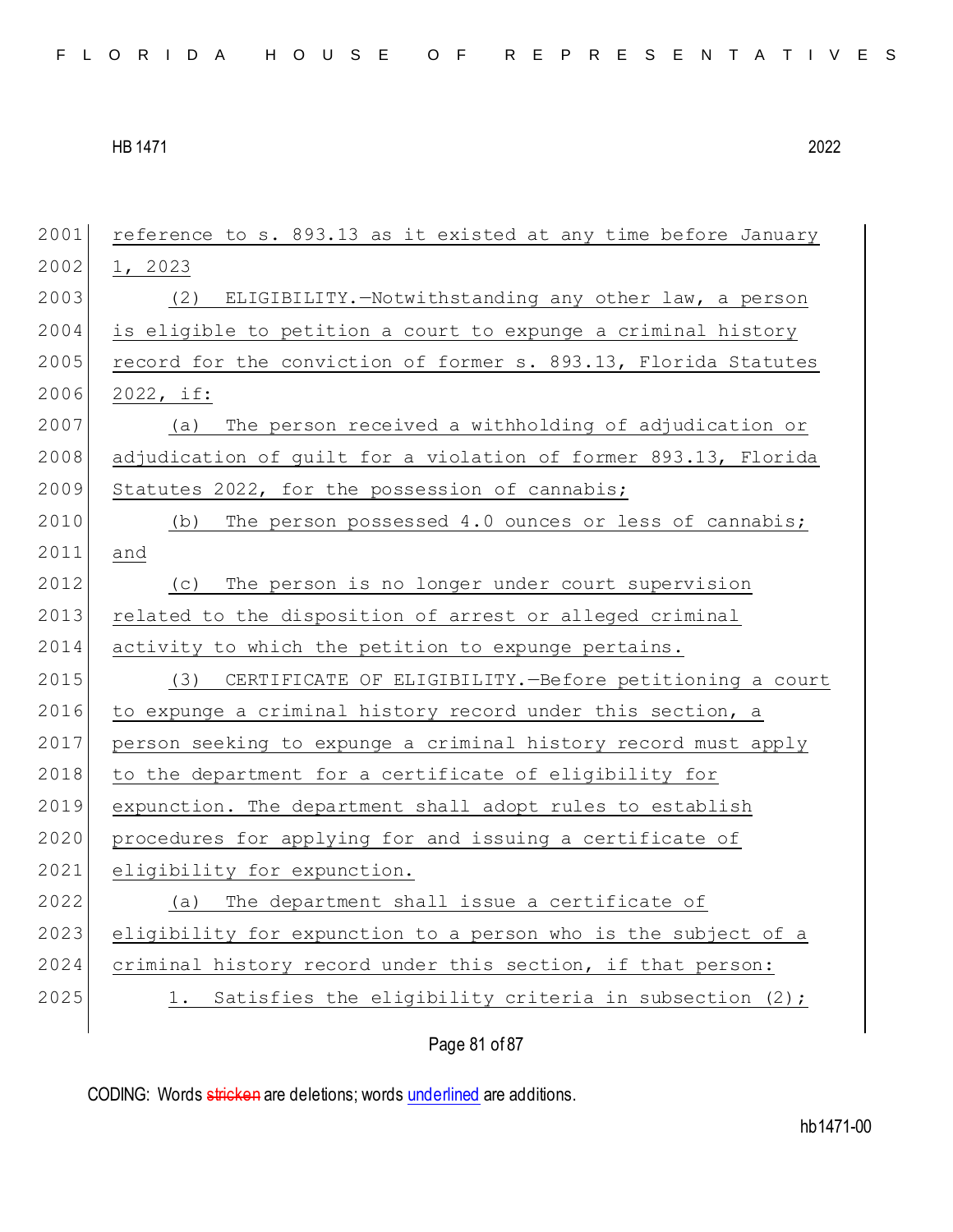reference to s. 893.13 as it existed at any time before January 1, 2023

(2) ELIGIBILITY.—Notwithstanding any other law, a person is eligible to petition a court to expunge a criminal history record for the conviction of former s. 893.13, Florida Statutes 2022, if:

(a) The person received a withholding of adjudication or adjudication of guilt for a violation of former 893.13, Florida Statutes 2022, for the possession of cannabis;

(b) The person possessed 4.0 ounces or less of cannabis; and

(c) The person is no longer under court supervision related to the disposition of arrest or alleged criminal activity to which the petition to expunge pertains.

(3) CERTIFICATE OF ELIGIBILITY.—Before petitioning a court to expunge a criminal history record under this section, a person seeking to expunge a criminal history record must apply to the department for a certificate of eligibility for expunction. The department shall adopt rules to establish procedures for applying for and issuing a certificate of eligibility for expunction.

(a) The department shall issue a certificate of eligibility for expunction to a person who is the subject of a criminal history record under this section, if that person:

1. Satisfies the eligibility criteria in subsection (2);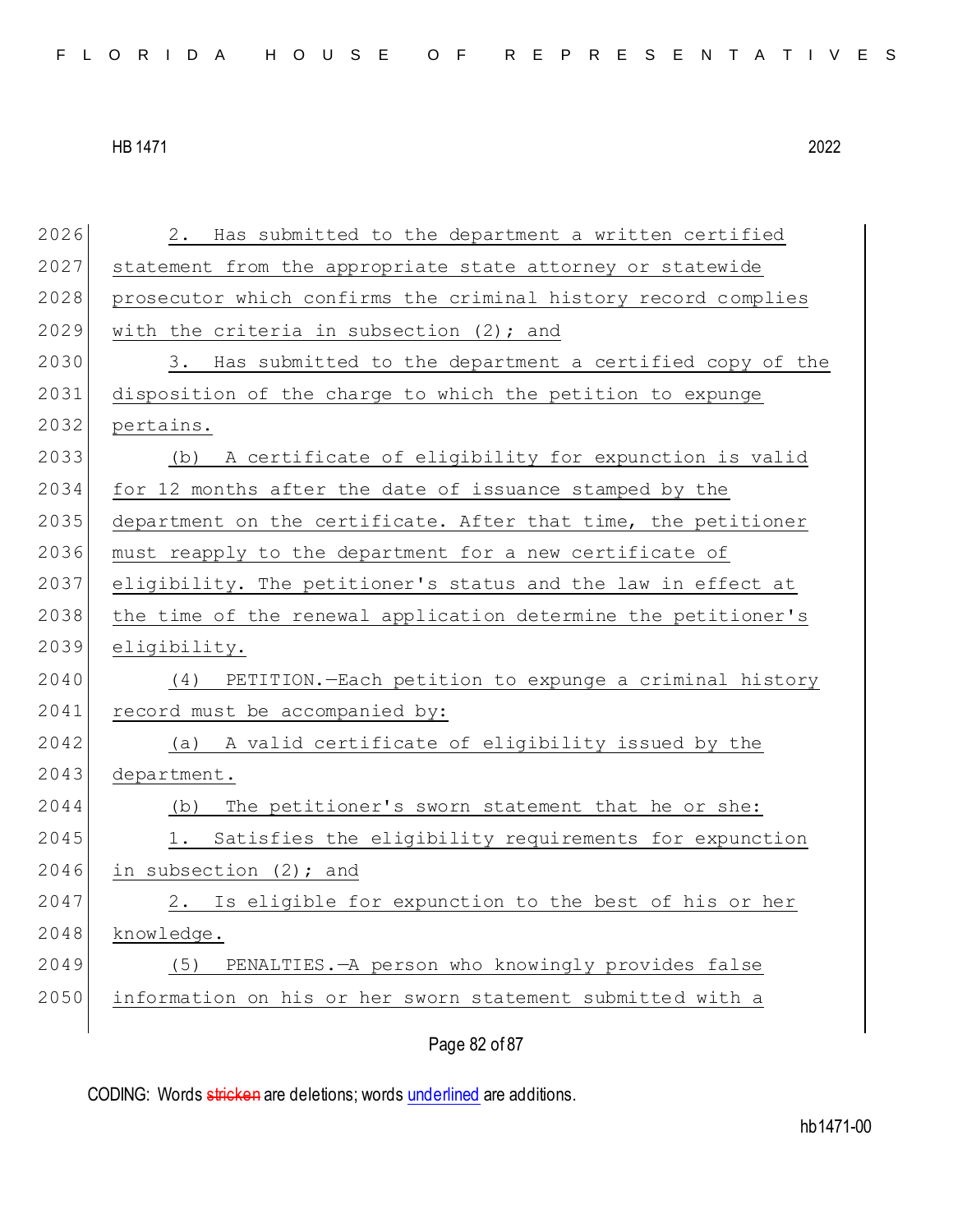2\. Has submitted to the department a written certified statement from the appropriate state attorney or statewide prosecutor which confirms the criminal history record complies with the criteria in subsection (2); and

3\. Has submitted to the department a certified copy of the disposition of the charge to which the petition to expunge pertains.

(b) A certificate of eligibility for expunction is valid for 12 months after the date of issuance stamped by the department on the certificate. After that time, the petitioner must reapply to the department for a new certificate of eligibility. The petitioner's status and the law in effect at the time of the renewal application determine the petitioner's eligibility.

(4) PETITION.—Each petition to expunge a criminal history record must be accompanied by:

(a) A valid certificate of eligibility issued by the department.

(b) The petitioner's sworn statement that he or she:

1\. Satisfies the eligibility requirements for expunction in subsection (2); and

2\. Is eligible for expunction to the best of his or her knowledge.

(5) PENALTIES.—A person who knowingly provides false information on his or her sworn statement submitted with a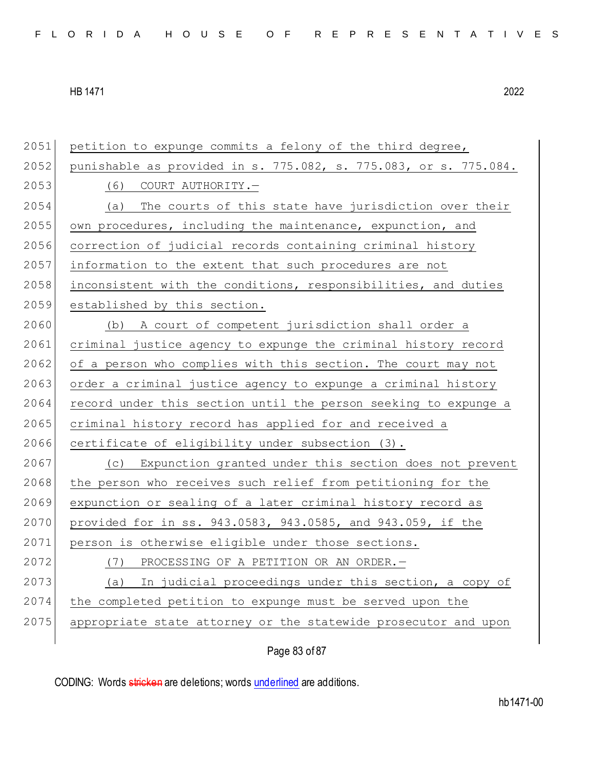petition to expunge commits a felony of the third degree, punishable as provided in s. 775.082, s. 775.083, or s. 775.084.

(6) COURT AUTHORITY.—

(a) The courts of this state have jurisdiction over their own procedures, including the maintenance, expunction, and correction of judicial records containing criminal history information to the extent that such procedures are not inconsistent with the conditions, responsibilities, and duties established by this section.

(b) A court of competent jurisdiction shall order a criminal justice agency to expunge the criminal history record of a person who complies with this section. The court may not order a criminal justice agency to expunge a criminal history record under this section until the person seeking to expunge a criminal history record has applied for and received a certificate of eligibility under subsection (3).

(c) Expunction granted under this section does not prevent the person who receives such relief from petitioning for the expunction or sealing of a later criminal history record as provided for in ss. 943.0583, 943.0585, and 943.059, if the person is otherwise eligible under those sections.

(7) PROCESSING OF A PETITION OR AN ORDER.—

(a) In judicial proceedings under this section, a copy of the completed petition to expunge must be served upon the appropriate state attorney or the statewide prosecutor and upon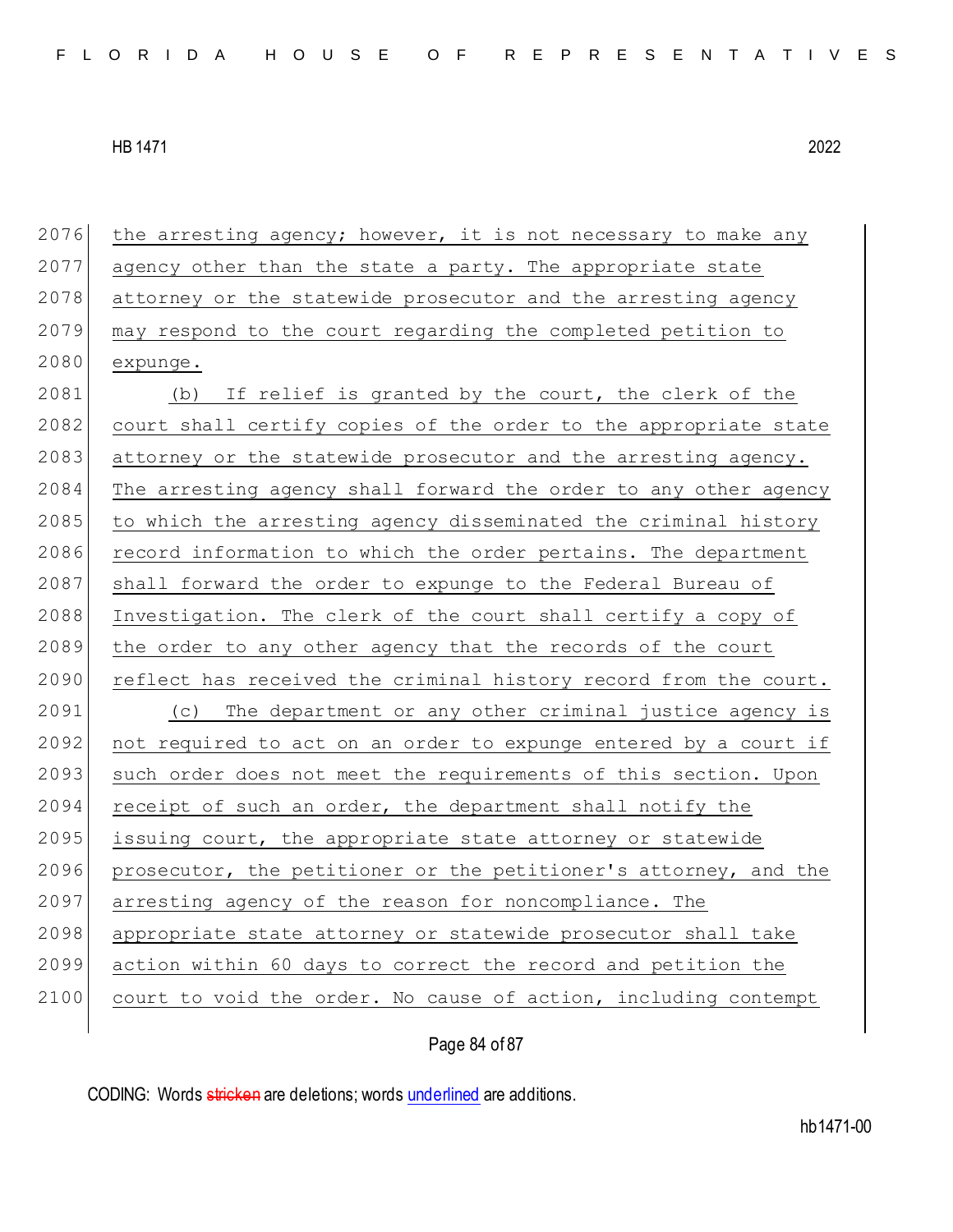the arresting agency; however, it is not necessary to make any agency other than the state a party. The appropriate state attorney or the statewide prosecutor and the arresting agency may respond to the court regarding the completed petition to expunge.

(b) If relief is granted by the court, the clerk of the court shall certify copies of the order to the appropriate state attorney or the statewide prosecutor and the arresting agency. The arresting agency shall forward the order to any other agency to which the arresting agency disseminated the criminal history record information to which the order pertains. The department shall forward the order to expunge to the Federal Bureau of Investigation. The clerk of the court shall certify a copy of the order to any other agency that the records of the court reflect has received the criminal history record from the court.

(c) The department or any other criminal justice agency is not required to act on an order to expunge entered by a court if such order does not meet the requirements of this section. Upon receipt of such an order, the department shall notify the issuing court, the appropriate state attorney or statewide prosecutor, the petitioner or the petitioner's attorney, and the arresting agency of the reason for noncompliance. The appropriate state attorney or statewide prosecutor shall take action within 60 days to correct the record and petition the court to void the order. No cause of action, including contempt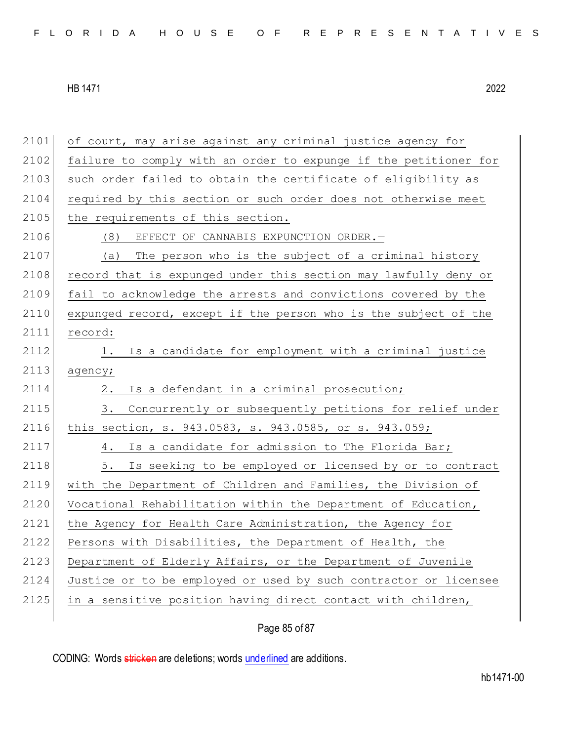of court, may arise against any criminal justice agency for failure to comply with an order to expunge if the petitioner for such order failed to obtain the certificate of eligibility as required by this section or such order does not otherwise meet the requirements of this section.

(8) EFFECT OF CANNABIS EXPUNCTION ORDER.—

(a) The person who is the subject of a criminal history record that is expunged under this section may lawfully deny or fail to acknowledge the arrests and convictions covered by the expunged record, except if the person who is the subject of the record:

1. Is a candidate for employment with a criminal justice agency;

2. Is a defendant in a criminal prosecution;

3. Concurrently or subsequently petitions for relief under this section, s. 943.0583, s. 943.0585, or s. 943.059;

4. Is a candidate for admission to The Florida Bar;

5. Is seeking to be employed or licensed by or to contract with the Department of Children and Families, the Division of Vocational Rehabilitation within the Department of Education, the Agency for Health Care Administration, the Agency for Persons with Disabilities, the Department of Health, the Department of Elderly Affairs, or the Department of Juvenile Justice or to be employed or used by such contractor or licensee in a sensitive position having direct contact with children,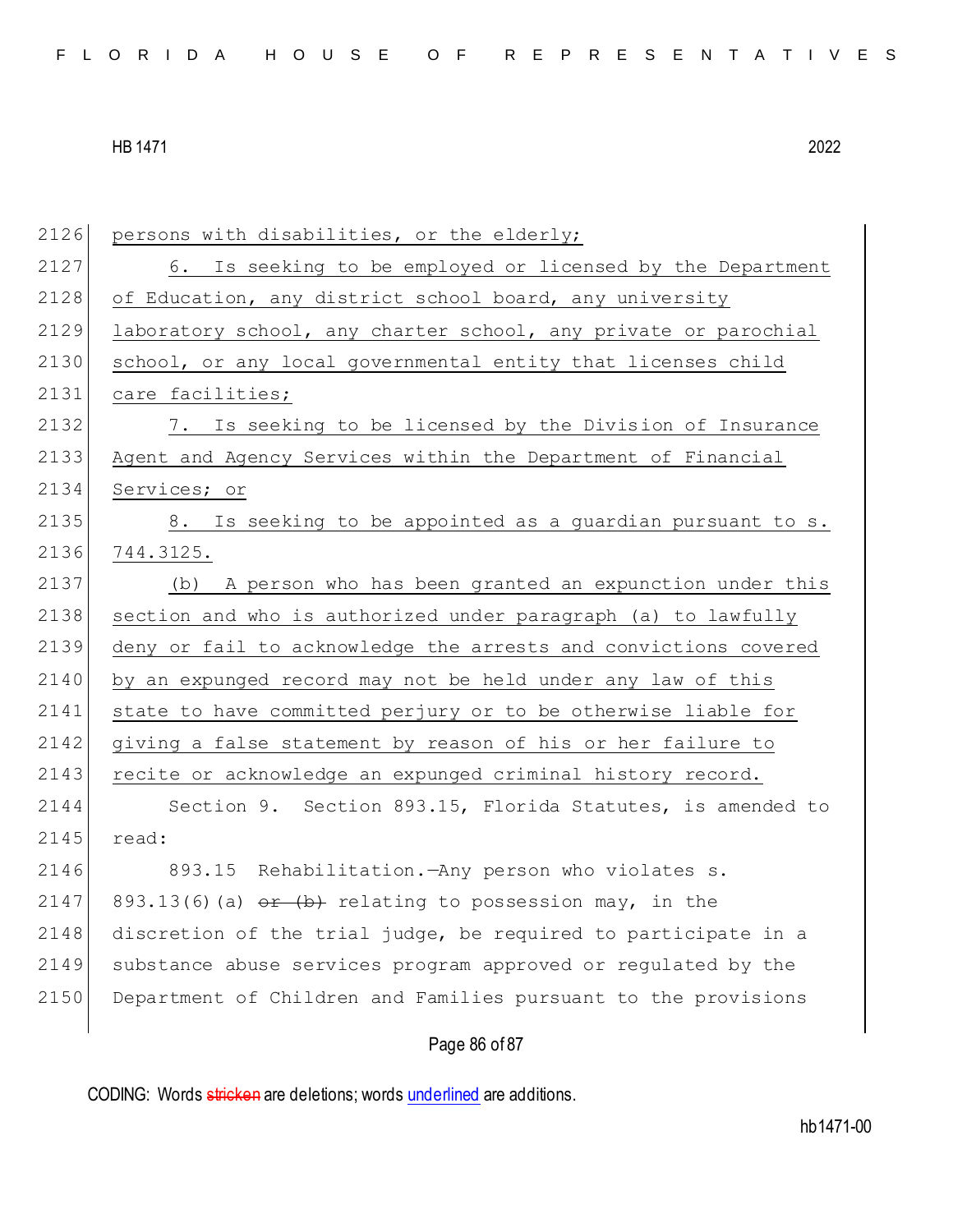persons with disabilities, or the elderly;

6. Is seeking to be employed or licensed by the Department of Education, any district school board, any university laboratory school, any charter school, any private or parochial school, or any local governmental entity that licenses child care facilities;

7. Is seeking to be licensed by the Division of Insurance Agent and Agency Services within the Department of Financial Services; or

8. Is seeking to be appointed as a guardian pursuant to s. 744.3125.

(b) A person who has been granted an expunction under this section and who is authorized under paragraph (a) to lawfully deny or fail to acknowledge the arrests and convictions covered by an expunged record may not be held under any law of this state to have committed perjury or to be otherwise liable for giving a false statement by reason of his or her failure to recite or acknowledge an expunged criminal history record.

Section 9. Section 893.15, Florida Statutes, is amended to read:

893.15 Rehabilitation.—Any person who violates s. 893.13(6)(a) ~~or (b)~~ relating to possession may, in the discretion of the trial judge, be required to participate in a substance abuse services program approved or regulated by the Department of Children and Families pursuant to the provisions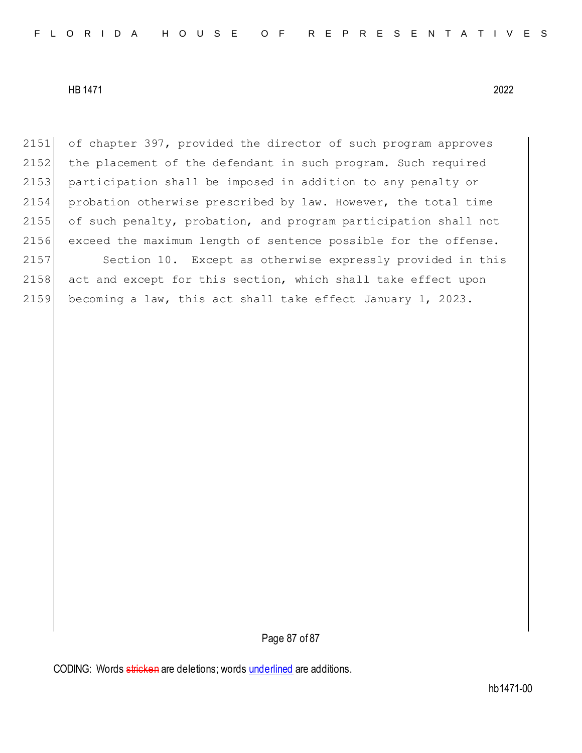of chapter 397, provided the director of such program approves the placement of the defendant in such program. Such required participation shall be imposed in addition to any penalty or probation otherwise prescribed by law. However, the total time of such penalty, probation, and program participation shall not exceed the maximum length of sentence possible for the offense.

Section 10. Except as otherwise expressly provided in this act and except for this section, which shall take effect upon becoming a law, this act shall take effect January 1, 2023.